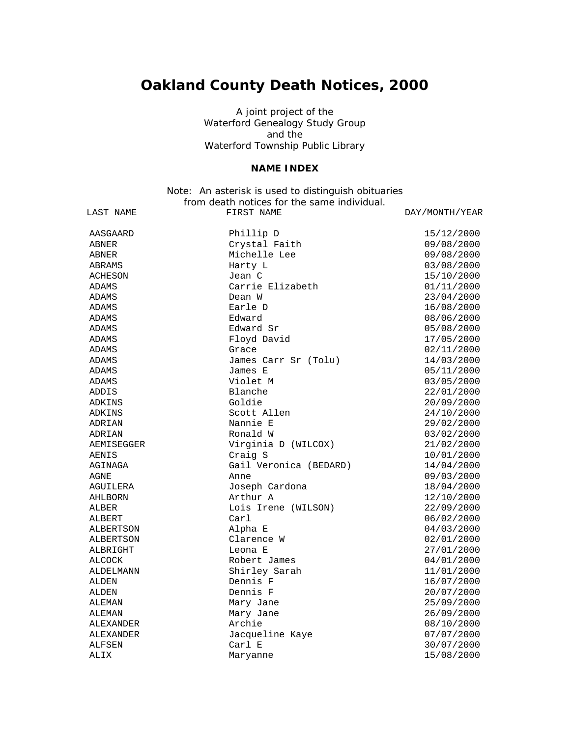# Oakland County Death Notices, 2000

A joint project of the
Waterford Genealogy Study Group
and the
Waterford Township Public Library

**NAME INDEX**

Note: An asterisk is used to distinguish obituaries from death notices for the same individual.

| LAST NAME | FIRST NAME | DAY/MONTH/YEAR |
|---|---|---|
| AASGAARD | Phillip D | 15/12/2000 |
| ABNER | Crystal Faith | 09/08/2000 |
| ABNER | Michelle Lee | 09/08/2000 |
| ABRAMS | Harty L | 03/08/2000 |
| ACHESON | Jean C | 15/10/2000 |
| ADAMS | Carrie Elizabeth | 01/11/2000 |
| ADAMS | Dean W | 23/04/2000 |
| ADAMS | Earle D | 16/08/2000 |
| ADAMS | Edward | 08/06/2000 |
| ADAMS | Edward Sr | 05/08/2000 |
| ADAMS | Floyd David | 17/05/2000 |
| ADAMS | Grace | 02/11/2000 |
| ADAMS | James Carr Sr (Tolu) | 14/03/2000 |
| ADAMS | James E | 05/11/2000 |
| ADAMS | Violet M | 03/05/2000 |
| ADDIS | Blanche | 22/01/2000 |
| ADKINS | Goldie | 20/09/2000 |
| ADKINS | Scott Allen | 24/10/2000 |
| ADRIAN | Nannie E | 29/02/2000 |
| ADRIAN | Ronald W | 03/02/2000 |
| AEMISEGGER | Virginia D (WILCOX) | 21/02/2000 |
| AENIS | Craig S | 10/01/2000 |
| AGINAGA | Gail Veronica (BEDARD) | 14/04/2000 |
| AGNE | Anne | 09/03/2000 |
| AGUILERA | Joseph Cardona | 18/04/2000 |
| AHLBORN | Arthur A | 12/10/2000 |
| ALBER | Lois Irene (WILSON) | 22/09/2000 |
| ALBERT | Carl | 06/02/2000 |
| ALBERTSON | Alpha E | 04/03/2000 |
| ALBERTSON | Clarence W | 02/01/2000 |
| ALBRIGHT | Leona E | 27/01/2000 |
| ALCOCK | Robert James | 04/01/2000 |
| ALDELMANN | Shirley Sarah | 11/01/2000 |
| ALDEN | Dennis F | 16/07/2000 |
| ALDEN | Dennis F | 20/07/2000 |
| ALEMAN | Mary Jane | 25/09/2000 |
| ALEMAN | Mary Jane | 26/09/2000 |
| ALEXANDER | Archie | 08/10/2000 |
| ALEXANDER | Jacqueline Kaye | 07/07/2000 |
| ALFSEN | Carl E | 30/07/2000 |
| ALIX | Maryanne | 15/08/2000 |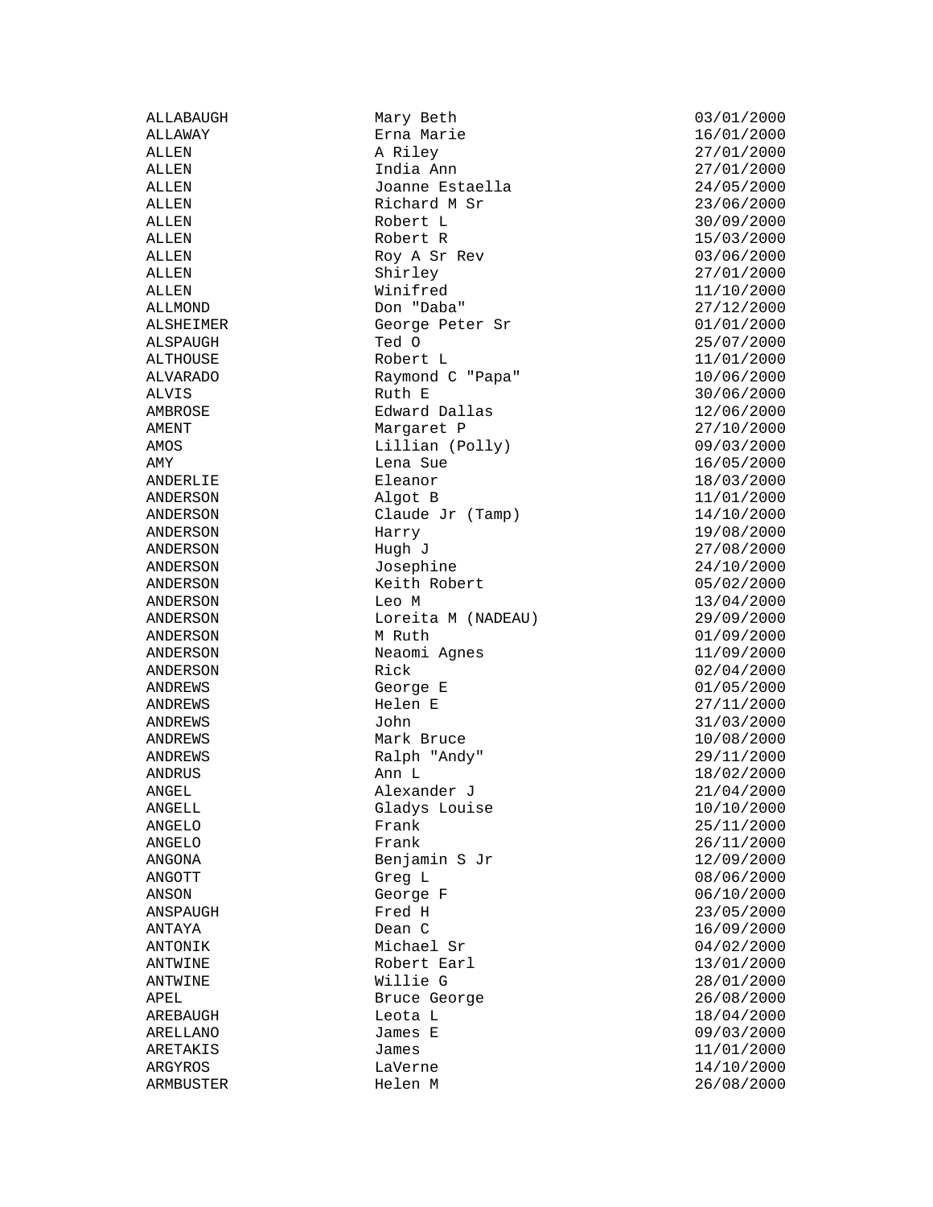| | | |
|---|---|---|
| ALLABAUGH | Mary Beth | 03/01/2000 |
| ALLAWAY | Erna Marie | 16/01/2000 |
| ALLEN | A Riley | 27/01/2000 |
| ALLEN | India Ann | 27/01/2000 |
| ALLEN | Joanne Estaella | 24/05/2000 |
| ALLEN | Richard M Sr | 23/06/2000 |
| ALLEN | Robert L | 30/09/2000 |
| ALLEN | Robert R | 15/03/2000 |
| ALLEN | Roy A Sr Rev | 03/06/2000 |
| ALLEN | Shirley | 27/01/2000 |
| ALLEN | Winifred | 11/10/2000 |
| ALLMOND | Don "Daba" | 27/12/2000 |
| ALSHEIMER | George Peter Sr | 01/01/2000 |
| ALSPAUGH | Ted O | 25/07/2000 |
| ALTHOUSE | Robert L | 11/01/2000 |
| ALVARADO | Raymond C "Papa" | 10/06/2000 |
| ALVIS | Ruth E | 30/06/2000 |
| AMBROSE | Edward Dallas | 12/06/2000 |
| AMENT | Margaret P | 27/10/2000 |
| AMOS | Lillian (Polly) | 09/03/2000 |
| AMY | Lena Sue | 16/05/2000 |
| ANDERLIE | Eleanor | 18/03/2000 |
| ANDERSON | Algot B | 11/01/2000 |
| ANDERSON | Claude Jr (Tamp) | 14/10/2000 |
| ANDERSON | Harry | 19/08/2000 |
| ANDERSON | Hugh J | 27/08/2000 |
| ANDERSON | Josephine | 24/10/2000 |
| ANDERSON | Keith Robert | 05/02/2000 |
| ANDERSON | Leo M | 13/04/2000 |
| ANDERSON | Loreita M (NADEAU) | 29/09/2000 |
| ANDERSON | M Ruth | 01/09/2000 |
| ANDERSON | Neaomi Agnes | 11/09/2000 |
| ANDERSON | Rick | 02/04/2000 |
| ANDREWS | George E | 01/05/2000 |
| ANDREWS | Helen E | 27/11/2000 |
| ANDREWS | John | 31/03/2000 |
| ANDREWS | Mark Bruce | 10/08/2000 |
| ANDREWS | Ralph "Andy" | 29/11/2000 |
| ANDRUS | Ann L | 18/02/2000 |
| ANGEL | Alexander J | 21/04/2000 |
| ANGELL | Gladys Louise | 10/10/2000 |
| ANGELO | Frank | 25/11/2000 |
| ANGELO | Frank | 26/11/2000 |
| ANGONA | Benjamin S Jr | 12/09/2000 |
| ANGOTT | Greg L | 08/06/2000 |
| ANSON | George F | 06/10/2000 |
| ANSPAUGH | Fred H | 23/05/2000 |
| ANTAYA | Dean C | 16/09/2000 |
| ANTONIK | Michael Sr | 04/02/2000 |
| ANTWINE | Robert Earl | 13/01/2000 |
| ANTWINE | Willie G | 28/01/2000 |
| APEL | Bruce George | 26/08/2000 |
| AREBAUGH | Leota L | 18/04/2000 |
| ARELLANO | James E | 09/03/2000 |
| ARETAKIS | James | 11/01/2000 |
| ARGYROS | LaVerne | 14/10/2000 |
| ARMBUSTER | Helen M | 26/08/2000 |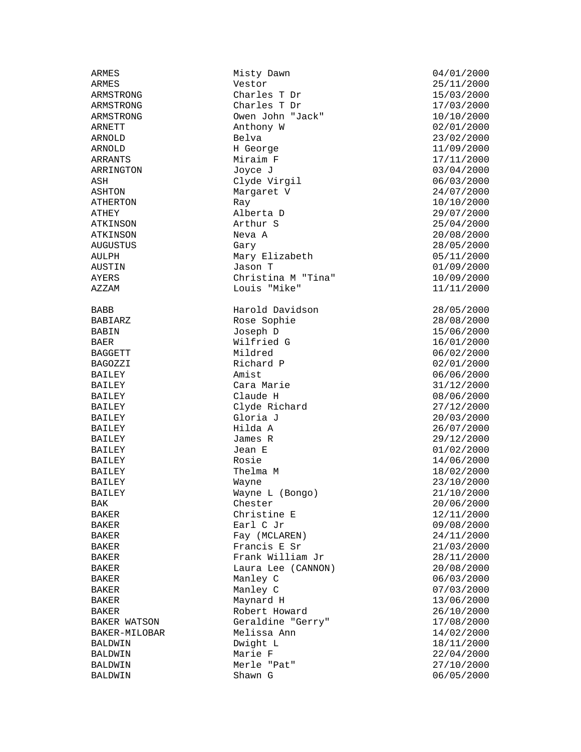| | | |
|---|---|---|
| ARMES | Misty Dawn | 04/01/2000 |
| ARMES | Vestor | 25/11/2000 |
| ARMSTRONG | Charles T Dr | 15/03/2000 |
| ARMSTRONG | Charles T Dr | 17/03/2000 |
| ARMSTRONG | Owen John "Jack" | 10/10/2000 |
| ARNETT | Anthony W | 02/01/2000 |
| ARNOLD | Belva | 23/02/2000 |
| ARNOLD | H George | 11/09/2000 |
| ARRANTS | Miraim F | 17/11/2000 |
| ARRINGTON | Joyce J | 03/04/2000 |
| ASH | Clyde Virgil | 06/03/2000 |
| ASHTON | Margaret V | 24/07/2000 |
| ATHERTON | Ray | 10/10/2000 |
| ATHEY | Alberta D | 29/07/2000 |
| ATKINSON | Arthur S | 25/04/2000 |
| ATKINSON | Neva A | 20/08/2000 |
| AUGUSTUS | Gary | 28/05/2000 |
| AULPH | Mary Elizabeth | 05/11/2000 |
| AUSTIN | Jason T | 01/09/2000 |
| AYERS | Christina M "Tina" | 10/09/2000 |
| AZZAM | Louis "Mike" | 11/11/2000 |
| | | |
| BABB | Harold Davidson | 28/05/2000 |
| BABIARZ | Rose Sophie | 28/08/2000 |
| BABIN | Joseph D | 15/06/2000 |
| BAER | Wilfried G | 16/01/2000 |
| BAGGETT | Mildred | 06/02/2000 |
| BAGOZZI | Richard P | 02/01/2000 |
| BAILEY | Amist | 06/06/2000 |
| BAILEY | Cara Marie | 31/12/2000 |
| BAILEY | Claude H | 08/06/2000 |
| BAILEY | Clyde Richard | 27/12/2000 |
| BAILEY | Gloria J | 20/03/2000 |
| BAILEY | Hilda A | 26/07/2000 |
| BAILEY | James R | 29/12/2000 |
| BAILEY | Jean E | 01/02/2000 |
| BAILEY | Rosie | 14/06/2000 |
| BAILEY | Thelma M | 18/02/2000 |
| BAILEY | Wayne | 23/10/2000 |
| BAILEY | Wayne L (Bongo) | 21/10/2000 |
| BAK | Chester | 20/06/2000 |
| BAKER | Christine E | 12/11/2000 |
| BAKER | Earl C Jr | 09/08/2000 |
| BAKER | Fay (MCLAREN) | 24/11/2000 |
| BAKER | Francis E Sr | 21/03/2000 |
| BAKER | Frank William Jr | 28/11/2000 |
| BAKER | Laura Lee (CANNON) | 20/08/2000 |
| BAKER | Manley C | 06/03/2000 |
| BAKER | Manley C | 07/03/2000 |
| BAKER | Maynard H | 13/06/2000 |
| BAKER | Robert Howard | 26/10/2000 |
| BAKER WATSON | Geraldine "Gerry" | 17/08/2000 |
| BAKER-MILOBAR | Melissa Ann | 14/02/2000 |
| BALDWIN | Dwight L | 18/11/2000 |
| BALDWIN | Marie F | 22/04/2000 |
| BALDWIN | Merle "Pat" | 27/10/2000 |
| BALDWIN | Shawn G | 06/05/2000 |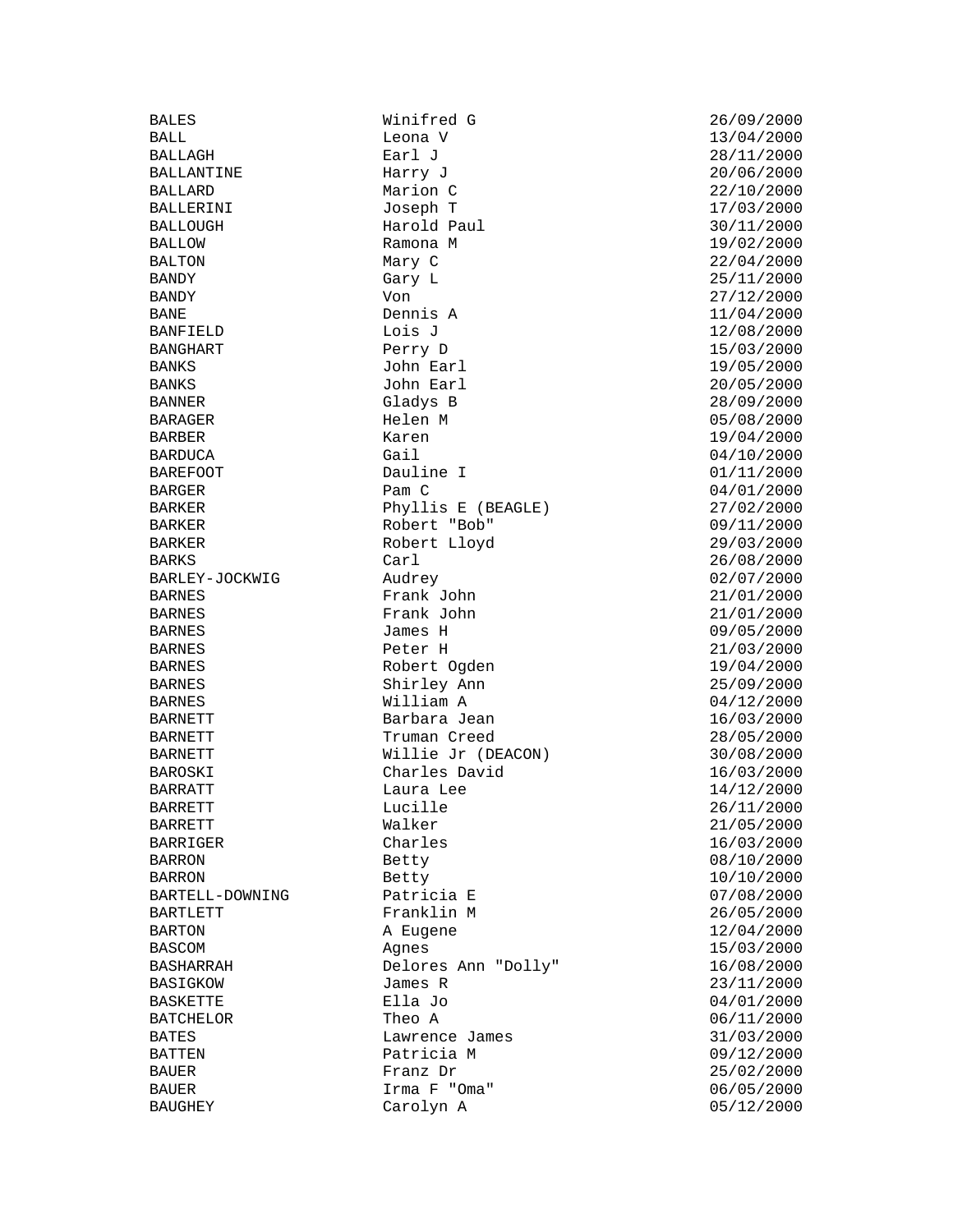| | | |
|---|---|---|
| BALES | Winifred G | 26/09/2000 |
| BALL | Leona V | 13/04/2000 |
| BALLAGH | Earl J | 28/11/2000 |
| BALLANTINE | Harry J | 20/06/2000 |
| BALLARD | Marion C | 22/10/2000 |
| BALLERINI | Joseph T | 17/03/2000 |
| BALLOUGH | Harold Paul | 30/11/2000 |
| BALLOW | Ramona M | 19/02/2000 |
| BALTON | Mary C | 22/04/2000 |
| BANDY | Gary L | 25/11/2000 |
| BANDY | Von | 27/12/2000 |
| BANE | Dennis A | 11/04/2000 |
| BANFIELD | Lois J | 12/08/2000 |
| BANGHART | Perry D | 15/03/2000 |
| BANKS | John Earl | 19/05/2000 |
| BANKS | John Earl | 20/05/2000 |
| BANNER | Gladys B | 28/09/2000 |
| BARAGER | Helen M | 05/08/2000 |
| BARBER | Karen | 19/04/2000 |
| BARDUCA | Gail | 04/10/2000 |
| BAREFOOT | Dauline I | 01/11/2000 |
| BARGER | Pam C | 04/01/2000 |
| BARKER | Phyllis E (BEAGLE) | 27/02/2000 |
| BARKER | Robert "Bob" | 09/11/2000 |
| BARKER | Robert Lloyd | 29/03/2000 |
| BARKS | Carl | 26/08/2000 |
| BARLEY-JOCKWIG | Audrey | 02/07/2000 |
| BARNES | Frank John | 21/01/2000 |
| BARNES | Frank John | 21/01/2000 |
| BARNES | James H | 09/05/2000 |
| BARNES | Peter H | 21/03/2000 |
| BARNES | Robert Ogden | 19/04/2000 |
| BARNES | Shirley Ann | 25/09/2000 |
| BARNES | William A | 04/12/2000 |
| BARNETT | Barbara Jean | 16/03/2000 |
| BARNETT | Truman Creed | 28/05/2000 |
| BARNETT | Willie Jr (DEACON) | 30/08/2000 |
| BAROSKI | Charles David | 16/03/2000 |
| BARRATT | Laura Lee | 14/12/2000 |
| BARRETT | Lucille | 26/11/2000 |
| BARRETT | Walker | 21/05/2000 |
| BARRIGER | Charles | 16/03/2000 |
| BARRON | Betty | 08/10/2000 |
| BARRON | Betty | 10/10/2000 |
| BARTELL-DOWNING | Patricia E | 07/08/2000 |
| BARTLETT | Franklin M | 26/05/2000 |
| BARTON | A Eugene | 12/04/2000 |
| BASCOM | Agnes | 15/03/2000 |
| BASHARRAH | Delores Ann "Dolly" | 16/08/2000 |
| BASIGKOW | James R | 23/11/2000 |
| BASKETTE | Ella Jo | 04/01/2000 |
| BATCHELOR | Theo A | 06/11/2000 |
| BATES | Lawrence James | 31/03/2000 |
| BATTEN | Patricia M | 09/12/2000 |
| BAUER | Franz Dr | 25/02/2000 |
| BAUER | Irma F "Oma" | 06/05/2000 |
| BAUGHEY | Carolyn A | 05/12/2000 |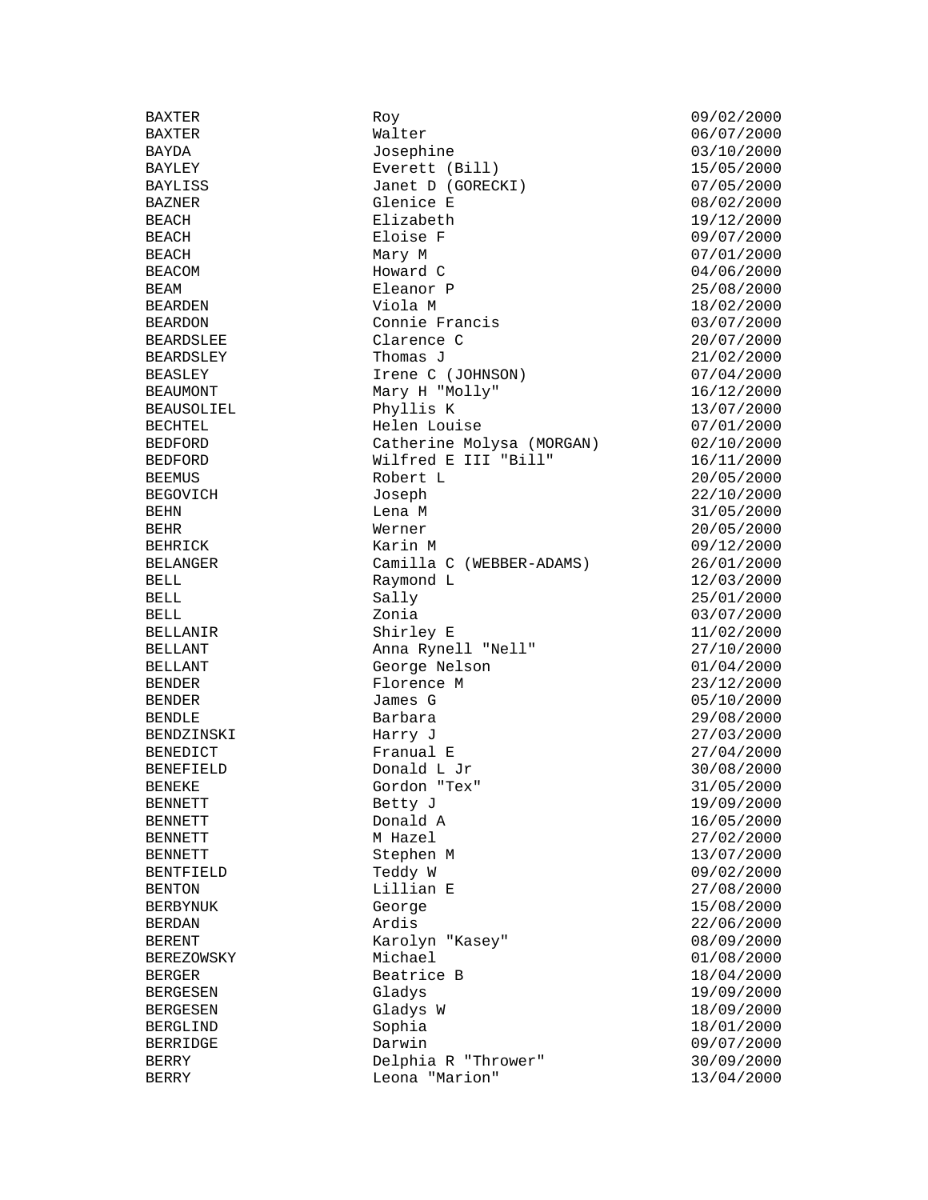| | | |
|---|---|---|
| BAXTER | Roy | 09/02/2000 |
| BAXTER | Walter | 06/07/2000 |
| BAYDA | Josephine | 03/10/2000 |
| BAYLEY | Everett (Bill) | 15/05/2000 |
| BAYLISS | Janet D (GORECKI) | 07/05/2000 |
| BAZNER | Glenice E | 08/02/2000 |
| BEACH | Elizabeth | 19/12/2000 |
| BEACH | Eloise F | 09/07/2000 |
| BEACH | Mary M | 07/01/2000 |
| BEACOM | Howard C | 04/06/2000 |
| BEAM | Eleanor P | 25/08/2000 |
| BEARDEN | Viola M | 18/02/2000 |
| BEARDON | Connie Francis | 03/07/2000 |
| BEARDSLEE | Clarence C | 20/07/2000 |
| BEARDSLEY | Thomas J | 21/02/2000 |
| BEASLEY | Irene C (JOHNSON) | 07/04/2000 |
| BEAUMONT | Mary H "Molly" | 16/12/2000 |
| BEAUSOLIEL | Phyllis K | 13/07/2000 |
| BECHTEL | Helen Louise | 07/01/2000 |
| BEDFORD | Catherine Molysa (MORGAN) | 02/10/2000 |
| BEDFORD | Wilfred E III "Bill" | 16/11/2000 |
| BEEMUS | Robert L | 20/05/2000 |
| BEGOVICH | Joseph | 22/10/2000 |
| BEHN | Lena M | 31/05/2000 |
| BEHR | Werner | 20/05/2000 |
| BEHRICK | Karin M | 09/12/2000 |
| BELANGER | Camilla C (WEBBER-ADAMS) | 26/01/2000 |
| BELL | Raymond L | 12/03/2000 |
| BELL | Sally | 25/01/2000 |
| BELL | Zonia | 03/07/2000 |
| BELLANIR | Shirley E | 11/02/2000 |
| BELLANT | Anna Rynell "Nell" | 27/10/2000 |
| BELLANT | George Nelson | 01/04/2000 |
| BENDER | Florence M | 23/12/2000 |
| BENDER | James G | 05/10/2000 |
| BENDLE | Barbara | 29/08/2000 |
| BENDZINSKI | Harry J | 27/03/2000 |
| BENEDICT | Franual E | 27/04/2000 |
| BENEFIELD | Donald L Jr | 30/08/2000 |
| BENEKE | Gordon "Tex" | 31/05/2000 |
| BENNETT | Betty J | 19/09/2000 |
| BENNETT | Donald A | 16/05/2000 |
| BENNETT | M Hazel | 27/02/2000 |
| BENNETT | Stephen M | 13/07/2000 |
| BENTFIELD | Teddy W | 09/02/2000 |
| BENTON | Lillian E | 27/08/2000 |
| BERBYNUK | George | 15/08/2000 |
| BERDAN | Ardis | 22/06/2000 |
| BERENT | Karolyn "Kasey" | 08/09/2000 |
| BEREZOWSKY | Michael | 01/08/2000 |
| BERGER | Beatrice B | 18/04/2000 |
| BERGESEN | Gladys | 19/09/2000 |
| BERGESEN | Gladys W | 18/09/2000 |
| BERGLIND | Sophia | 18/01/2000 |
| BERRIDGE | Darwin | 09/07/2000 |
| BERRY | Delphia R "Thrower" | 30/09/2000 |
| BERRY | Leona "Marion" | 13/04/2000 |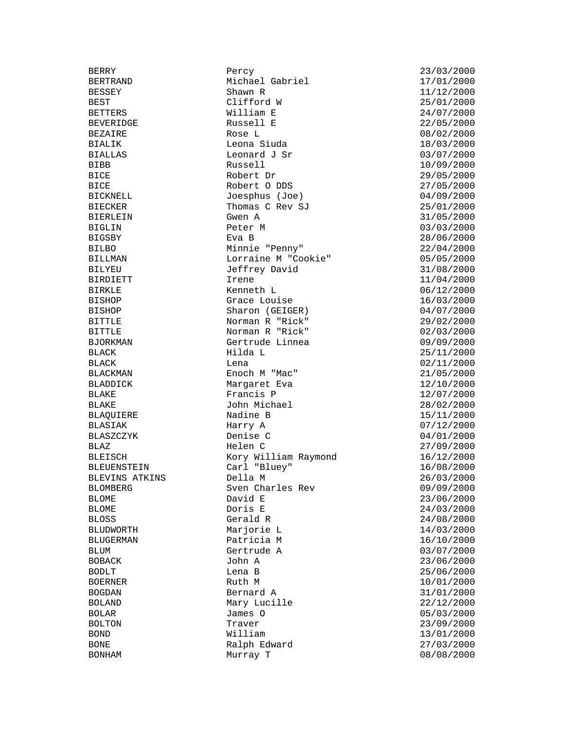| | | |
|---|---|---|
| BERRY | Percy | 23/03/2000 |
| BERTRAND | Michael Gabriel | 17/01/2000 |
| BESSEY | Shawn R | 11/12/2000 |
| BEST | Clifford W | 25/01/2000 |
| BETTERS | William E | 24/07/2000 |
| BEVERIDGE | Russell E | 22/05/2000 |
| BEZAIRE | Rose L | 08/02/2000 |
| BIALIK | Leona Siuda | 18/03/2000 |
| BIALLAS | Leonard J Sr | 03/07/2000 |
| BIBB | Russell | 10/09/2000 |
| BICE | Robert Dr | 29/05/2000 |
| BICE | Robert O DDS | 27/05/2000 |
| BICKNELL | Joesphus (Joe) | 04/09/2000 |
| BIECKER | Thomas C Rev SJ | 25/01/2000 |
| BIERLEIN | Gwen A | 31/05/2000 |
| BIGLIN | Peter M | 03/03/2000 |
| BIGSBY | Eva B | 28/06/2000 |
| BILBO | Minnie "Penny" | 22/04/2000 |
| BILLMAN | Lorraine M "Cookie" | 05/05/2000 |
| BILYEU | Jeffrey David | 31/08/2000 |
| BIRDIETT | Irene | 11/04/2000 |
| BIRKLE | Kenneth L | 06/12/2000 |
| BISHOP | Grace Louise | 16/03/2000 |
| BISHOP | Sharon (GEIGER) | 04/07/2000 |
| BITTLE | Norman R "Rick" | 29/02/2000 |
| BITTLE | Norman R "Rick" | 02/03/2000 |
| BJORKMAN | Gertrude Linnea | 09/09/2000 |
| BLACK | Hilda L | 25/11/2000 |
| BLACK | Lena | 02/11/2000 |
| BLACKMAN | Enoch M "Mac" | 21/05/2000 |
| BLADDICK | Margaret Eva | 12/10/2000 |
| BLAKE | Francis P | 12/07/2000 |
| BLAKE | John Michael | 28/02/2000 |
| BLAQUIERE | Nadine B | 15/11/2000 |
| BLASIAK | Harry A | 07/12/2000 |
| BLASZCZYK | Denise C | 04/01/2000 |
| BLAZ | Helen C | 27/09/2000 |
| BLEISCH | Kory William Raymond | 16/12/2000 |
| BLEUENSTEIN | Carl "Bluey" | 16/08/2000 |
| BLEVINS ATKINS | Della M | 26/03/2000 |
| BLOMBERG | Sven Charles Rev | 09/09/2000 |
| BLOME | David E | 23/06/2000 |
| BLOME | Doris E | 24/03/2000 |
| BLOSS | Gerald R | 24/08/2000 |
| BLUDWORTH | Marjorie L | 14/03/2000 |
| BLUGERMAN | Patricia M | 16/10/2000 |
| BLUM | Gertrude A | 03/07/2000 |
| BOBACK | John A | 23/06/2000 |
| BODLT | Lena B | 25/06/2000 |
| BOERNER | Ruth M | 10/01/2000 |
| BOGDAN | Bernard A | 31/01/2000 |
| BOLAND | Mary Lucille | 22/12/2000 |
| BOLAR | James O | 05/03/2000 |
| BOLTON | Traver | 23/09/2000 |
| BOND | William | 13/01/2000 |
| BONE | Ralph Edward | 27/03/2000 |
| BONHAM | Murray T | 08/08/2000 |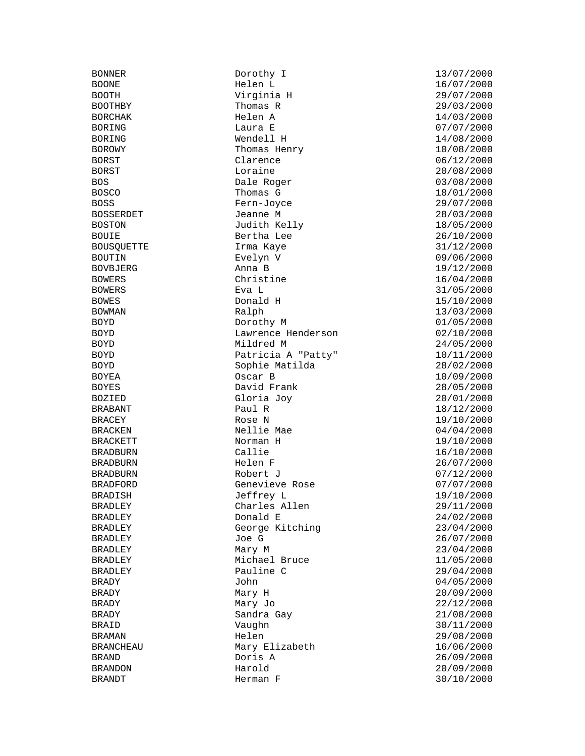| | | |
|---|---|---|
| BONNER | Dorothy I | 13/07/2000 |
| BOONE | Helen L | 16/07/2000 |
| BOOTH | Virginia H | 29/07/2000 |
| BOOTHBY | Thomas R | 29/03/2000 |
| BORCHAK | Helen A | 14/03/2000 |
| BORING | Laura E | 07/07/2000 |
| BORING | Wendell H | 14/08/2000 |
| BOROWY | Thomas Henry | 10/08/2000 |
| BORST | Clarence | 06/12/2000 |
| BORST | Loraine | 20/08/2000 |
| BOS | Dale Roger | 03/08/2000 |
| BOSCO | Thomas G | 18/01/2000 |
| BOSS | Fern-Joyce | 29/07/2000 |
| BOSSERDET | Jeanne M | 28/03/2000 |
| BOSTON | Judith Kelly | 18/05/2000 |
| BOUIE | Bertha Lee | 26/10/2000 |
| BOUSQUETTE | Irma Kaye | 31/12/2000 |
| BOUTIN | Evelyn V | 09/06/2000 |
| BOVBJERG | Anna B | 19/12/2000 |
| BOWERS | Christine | 16/04/2000 |
| BOWERS | Eva L | 31/05/2000 |
| BOWES | Donald H | 15/10/2000 |
| BOWMAN | Ralph | 13/03/2000 |
| BOYD | Dorothy M | 01/05/2000 |
| BOYD | Lawrence Henderson | 02/10/2000 |
| BOYD | Mildred M | 24/05/2000 |
| BOYD | Patricia A "Patty" | 10/11/2000 |
| BOYD | Sophie Matilda | 28/02/2000 |
| BOYEA | Oscar B | 10/09/2000 |
| BOYES | David Frank | 28/05/2000 |
| BOZIED | Gloria Joy | 20/01/2000 |
| BRABANT | Paul R | 18/12/2000 |
| BRACEY | Rose N | 19/10/2000 |
| BRACKEN | Nellie Mae | 04/04/2000 |
| BRACKETT | Norman H | 19/10/2000 |
| BRADBURN | Callie | 16/10/2000 |
| BRADBURN | Helen F | 26/07/2000 |
| BRADBURN | Robert J | 07/12/2000 |
| BRADFORD | Genevieve Rose | 07/07/2000 |
| BRADISH | Jeffrey L | 19/10/2000 |
| BRADLEY | Charles Allen | 29/11/2000 |
| BRADLEY | Donald E | 24/02/2000 |
| BRADLEY | George Kitching | 23/04/2000 |
| BRADLEY | Joe G | 26/07/2000 |
| BRADLEY | Mary M | 23/04/2000 |
| BRADLEY | Michael Bruce | 11/05/2000 |
| BRADLEY | Pauline C | 29/04/2000 |
| BRADY | John | 04/05/2000 |
| BRADY | Mary H | 20/09/2000 |
| BRADY | Mary Jo | 22/12/2000 |
| BRADY | Sandra Gay | 21/08/2000 |
| BRAID | Vaughn | 30/11/2000 |
| BRAMAN | Helen | 29/08/2000 |
| BRANCHEAU | Mary Elizabeth | 16/06/2000 |
| BRAND | Doris A | 26/09/2000 |
| BRANDON | Harold | 20/09/2000 |
| BRANDT | Herman F | 30/10/2000 |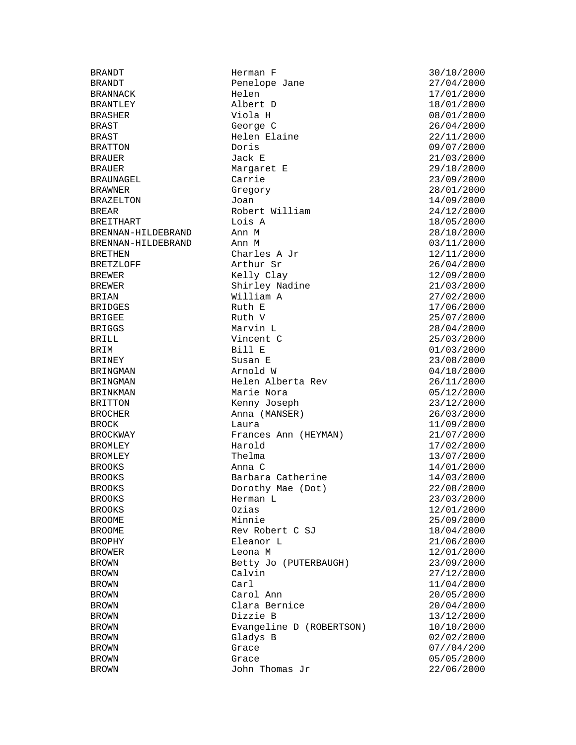| | | |
|---|---|---|
| BRANDT | Herman F | 30/10/2000 |
| BRANDT | Penelope Jane | 27/04/2000 |
| BRANNACK | Helen | 17/01/2000 |
| BRANTLEY | Albert D | 18/01/2000 |
| BRASHER | Viola H | 08/01/2000 |
| BRAST | George C | 26/04/2000 |
| BRAST | Helen Elaine | 22/11/2000 |
| BRATTON | Doris | 09/07/2000 |
| BRAUER | Jack E | 21/03/2000 |
| BRAUER | Margaret E | 29/10/2000 |
| BRAUNAGEL | Carrie | 23/09/2000 |
| BRAWNER | Gregory | 28/01/2000 |
| BRAZELTON | Joan | 14/09/2000 |
| BREAR | Robert William | 24/12/2000 |
| BREITHART | Lois A | 18/05/2000 |
| BRENNAN-HILDEBRAND | Ann M | 28/10/2000 |
| BRENNAN-HILDEBRAND | Ann M | 03/11/2000 |
| BRETHEN | Charles A Jr | 12/11/2000 |
| BRETZLOFF | Arthur Sr | 26/04/2000 |
| BREWER | Kelly Clay | 12/09/2000 |
| BREWER | Shirley Nadine | 21/03/2000 |
| BRIAN | William A | 27/02/2000 |
| BRIDGES | Ruth E | 17/06/2000 |
| BRIGEE | Ruth V | 25/07/2000 |
| BRIGGS | Marvin L | 28/04/2000 |
| BRILL | Vincent C | 25/03/2000 |
| BRIM | Bill E | 01/03/2000 |
| BRINEY | Susan E | 23/08/2000 |
| BRINGMAN | Arnold W | 04/10/2000 |
| BRINGMAN | Helen Alberta Rev | 26/11/2000 |
| BRINKMAN | Marie Nora | 05/12/2000 |
| BRITTON | Kenny Joseph | 23/12/2000 |
| BROCHER | Anna (MANSER) | 26/03/2000 |
| BROCK | Laura | 11/09/2000 |
| BROCKWAY | Frances Ann (HEYMAN) | 21/07/2000 |
| BROMLEY | Harold | 17/02/2000 |
| BROMLEY | Thelma | 13/07/2000 |
| BROOKS | Anna C | 14/01/2000 |
| BROOKS | Barbara Catherine | 14/03/2000 |
| BROOKS | Dorothy Mae (Dot) | 22/08/2000 |
| BROOKS | Herman L | 23/03/2000 |
| BROOKS | Ozias | 12/01/2000 |
| BROOME | Minnie | 25/09/2000 |
| BROOME | Rev Robert C SJ | 18/04/2000 |
| BROPHY | Eleanor L | 21/06/2000 |
| BROWER | Leona M | 12/01/2000 |
| BROWN | Betty Jo (PUTERBAUGH) | 23/09/2000 |
| BROWN | Calvin | 27/12/2000 |
| BROWN | Carl | 11/04/2000 |
| BROWN | Carol Ann | 20/05/2000 |
| BROWN | Clara Bernice | 20/04/2000 |
| BROWN | Dizzie B | 13/12/2000 |
| BROWN | Evangeline D (ROBERTSON) | 10/10/2000 |
| BROWN | Gladys B | 02/02/2000 |
| BROWN | Grace | 07//04/200 |
| BROWN | Grace | 05/05/2000 |
| BROWN | John Thomas Jr | 22/06/2000 |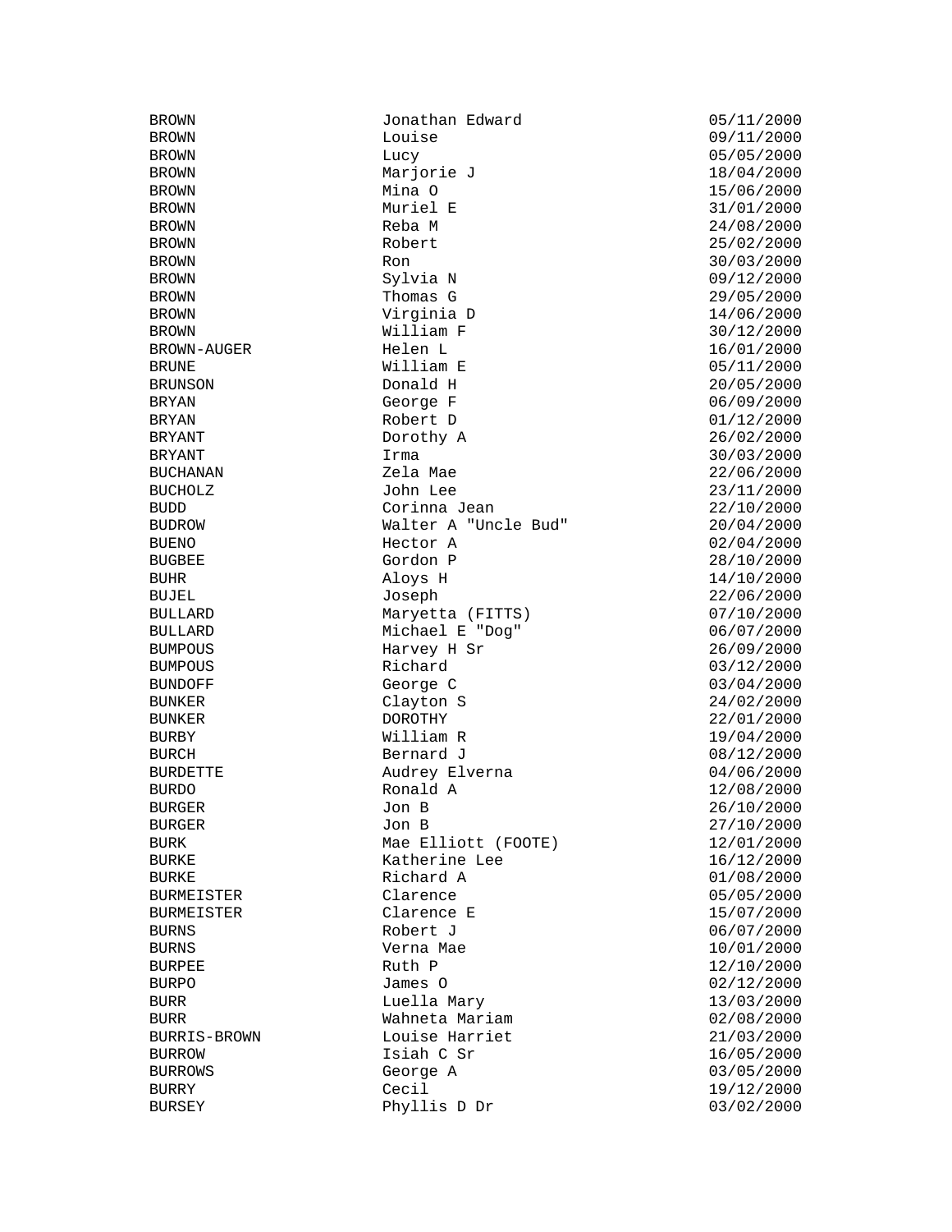| | | |
|---|---|---|
| BROWN | Jonathan Edward | 05/11/2000 |
| BROWN | Louise | 09/11/2000 |
| BROWN | Lucy | 05/05/2000 |
| BROWN | Marjorie J | 18/04/2000 |
| BROWN | Mina O | 15/06/2000 |
| BROWN | Muriel E | 31/01/2000 |
| BROWN | Reba M | 24/08/2000 |
| BROWN | Robert | 25/02/2000 |
| BROWN | Ron | 30/03/2000 |
| BROWN | Sylvia N | 09/12/2000 |
| BROWN | Thomas G | 29/05/2000 |
| BROWN | Virginia D | 14/06/2000 |
| BROWN | William F | 30/12/2000 |
| BROWN-AUGER | Helen L | 16/01/2000 |
| BRUNE | William E | 05/11/2000 |
| BRUNSON | Donald H | 20/05/2000 |
| BRYAN | George F | 06/09/2000 |
| BRYAN | Robert D | 01/12/2000 |
| BRYANT | Dorothy A | 26/02/2000 |
| BRYANT | Irma | 30/03/2000 |
| BUCHANAN | Zela Mae | 22/06/2000 |
| BUCHOLZ | John Lee | 23/11/2000 |
| BUDD | Corinna Jean | 22/10/2000 |
| BUDROW | Walter A "Uncle Bud" | 20/04/2000 |
| BUENO | Hector A | 02/04/2000 |
| BUGBEE | Gordon P | 28/10/2000 |
| BUHR | Aloys H | 14/10/2000 |
| BUJEL | Joseph | 22/06/2000 |
| BULLARD | Maryetta (FITTS) | 07/10/2000 |
| BULLARD | Michael E "Dog" | 06/07/2000 |
| BUMPOUS | Harvey H Sr | 26/09/2000 |
| BUMPOUS | Richard | 03/12/2000 |
| BUNDOFF | George C | 03/04/2000 |
| BUNKER | Clayton S | 24/02/2000 |
| BUNKER | DOROTHY | 22/01/2000 |
| BURBY | William R | 19/04/2000 |
| BURCH | Bernard J | 08/12/2000 |
| BURDETTE | Audrey Elverna | 04/06/2000 |
| BURDO | Ronald A | 12/08/2000 |
| BURGER | Jon B | 26/10/2000 |
| BURGER | Jon B | 27/10/2000 |
| BURK | Mae Elliott (FOOTE) | 12/01/2000 |
| BURKE | Katherine Lee | 16/12/2000 |
| BURKE | Richard A | 01/08/2000 |
| BURMEISTER | Clarence | 05/05/2000 |
| BURMEISTER | Clarence E | 15/07/2000 |
| BURNS | Robert J | 06/07/2000 |
| BURNS | Verna Mae | 10/01/2000 |
| BURPEE | Ruth P | 12/10/2000 |
| BURPO | James O | 02/12/2000 |
| BURR | Luella Mary | 13/03/2000 |
| BURR | Wahneta Mariam | 02/08/2000 |
| BURRIS-BROWN | Louise Harriet | 21/03/2000 |
| BURROW | Isiah C Sr | 16/05/2000 |
| BURROWS | George A | 03/05/2000 |
| BURRY | Cecil | 19/12/2000 |
| BURSEY | Phyllis D Dr | 03/02/2000 |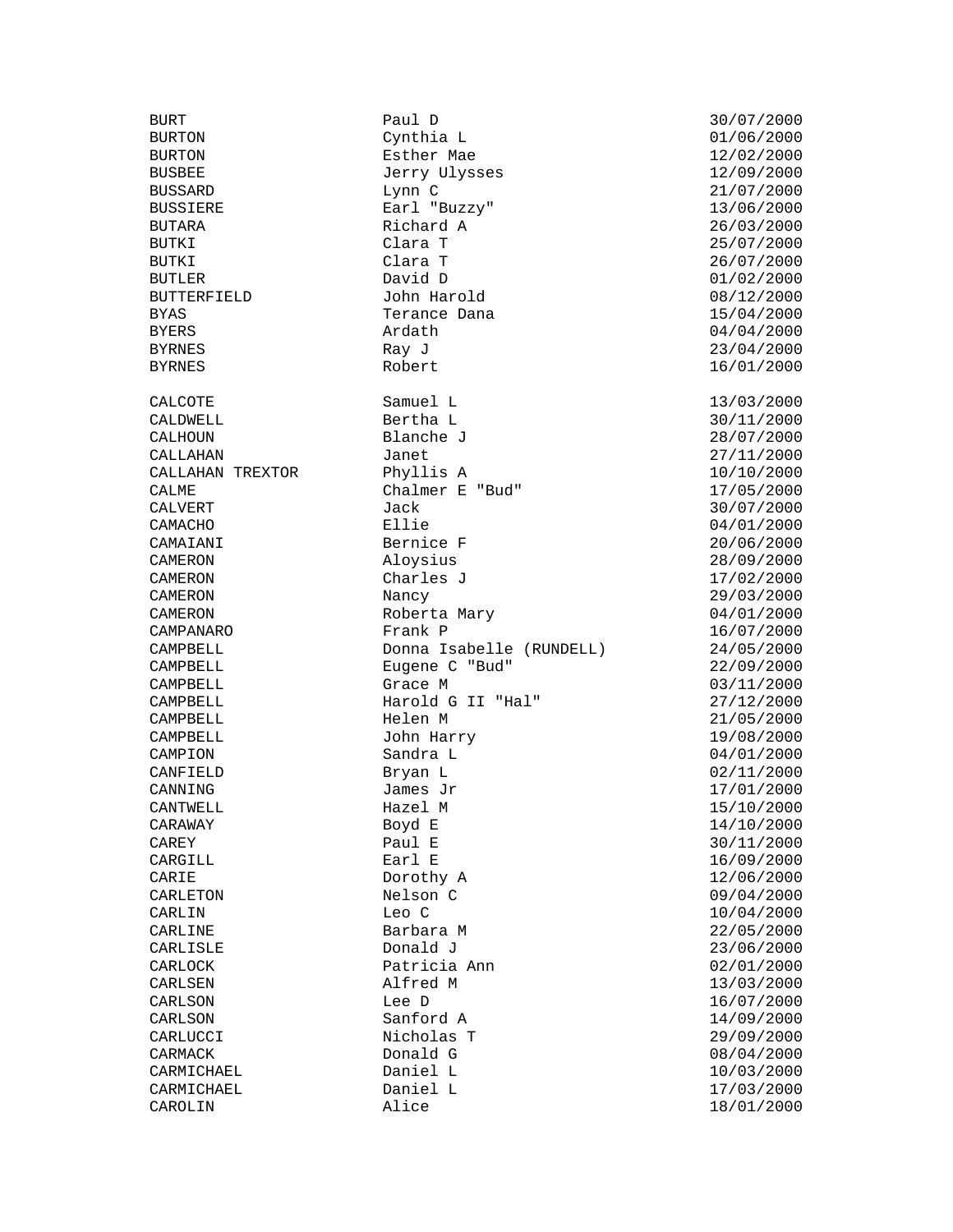| | | |
|---|---|---|
| BURT | Paul D | 30/07/2000 |
| BURTON | Cynthia L | 01/06/2000 |
| BURTON | Esther Mae | 12/02/2000 |
| BUSBEE | Jerry Ulysses | 12/09/2000 |
| BUSSARD | Lynn C | 21/07/2000 |
| BUSSIERE | Earl "Buzzy" | 13/06/2000 |
| BUTARA | Richard A | 26/03/2000 |
| BUTKI | Clara T | 25/07/2000 |
| BUTKI | Clara T | 26/07/2000 |
| BUTLER | David D | 01/02/2000 |
| BUTTERFIELD | John Harold | 08/12/2000 |
| BYAS | Terance Dana | 15/04/2000 |
| BYERS | Ardath | 04/04/2000 |
| BYRNES | Ray J | 23/04/2000 |
| BYRNES | Robert | 16/01/2000 |
| | | |
| CALCOTE | Samuel L | 13/03/2000 |
| CALDWELL | Bertha L | 30/11/2000 |
| CALHOUN | Blanche J | 28/07/2000 |
| CALLAHAN | Janet | 27/11/2000 |
| CALLAHAN TREXTOR | Phyllis A | 10/10/2000 |
| CALME | Chalmer E "Bud" | 17/05/2000 |
| CALVERT | Jack | 30/07/2000 |
| CAMACHO | Ellie | 04/01/2000 |
| CAMAIANI | Bernice F | 20/06/2000 |
| CAMERON | Aloysius | 28/09/2000 |
| CAMERON | Charles J | 17/02/2000 |
| CAMERON | Nancy | 29/03/2000 |
| CAMERON | Roberta Mary | 04/01/2000 |
| CAMPANARO | Frank P | 16/07/2000 |
| CAMPBELL | Donna Isabelle (RUNDELL) | 24/05/2000 |
| CAMPBELL | Eugene C "Bud" | 22/09/2000 |
| CAMPBELL | Grace M | 03/11/2000 |
| CAMPBELL | Harold G II "Hal" | 27/12/2000 |
| CAMPBELL | Helen M | 21/05/2000 |
| CAMPBELL | John Harry | 19/08/2000 |
| CAMPION | Sandra L | 04/01/2000 |
| CANFIELD | Bryan L | 02/11/2000 |
| CANNING | James Jr | 17/01/2000 |
| CANTWELL | Hazel M | 15/10/2000 |
| CARAWAY | Boyd E | 14/10/2000 |
| CAREY | Paul E | 30/11/2000 |
| CARGILL | Earl E | 16/09/2000 |
| CARIE | Dorothy A | 12/06/2000 |
| CARLETON | Nelson C | 09/04/2000 |
| CARLIN | Leo C | 10/04/2000 |
| CARLINE | Barbara M | 22/05/2000 |
| CARLISLE | Donald J | 23/06/2000 |
| CARLOCK | Patricia Ann | 02/01/2000 |
| CARLSEN | Alfred M | 13/03/2000 |
| CARLSON | Lee D | 16/07/2000 |
| CARLSON | Sanford A | 14/09/2000 |
| CARLUCCI | Nicholas T | 29/09/2000 |
| CARMACK | Donald G | 08/04/2000 |
| CARMICHAEL | Daniel L | 10/03/2000 |
| CARMICHAEL | Daniel L | 17/03/2000 |
| CAROLIN | Alice | 18/01/2000 |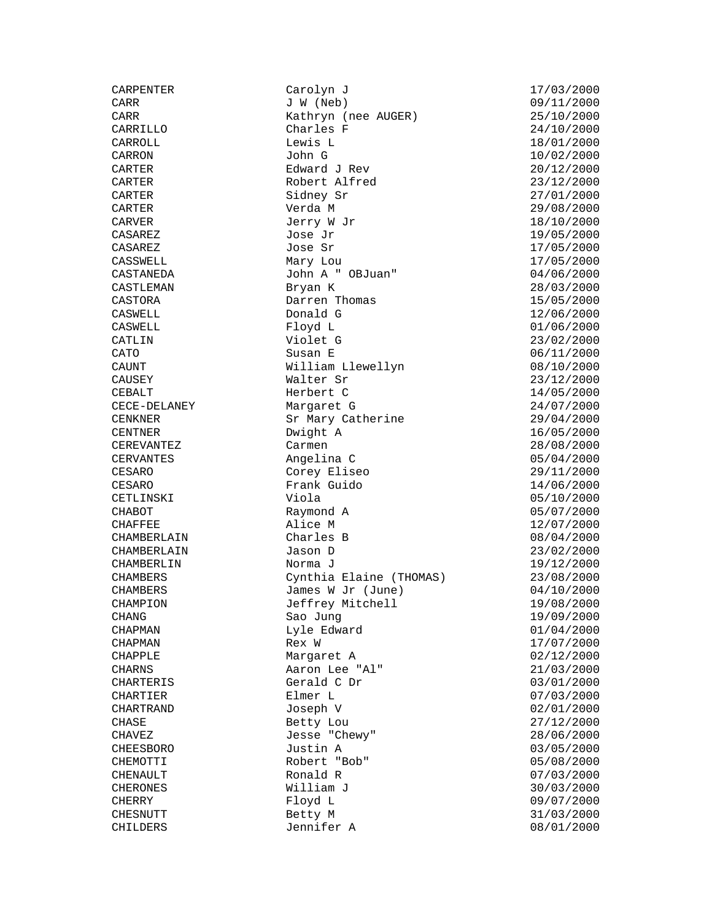| | | |
|---|---|---|
| CARPENTER | Carolyn J | 17/03/2000 |
| CARR | J W (Neb) | 09/11/2000 |
| CARR | Kathryn (nee AUGER) | 25/10/2000 |
| CARRILLO | Charles F | 24/10/2000 |
| CARROLL | Lewis L | 18/01/2000 |
| CARRON | John G | 10/02/2000 |
| CARTER | Edward J Rev | 20/12/2000 |
| CARTER | Robert Alfred | 23/12/2000 |
| CARTER | Sidney Sr | 27/01/2000 |
| CARTER | Verda M | 29/08/2000 |
| CARVER | Jerry W Jr | 18/10/2000 |
| CASAREZ | Jose Jr | 19/05/2000 |
| CASAREZ | Jose Sr | 17/05/2000 |
| CASSWELL | Mary Lou | 17/05/2000 |
| CASTANEDA | John A " OBJuan" | 04/06/2000 |
| CASTLEMAN | Bryan K | 28/03/2000 |
| CASTORA | Darren Thomas | 15/05/2000 |
| CASWELL | Donald G | 12/06/2000 |
| CASWELL | Floyd L | 01/06/2000 |
| CATLIN | Violet G | 23/02/2000 |
| CATO | Susan E | 06/11/2000 |
| CAUNT | William Llewellyn | 08/10/2000 |
| CAUSEY | Walter Sr | 23/12/2000 |
| CEBALT | Herbert C | 14/05/2000 |
| CECE-DELANEY | Margaret G | 24/07/2000 |
| CENKNER | Sr Mary Catherine | 29/04/2000 |
| CENTNER | Dwight A | 16/05/2000 |
| CEREVANTEZ | Carmen | 28/08/2000 |
| CERVANTES | Angelina C | 05/04/2000 |
| CESARO | Corey Eliseo | 29/11/2000 |
| CESARO | Frank Guido | 14/06/2000 |
| CETLINSKI | Viola | 05/10/2000 |
| CHABOT | Raymond A | 05/07/2000 |
| CHAFFEE | Alice M | 12/07/2000 |
| CHAMBERLAIN | Charles B | 08/04/2000 |
| CHAMBERLAIN | Jason D | 23/02/2000 |
| CHAMBERLIN | Norma J | 19/12/2000 |
| CHAMBERS | Cynthia Elaine (THOMAS) | 23/08/2000 |
| CHAMBERS | James W Jr (June) | 04/10/2000 |
| CHAMPION | Jeffrey Mitchell | 19/08/2000 |
| CHANG | Sao Jung | 19/09/2000 |
| CHAPMAN | Lyle Edward | 01/04/2000 |
| CHAPMAN | Rex W | 17/07/2000 |
| CHAPPLE | Margaret A | 02/12/2000 |
| CHARNS | Aaron Lee "Al" | 21/03/2000 |
| CHARTERIS | Gerald C Dr | 03/01/2000 |
| CHARTIER | Elmer L | 07/03/2000 |
| CHARTRAND | Joseph V | 02/01/2000 |
| CHASE | Betty Lou | 27/12/2000 |
| CHAVEZ | Jesse "Chewy" | 28/06/2000 |
| CHEESBORO | Justin A | 03/05/2000 |
| CHEMOTTI | Robert "Bob" | 05/08/2000 |
| CHENAULT | Ronald R | 07/03/2000 |
| CHERONES | William J | 30/03/2000 |
| CHERRY | Floyd L | 09/07/2000 |
| CHESNUTT | Betty M | 31/03/2000 |
| CHILDERS | Jennifer A | 08/01/2000 |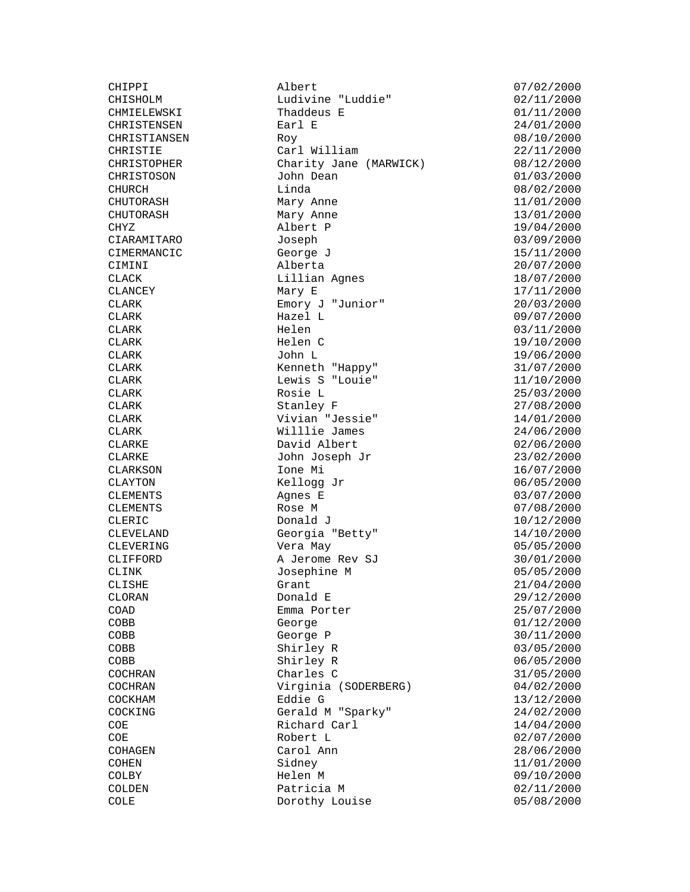| | | |
|---|---|---|
| CHIPPI | Albert | 07/02/2000 |
| CHISHOLM | Ludivine "Luddie" | 02/11/2000 |
| CHMIELEWSKI | Thaddeus E | 01/11/2000 |
| CHRISTENSEN | Earl E | 24/01/2000 |
| CHRISTIANSEN | Roy | 08/10/2000 |
| CHRISTIE | Carl William | 22/11/2000 |
| CHRISTOPHER | Charity Jane (MARWICK) | 08/12/2000 |
| CHRISTOSON | John Dean | 01/03/2000 |
| CHURCH | Linda | 08/02/2000 |
| CHUTORASH | Mary Anne | 11/01/2000 |
| CHUTORASH | Mary Anne | 13/01/2000 |
| CHYZ | Albert P | 19/04/2000 |
| CIARAMITARO | Joseph | 03/09/2000 |
| CIMERMANCIC | George J | 15/11/2000 |
| CIMINI | Alberta | 20/07/2000 |
| CLACK | Lillian Agnes | 18/07/2000 |
| CLANCEY | Mary E | 17/11/2000 |
| CLARK | Emory J "Junior" | 20/03/2000 |
| CLARK | Hazel L | 09/07/2000 |
| CLARK | Helen | 03/11/2000 |
| CLARK | Helen C | 19/10/2000 |
| CLARK | John L | 19/06/2000 |
| CLARK | Kenneth "Happy" | 31/07/2000 |
| CLARK | Lewis S "Louie" | 11/10/2000 |
| CLARK | Rosie L | 25/03/2000 |
| CLARK | Stanley F | 27/08/2000 |
| CLARK | Vivian "Jessie" | 14/01/2000 |
| CLARK | Willlie James | 24/06/2000 |
| CLARKE | David Albert | 02/06/2000 |
| CLARKE | John Joseph Jr | 23/02/2000 |
| CLARKSON | Ione Mi | 16/07/2000 |
| CLAYTON | Kellogg Jr | 06/05/2000 |
| CLEMENTS | Agnes E | 03/07/2000 |
| CLEMENTS | Rose M | 07/08/2000 |
| CLERIC | Donald J | 10/12/2000 |
| CLEVELAND | Georgia "Betty" | 14/10/2000 |
| CLEVERING | Vera May | 05/05/2000 |
| CLIFFORD | A Jerome Rev SJ | 30/01/2000 |
| CLINK | Josephine M | 05/05/2000 |
| CLISHE | Grant | 21/04/2000 |
| CLORAN | Donald E | 29/12/2000 |
| COAD | Emma Porter | 25/07/2000 |
| COBB | George | 01/12/2000 |
| COBB | George P | 30/11/2000 |
| COBB | Shirley R | 03/05/2000 |
| COBB | Shirley R | 06/05/2000 |
| COCHRAN | Charles C | 31/05/2000 |
| COCHRAN | Virginia (SODERBERG) | 04/02/2000 |
| COCKHAM | Eddie G | 13/12/2000 |
| COCKING | Gerald M "Sparky" | 24/02/2000 |
| COE | Richard Carl | 14/04/2000 |
| COE | Robert L | 02/07/2000 |
| COHAGEN | Carol Ann | 28/06/2000 |
| COHEN | Sidney | 11/01/2000 |
| COLBY | Helen M | 09/10/2000 |
| COLDEN | Patricia M | 02/11/2000 |
| COLE | Dorothy Louise | 05/08/2000 |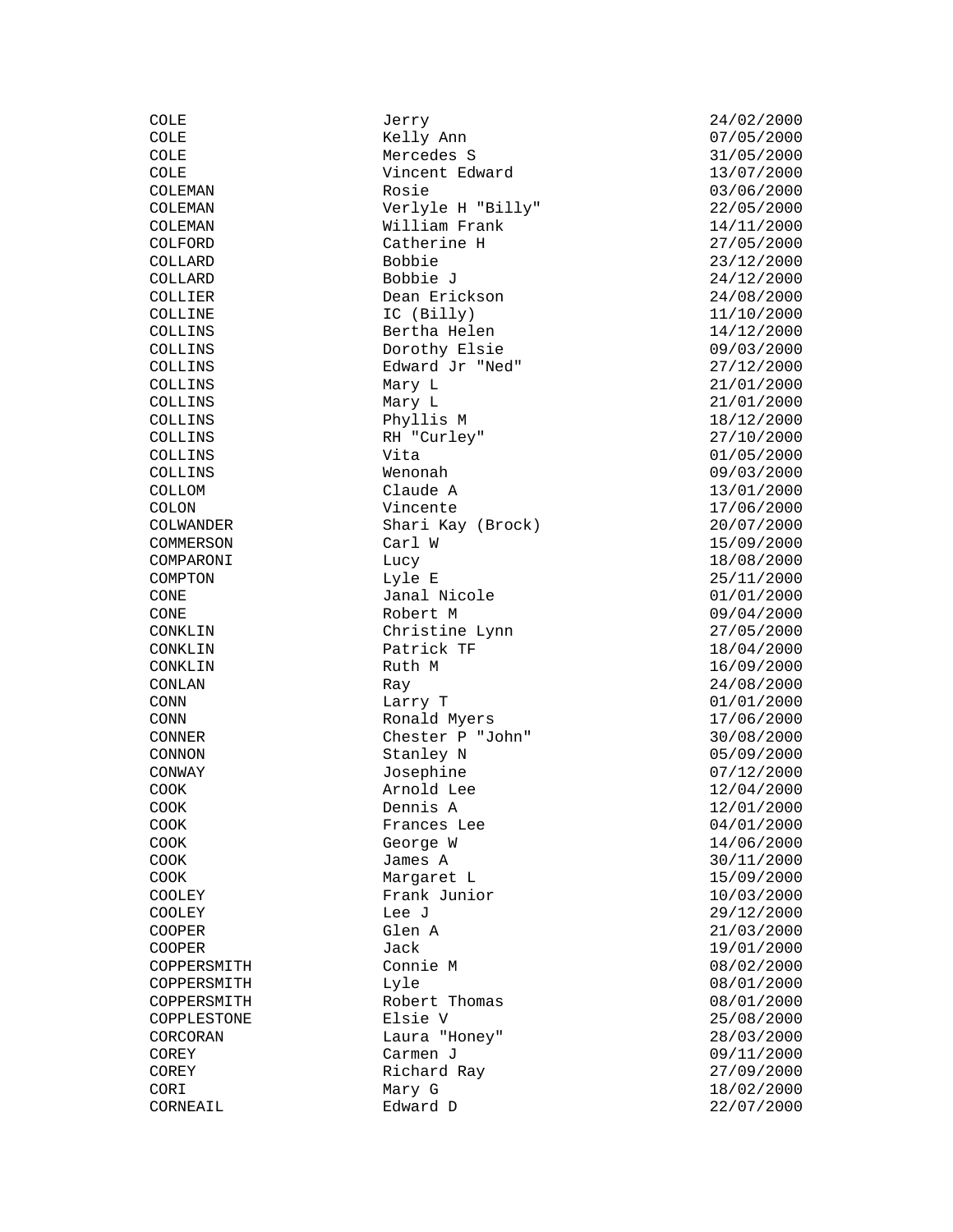| | | |
|---|---|---|
| COLE | Jerry | 24/02/2000 |
| COLE | Kelly Ann | 07/05/2000 |
| COLE | Mercedes S | 31/05/2000 |
| COLE | Vincent Edward | 13/07/2000 |
| COLEMAN | Rosie | 03/06/2000 |
| COLEMAN | Verlyle H "Billy" | 22/05/2000 |
| COLEMAN | William Frank | 14/11/2000 |
| COLFORD | Catherine H | 27/05/2000 |
| COLLARD | Bobbie | 23/12/2000 |
| COLLARD | Bobbie J | 24/12/2000 |
| COLLIER | Dean Erickson | 24/08/2000 |
| COLLINE | IC (Billy) | 11/10/2000 |
| COLLINS | Bertha Helen | 14/12/2000 |
| COLLINS | Dorothy Elsie | 09/03/2000 |
| COLLINS | Edward Jr "Ned" | 27/12/2000 |
| COLLINS | Mary L | 21/01/2000 |
| COLLINS | Mary L | 21/01/2000 |
| COLLINS | Phyllis M | 18/12/2000 |
| COLLINS | RH "Curley" | 27/10/2000 |
| COLLINS | Vita | 01/05/2000 |
| COLLINS | Wenonah | 09/03/2000 |
| COLLOM | Claude A | 13/01/2000 |
| COLON | Vincente | 17/06/2000 |
| COLWANDER | Shari Kay (Brock) | 20/07/2000 |
| COMMERSON | Carl W | 15/09/2000 |
| COMPARONI | Lucy | 18/08/2000 |
| COMPTON | Lyle E | 25/11/2000 |
| CONE | Janal Nicole | 01/01/2000 |
| CONE | Robert M | 09/04/2000 |
| CONKLIN | Christine Lynn | 27/05/2000 |
| CONKLIN | Patrick TF | 18/04/2000 |
| CONKLIN | Ruth M | 16/09/2000 |
| CONLAN | Ray | 24/08/2000 |
| CONN | Larry T | 01/01/2000 |
| CONN | Ronald Myers | 17/06/2000 |
| CONNER | Chester P "John" | 30/08/2000 |
| CONNON | Stanley N | 05/09/2000 |
| CONWAY | Josephine | 07/12/2000 |
| COOK | Arnold Lee | 12/04/2000 |
| COOK | Dennis A | 12/01/2000 |
| COOK | Frances Lee | 04/01/2000 |
| COOK | George W | 14/06/2000 |
| COOK | James A | 30/11/2000 |
| COOK | Margaret L | 15/09/2000 |
| COOLEY | Frank Junior | 10/03/2000 |
| COOLEY | Lee J | 29/12/2000 |
| COOPER | Glen A | 21/03/2000 |
| COOPER | Jack | 19/01/2000 |
| COPPERSMITH | Connie M | 08/02/2000 |
| COPPERSMITH | Lyle | 08/01/2000 |
| COPPERSMITH | Robert Thomas | 08/01/2000 |
| COPPLESTONE | Elsie V | 25/08/2000 |
| CORCORAN | Laura "Honey" | 28/03/2000 |
| COREY | Carmen J | 09/11/2000 |
| COREY | Richard Ray | 27/09/2000 |
| CORI | Mary G | 18/02/2000 |
| CORNEAIL | Edward D | 22/07/2000 |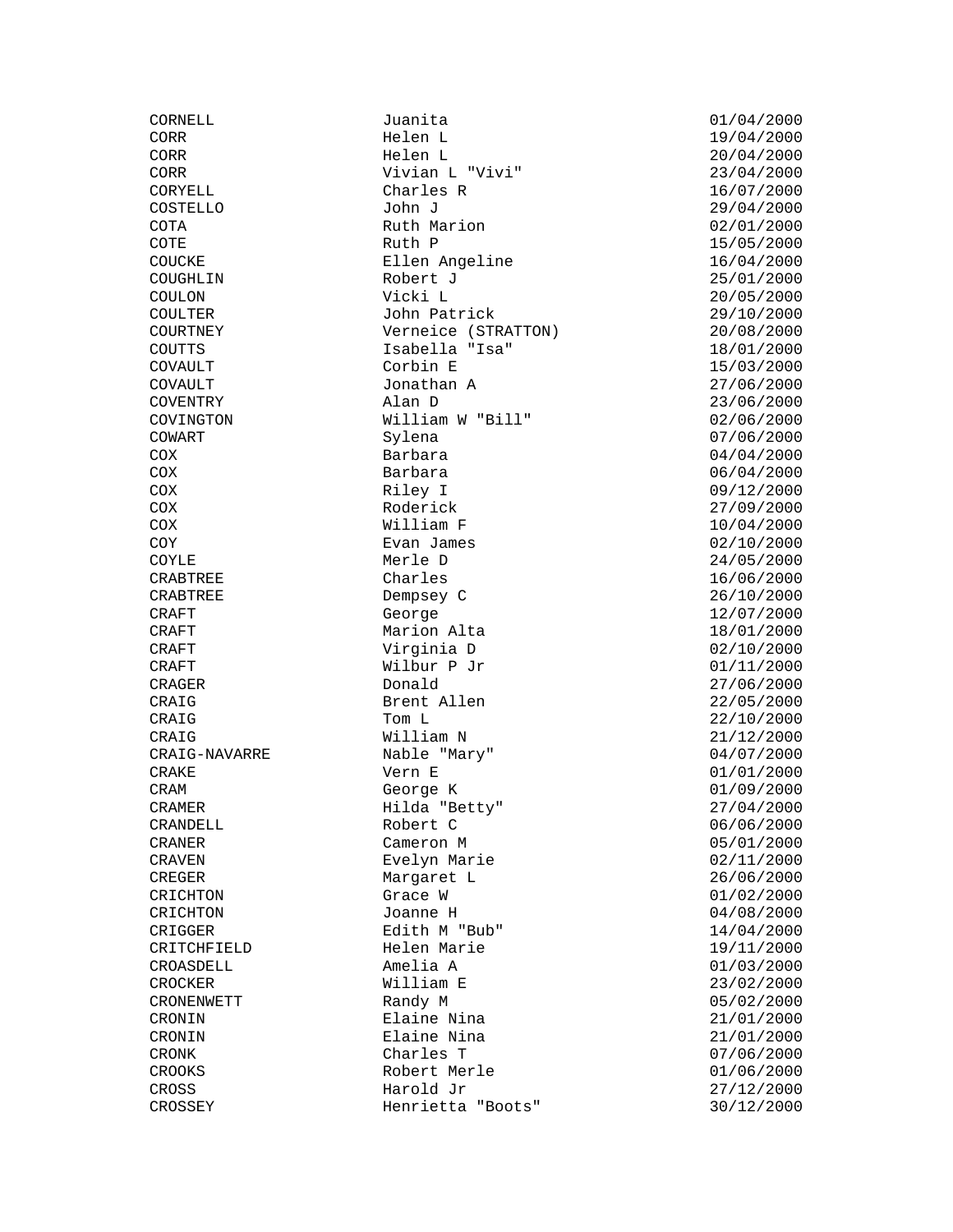| | | |
|---|---|---|
| CORNELL | Juanita | 01/04/2000 |
| CORR | Helen L | 19/04/2000 |
| CORR | Helen L | 20/04/2000 |
| CORR | Vivian L "Vivi" | 23/04/2000 |
| CORYELL | Charles R | 16/07/2000 |
| COSTELLO | John J | 29/04/2000 |
| COTA | Ruth Marion | 02/01/2000 |
| COTE | Ruth P | 15/05/2000 |
| COUCKE | Ellen Angeline | 16/04/2000 |
| COUGHLIN | Robert J | 25/01/2000 |
| COULON | Vicki L | 20/05/2000 |
| COULTER | John Patrick | 29/10/2000 |
| COURTNEY | Verneice (STRATTON) | 20/08/2000 |
| COUTTS | Isabella "Isa" | 18/01/2000 |
| COVAULT | Corbin E | 15/03/2000 |
| COVAULT | Jonathan A | 27/06/2000 |
| COVENTRY | Alan D | 23/06/2000 |
| COVINGTON | William W "Bill" | 02/06/2000 |
| COWART | Sylena | 07/06/2000 |
| COX | Barbara | 04/04/2000 |
| COX | Barbara | 06/04/2000 |
| COX | Riley I | 09/12/2000 |
| COX | Roderick | 27/09/2000 |
| COX | William F | 10/04/2000 |
| COY | Evan James | 02/10/2000 |
| COYLE | Merle D | 24/05/2000 |
| CRABTREE | Charles | 16/06/2000 |
| CRABTREE | Dempsey C | 26/10/2000 |
| CRAFT | George | 12/07/2000 |
| CRAFT | Marion Alta | 18/01/2000 |
| CRAFT | Virginia D | 02/10/2000 |
| CRAFT | Wilbur P Jr | 01/11/2000 |
| CRAGER | Donald | 27/06/2000 |
| CRAIG | Brent Allen | 22/05/2000 |
| CRAIG | Tom L | 22/10/2000 |
| CRAIG | William N | 21/12/2000 |
| CRAIG-NAVARRE | Nable "Mary" | 04/07/2000 |
| CRAKE | Vern E | 01/01/2000 |
| CRAM | George K | 01/09/2000 |
| CRAMER | Hilda "Betty" | 27/04/2000 |
| CRANDELL | Robert C | 06/06/2000 |
| CRANER | Cameron M | 05/01/2000 |
| CRAVEN | Evelyn Marie | 02/11/2000 |
| CREGER | Margaret L | 26/06/2000 |
| CRICHTON | Grace W | 01/02/2000 |
| CRICHTON | Joanne H | 04/08/2000 |
| CRIGGER | Edith M "Bub" | 14/04/2000 |
| CRITCHFIELD | Helen Marie | 19/11/2000 |
| CROASDELL | Amelia A | 01/03/2000 |
| CROCKER | William E | 23/02/2000 |
| CRONENWETT | Randy M | 05/02/2000 |
| CRONIN | Elaine Nina | 21/01/2000 |
| CRONIN | Elaine Nina | 21/01/2000 |
| CRONK | Charles T | 07/06/2000 |
| CROOKS | Robert Merle | 01/06/2000 |
| CROSS | Harold Jr | 27/12/2000 |
| CROSSEY | Henrietta "Boots" | 30/12/2000 |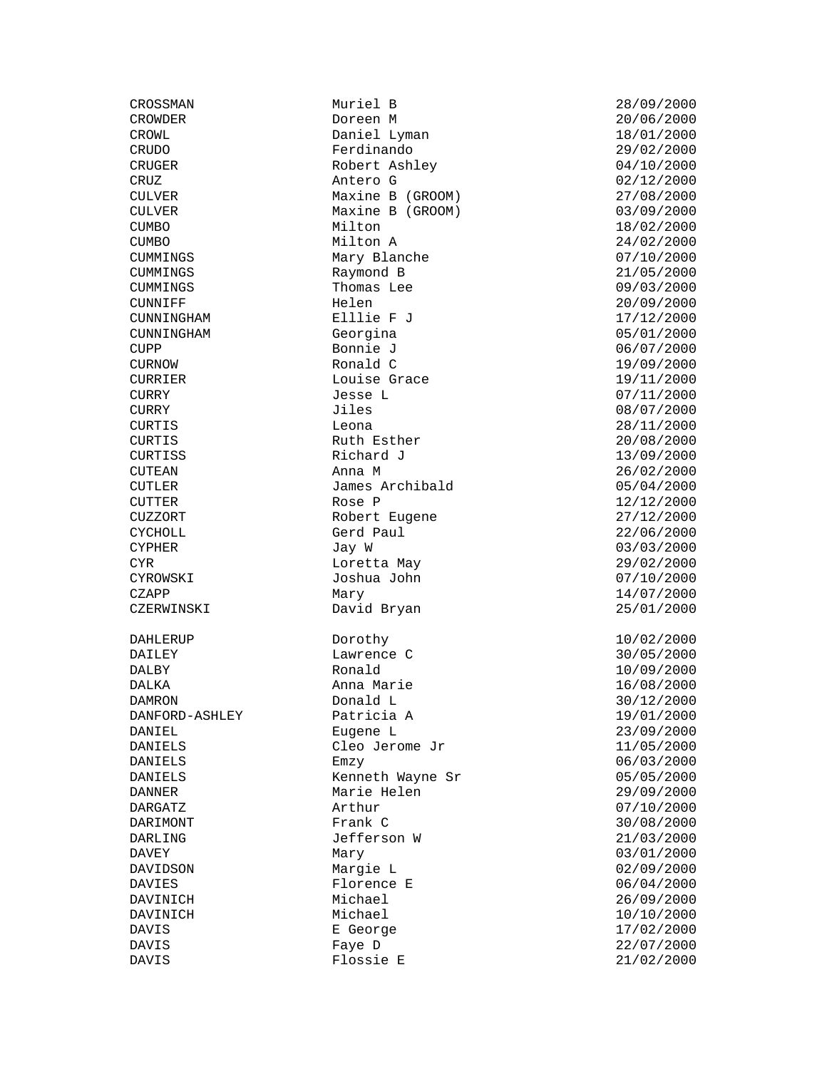| | | |
|---|---|---|
| CROSSMAN | Muriel B | 28/09/2000 |
| CROWDER | Doreen M | 20/06/2000 |
| CROWL | Daniel Lyman | 18/01/2000 |
| CRUDO | Ferdinando | 29/02/2000 |
| CRUGER | Robert Ashley | 04/10/2000 |
| CRUZ | Antero G | 02/12/2000 |
| CULVER | Maxine B (GROOM) | 27/08/2000 |
| CULVER | Maxine B (GROOM) | 03/09/2000 |
| CUMBO | Milton | 18/02/2000 |
| CUMBO | Milton A | 24/02/2000 |
| CUMMINGS | Mary Blanche | 07/10/2000 |
| CUMMINGS | Raymond B | 21/05/2000 |
| CUMMINGS | Thomas Lee | 09/03/2000 |
| CUNNIFF | Helen | 20/09/2000 |
| CUNNINGHAM | Elllie F J | 17/12/2000 |
| CUNNINGHAM | Georgina | 05/01/2000 |
| CUPP | Bonnie J | 06/07/2000 |
| CURNOW | Ronald C | 19/09/2000 |
| CURRIER | Louise Grace | 19/11/2000 |
| CURRY | Jesse L | 07/11/2000 |
| CURRY | Jiles | 08/07/2000 |
| CURTIS | Leona | 28/11/2000 |
| CURTIS | Ruth Esther | 20/08/2000 |
| CURTISS | Richard J | 13/09/2000 |
| CUTEAN | Anna M | 26/02/2000 |
| CUTLER | James Archibald | 05/04/2000 |
| CUTTER | Rose P | 12/12/2000 |
| CUZZORT | Robert Eugene | 27/12/2000 |
| CYCHOLL | Gerd Paul | 22/06/2000 |
| CYPHER | Jay W | 03/03/2000 |
| CYR | Loretta May | 29/02/2000 |
| CYROWSKI | Joshua John | 07/10/2000 |
| CZAPP | Mary | 14/07/2000 |
| CZERWINSKI | David Bryan | 25/01/2000 |
| | | |
| DAHLERUP | Dorothy | 10/02/2000 |
| DAILEY | Lawrence C | 30/05/2000 |
| DALBY | Ronald | 10/09/2000 |
| DALKA | Anna Marie | 16/08/2000 |
| DAMRON | Donald L | 30/12/2000 |
| DANFORD-ASHLEY | Patricia A | 19/01/2000 |
| DANIEL | Eugene L | 23/09/2000 |
| DANIELS | Cleo Jerome Jr | 11/05/2000 |
| DANIELS | Emzy | 06/03/2000 |
| DANIELS | Kenneth Wayne Sr | 05/05/2000 |
| DANNER | Marie Helen | 29/09/2000 |
| DARGATZ | Arthur | 07/10/2000 |
| DARIMONT | Frank C | 30/08/2000 |
| DARLING | Jefferson W | 21/03/2000 |
| DAVEY | Mary | 03/01/2000 |
| DAVIDSON | Margie L | 02/09/2000 |
| DAVIES | Florence E | 06/04/2000 |
| DAVINICH | Michael | 26/09/2000 |
| DAVINICH | Michael | 10/10/2000 |
| DAVIS | E George | 17/02/2000 |
| DAVIS | Faye D | 22/07/2000 |
| DAVIS | Flossie E | 21/02/2000 |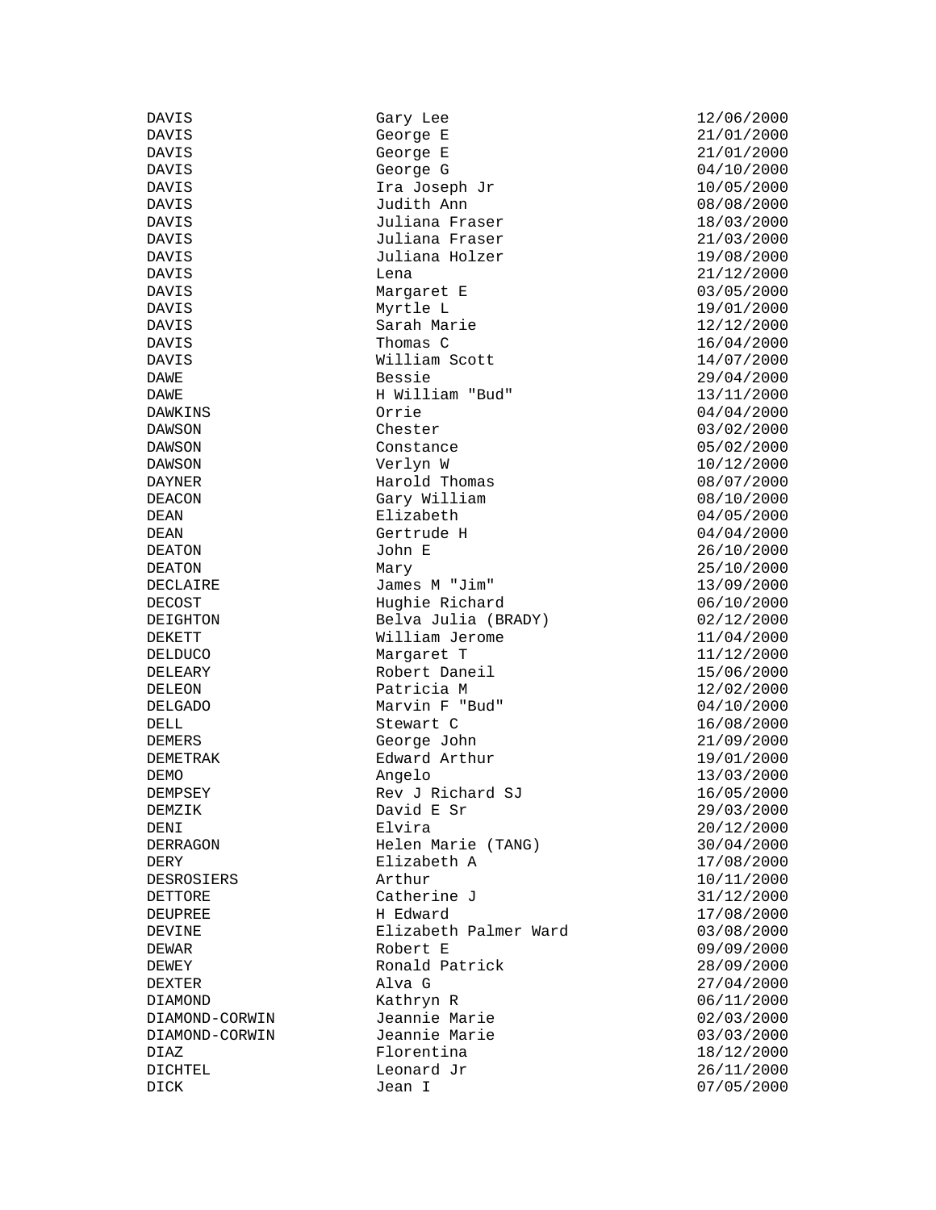| | | |
|---|---|---|
| DAVIS | Gary Lee | 12/06/2000 |
| DAVIS | George E | 21/01/2000 |
| DAVIS | George E | 21/01/2000 |
| DAVIS | George G | 04/10/2000 |
| DAVIS | Ira Joseph Jr | 10/05/2000 |
| DAVIS | Judith Ann | 08/08/2000 |
| DAVIS | Juliana Fraser | 18/03/2000 |
| DAVIS | Juliana Fraser | 21/03/2000 |
| DAVIS | Juliana Holzer | 19/08/2000 |
| DAVIS | Lena | 21/12/2000 |
| DAVIS | Margaret E | 03/05/2000 |
| DAVIS | Myrtle L | 19/01/2000 |
| DAVIS | Sarah Marie | 12/12/2000 |
| DAVIS | Thomas C | 16/04/2000 |
| DAVIS | William Scott | 14/07/2000 |
| DAWE | Bessie | 29/04/2000 |
| DAWE | H William "Bud" | 13/11/2000 |
| DAWKINS | Orrie | 04/04/2000 |
| DAWSON | Chester | 03/02/2000 |
| DAWSON | Constance | 05/02/2000 |
| DAWSON | Verlyn W | 10/12/2000 |
| DAYNER | Harold Thomas | 08/07/2000 |
| DEACON | Gary William | 08/10/2000 |
| DEAN | Elizabeth | 04/05/2000 |
| DEAN | Gertrude H | 04/04/2000 |
| DEATON | John E | 26/10/2000 |
| DEATON | Mary | 25/10/2000 |
| DECLAIRE | James M "Jim" | 13/09/2000 |
| DECOST | Hughie Richard | 06/10/2000 |
| DEIGHTON | Belva Julia (BRADY) | 02/12/2000 |
| DEKETT | William Jerome | 11/04/2000 |
| DELDUCO | Margaret T | 11/12/2000 |
| DELEARY | Robert Daneil | 15/06/2000 |
| DELEON | Patricia M | 12/02/2000 |
| DELGADO | Marvin F "Bud" | 04/10/2000 |
| DELL | Stewart C | 16/08/2000 |
| DEMERS | George John | 21/09/2000 |
| DEMETRAK | Edward Arthur | 19/01/2000 |
| DEMO | Angelo | 13/03/2000 |
| DEMPSEY | Rev J Richard SJ | 16/05/2000 |
| DEMZIK | David E Sr | 29/03/2000 |
| DENI | Elvira | 20/12/2000 |
| DERRAGON | Helen Marie (TANG) | 30/04/2000 |
| DERY | Elizabeth A | 17/08/2000 |
| DESROSIERS | Arthur | 10/11/2000 |
| DETTORE | Catherine J | 31/12/2000 |
| DEUPREE | H Edward | 17/08/2000 |
| DEVINE | Elizabeth Palmer Ward | 03/08/2000 |
| DEWAR | Robert E | 09/09/2000 |
| DEWEY | Ronald Patrick | 28/09/2000 |
| DEXTER | Alva G | 27/04/2000 |
| DIAMOND | Kathryn R | 06/11/2000 |
| DIAMOND-CORWIN | Jeannie Marie | 02/03/2000 |
| DIAMOND-CORWIN | Jeannie Marie | 03/03/2000 |
| DIAZ | Florentina | 18/12/2000 |
| DICHTEL | Leonard Jr | 26/11/2000 |
| DICK | Jean I | 07/05/2000 |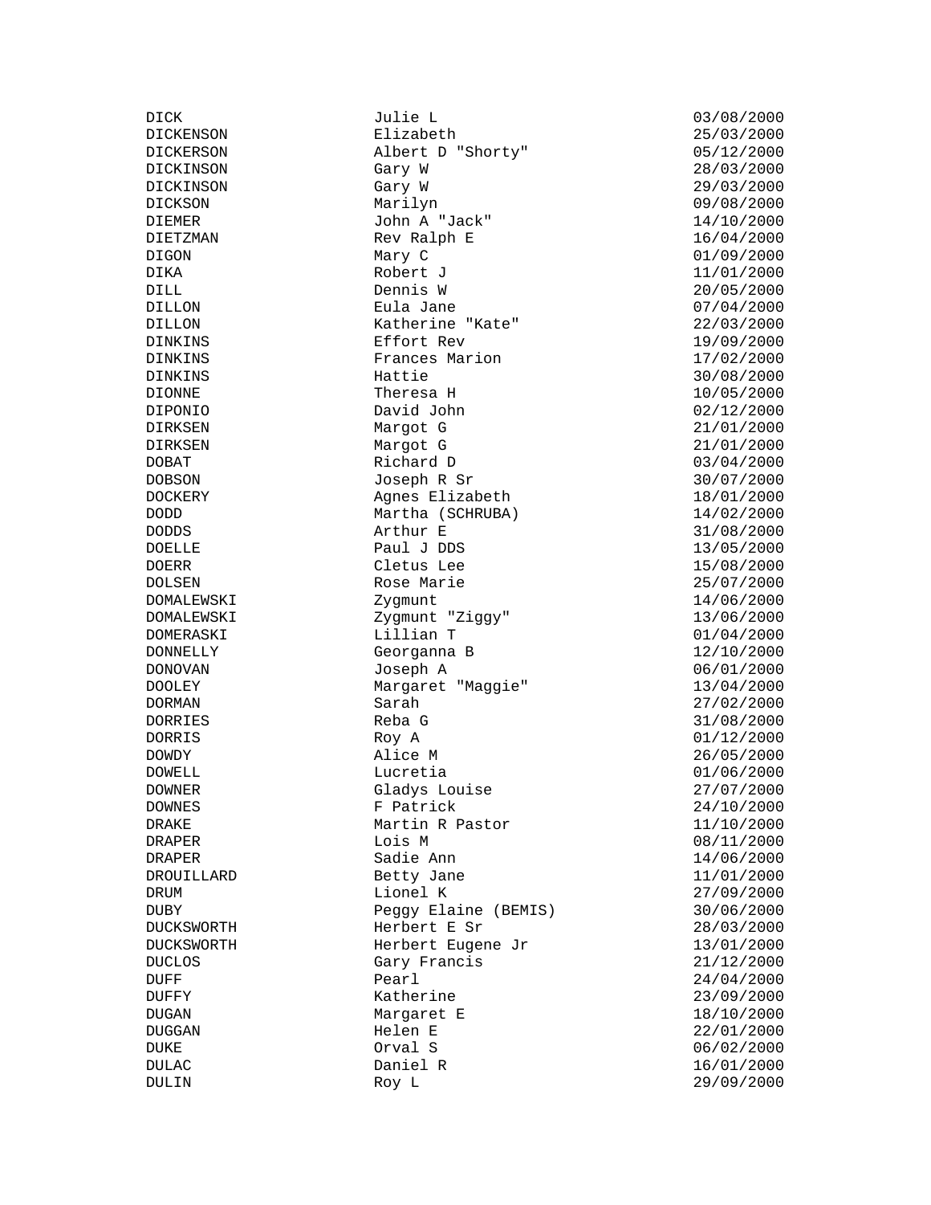| | | |
|---|---|---|
| DICK | Julie L | 03/08/2000 |
| DICKENSON | Elizabeth | 25/03/2000 |
| DICKERSON | Albert D "Shorty" | 05/12/2000 |
| DICKINSON | Gary W | 28/03/2000 |
| DICKINSON | Gary W | 29/03/2000 |
| DICKSON | Marilyn | 09/08/2000 |
| DIEMER | John A "Jack" | 14/10/2000 |
| DIETZMAN | Rev Ralph E | 16/04/2000 |
| DIGON | Mary C | 01/09/2000 |
| DIKA | Robert J | 11/01/2000 |
| DILL | Dennis W | 20/05/2000 |
| DILLON | Eula Jane | 07/04/2000 |
| DILLON | Katherine "Kate" | 22/03/2000 |
| DINKINS | Effort Rev | 19/09/2000 |
| DINKINS | Frances Marion | 17/02/2000 |
| DINKINS | Hattie | 30/08/2000 |
| DIONNE | Theresa H | 10/05/2000 |
| DIPONIO | David John | 02/12/2000 |
| DIRKSEN | Margot G | 21/01/2000 |
| DIRKSEN | Margot G | 21/01/2000 |
| DOBAT | Richard D | 03/04/2000 |
| DOBSON | Joseph R Sr | 30/07/2000 |
| DOCKERY | Agnes Elizabeth | 18/01/2000 |
| DODD | Martha (SCHRUBA) | 14/02/2000 |
| DODDS | Arthur E | 31/08/2000 |
| DOELLE | Paul J DDS | 13/05/2000 |
| DOERR | Cletus Lee | 15/08/2000 |
| DOLSEN | Rose Marie | 25/07/2000 |
| DOMALEWSKI | Zygmunt | 14/06/2000 |
| DOMALEWSKI | Zygmunt "Ziggy" | 13/06/2000 |
| DOMERASKI | Lillian T | 01/04/2000 |
| DONNELLY | Georganna B | 12/10/2000 |
| DONOVAN | Joseph A | 06/01/2000 |
| DOOLEY | Margaret "Maggie" | 13/04/2000 |
| DORMAN | Sarah | 27/02/2000 |
| DORRIES | Reba G | 31/08/2000 |
| DORRIS | Roy A | 01/12/2000 |
| DOWDY | Alice M | 26/05/2000 |
| DOWELL | Lucretia | 01/06/2000 |
| DOWNER | Gladys Louise | 27/07/2000 |
| DOWNES | F Patrick | 24/10/2000 |
| DRAKE | Martin R Pastor | 11/10/2000 |
| DRAPER | Lois M | 08/11/2000 |
| DRAPER | Sadie Ann | 14/06/2000 |
| DROUILLARD | Betty Jane | 11/01/2000 |
| DRUM | Lionel K | 27/09/2000 |
| DUBY | Peggy Elaine (BEMIS) | 30/06/2000 |
| DUCKSWORTH | Herbert E Sr | 28/03/2000 |
| DUCKSWORTH | Herbert Eugene Jr | 13/01/2000 |
| DUCLOS | Gary Francis | 21/12/2000 |
| DUFF | Pearl | 24/04/2000 |
| DUFFY | Katherine | 23/09/2000 |
| DUGAN | Margaret E | 18/10/2000 |
| DUGGAN | Helen E | 22/01/2000 |
| DUKE | Orval S | 06/02/2000 |
| DULAC | Daniel R | 16/01/2000 |
| DULIN | Roy L | 29/09/2000 |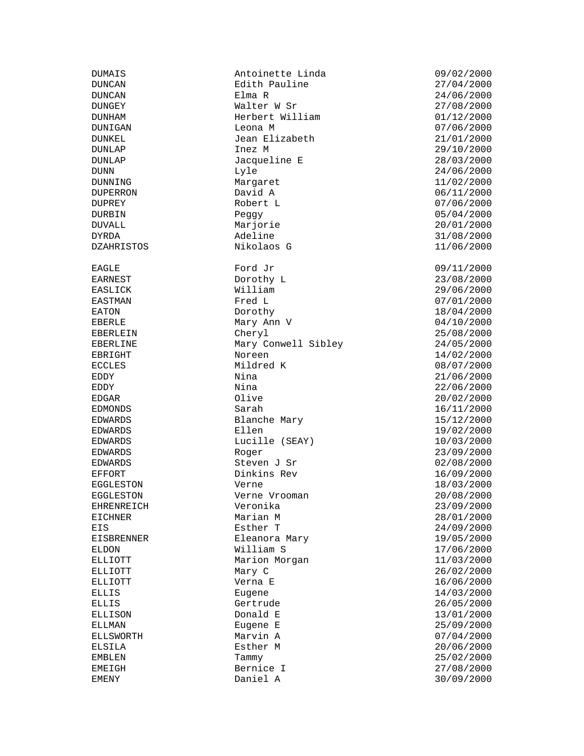| | | |
|---|---|---|
| DUMAIS | Antoinette Linda | 09/02/2000 |
| DUNCAN | Edith Pauline | 27/04/2000 |
| DUNCAN | Elma R | 24/06/2000 |
| DUNGEY | Walter W Sr | 27/08/2000 |
| DUNHAM | Herbert William | 01/12/2000 |
| DUNIGAN | Leona M | 07/06/2000 |
| DUNKEL | Jean Elizabeth | 21/01/2000 |
| DUNLAP | Inez M | 29/10/2000 |
| DUNLAP | Jacqueline E | 28/03/2000 |
| DUNN | Lyle | 24/06/2000 |
| DUNNING | Margaret | 11/02/2000 |
| DUPERRON | David A | 06/11/2000 |
| DUPREY | Robert L | 07/06/2000 |
| DURBIN | Peggy | 05/04/2000 |
| DUVALL | Marjorie | 20/01/2000 |
| DYRDA | Adeline | 31/08/2000 |
| DZAHRISTOS | Nikolaos G | 11/06/2000 |
| | | |
| EAGLE | Ford Jr | 09/11/2000 |
| EARNEST | Dorothy L | 23/08/2000 |
| EASLICK | William | 29/06/2000 |
| EASTMAN | Fred L | 07/01/2000 |
| EATON | Dorothy | 18/04/2000 |
| EBERLE | Mary Ann V | 04/10/2000 |
| EBERLEIN | Cheryl | 25/08/2000 |
| EBERLINE | Mary Conwell Sibley | 24/05/2000 |
| EBRIGHT | Noreen | 14/02/2000 |
| ECCLES | Mildred K | 08/07/2000 |
| EDDY | Nina | 21/06/2000 |
| EDDY | Nina | 22/06/2000 |
| EDGAR | Olive | 20/02/2000 |
| EDMONDS | Sarah | 16/11/2000 |
| EDWARDS | Blanche Mary | 15/12/2000 |
| EDWARDS | Ellen | 19/02/2000 |
| EDWARDS | Lucille (SEAY) | 10/03/2000 |
| EDWARDS | Roger | 23/09/2000 |
| EDWARDS | Steven J Sr | 02/08/2000 |
| EFFORT | Dinkins Rev | 16/09/2000 |
| EGGLESTON | Verne | 18/03/2000 |
| EGGLESTON | Verne Vrooman | 20/08/2000 |
| EHRENREICH | Veronika | 23/09/2000 |
| EICHNER | Marian M | 28/01/2000 |
| EIS | Esther T | 24/09/2000 |
| EISBRENNER | Eleanora Mary | 19/05/2000 |
| ELDON | William S | 17/06/2000 |
| ELLIOTT | Marion Morgan | 11/03/2000 |
| ELLIOTT | Mary C | 26/02/2000 |
| ELLIOTT | Verna E | 16/06/2000 |
| ELLIS | Eugene | 14/03/2000 |
| ELLIS | Gertrude | 26/05/2000 |
| ELLISON | Donald E | 13/01/2000 |
| ELLMAN | Eugene E | 25/09/2000 |
| ELLSWORTH | Marvin A | 07/04/2000 |
| ELSILA | Esther M | 20/06/2000 |
| EMBLEN | Tammy | 25/02/2000 |
| EMEIGH | Bernice I | 27/08/2000 |
| EMENY | Daniel A | 30/09/2000 |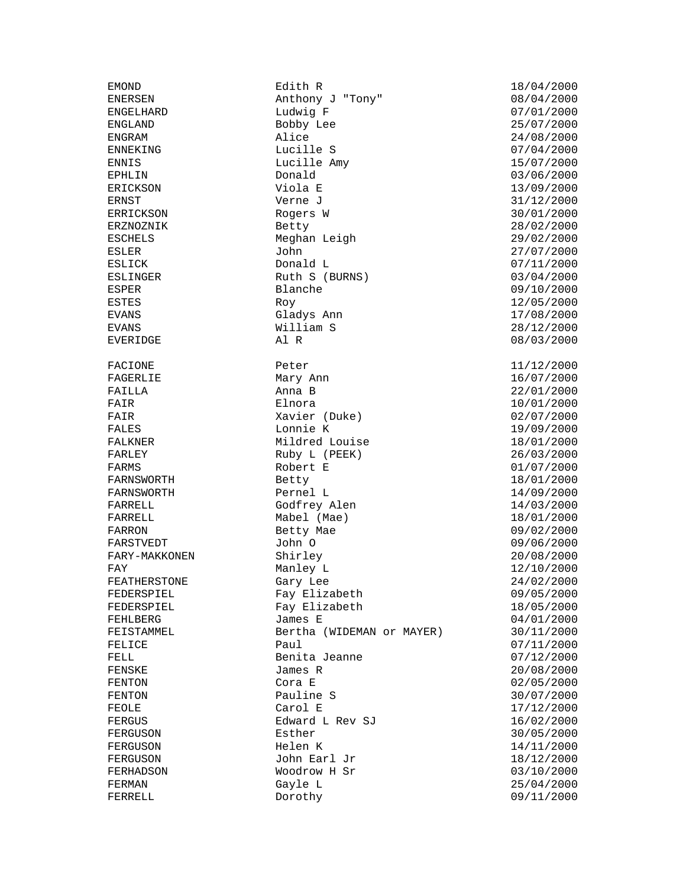| | | |
|---|---|---|
| EMOND | Edith R | 18/04/2000 |
| ENERSEN | Anthony J "Tony" | 08/04/2000 |
| ENGELHARD | Ludwig F | 07/01/2000 |
| ENGLAND | Bobby Lee | 25/07/2000 |
| ENGRAM | Alice | 24/08/2000 |
| ENNEKING | Lucille S | 07/04/2000 |
| ENNIS | Lucille Amy | 15/07/2000 |
| EPHLIN | Donald | 03/06/2000 |
| ERICKSON | Viola E | 13/09/2000 |
| ERNST | Verne J | 31/12/2000 |
| ERRICKSON | Rogers W | 30/01/2000 |
| ERZNOZNIK | Betty | 28/02/2000 |
| ESCHELS | Meghan Leigh | 29/02/2000 |
| ESLER | John | 27/07/2000 |
| ESLICK | Donald L | 07/11/2000 |
| ESLINGER | Ruth S (BURNS) | 03/04/2000 |
| ESPER | Blanche | 09/10/2000 |
| ESTES | Roy | 12/05/2000 |
| EVANS | Gladys Ann | 17/08/2000 |
| EVANS | William S | 28/12/2000 |
| EVERIDGE | Al R | 08/03/2000 |
| | | |
| FACIONE | Peter | 11/12/2000 |
| FAGERLIE | Mary Ann | 16/07/2000 |
| FAILLA | Anna B | 22/01/2000 |
| FAIR | Elnora | 10/01/2000 |
| FAIR | Xavier (Duke) | 02/07/2000 |
| FALES | Lonnie K | 19/09/2000 |
| FALKNER | Mildred Louise | 18/01/2000 |
| FARLEY | Ruby L (PEEK) | 26/03/2000 |
| FARMS | Robert E | 01/07/2000 |
| FARNSWORTH | Betty | 18/01/2000 |
| FARNSWORTH | Pernel L | 14/09/2000 |
| FARRELL | Godfrey Alen | 14/03/2000 |
| FARRELL | Mabel (Mae) | 18/01/2000 |
| FARRON | Betty Mae | 09/02/2000 |
| FARSTVEDT | John O | 09/06/2000 |
| FARY-MAKKONEN | Shirley | 20/08/2000 |
| FAY | Manley L | 12/10/2000 |
| FEATHERSTONE | Gary Lee | 24/02/2000 |
| FEDERSPIEL | Fay Elizabeth | 09/05/2000 |
| FEDERSPIEL | Fay Elizabeth | 18/05/2000 |
| FEHLBERG | James E | 04/01/2000 |
| FEISTAMMEL | Bertha (WIDEMAN or MAYER) | 30/11/2000 |
| FELICE | Paul | 07/11/2000 |
| FELL | Benita Jeanne | 07/12/2000 |
| FENSKE | James R | 20/08/2000 |
| FENTON | Cora E | 02/05/2000 |
| FENTON | Pauline S | 30/07/2000 |
| FEOLE | Carol E | 17/12/2000 |
| FERGUS | Edward L Rev SJ | 16/02/2000 |
| FERGUSON | Esther | 30/05/2000 |
| FERGUSON | Helen K | 14/11/2000 |
| FERGUSON | John Earl Jr | 18/12/2000 |
| FERHADSON | Woodrow H Sr | 03/10/2000 |
| FERMAN | Gayle L | 25/04/2000 |
| FERRELL | Dorothy | 09/11/2000 |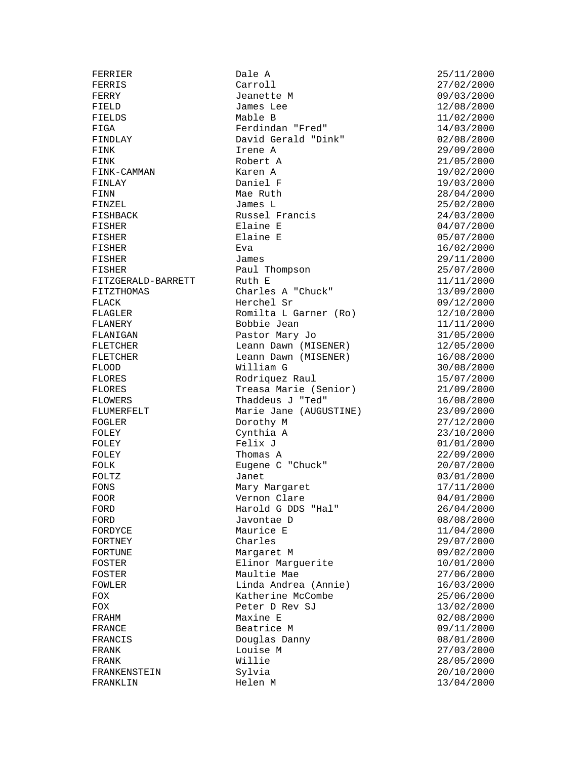| | | |
|---|---|---|
| FERRIER | Dale A | 25/11/2000 |
| FERRIS | Carroll | 27/02/2000 |
| FERRY | Jeanette M | 09/03/2000 |
| FIELD | James Lee | 12/08/2000 |
| FIELDS | Mable B | 11/02/2000 |
| FIGA | Ferdindan "Fred" | 14/03/2000 |
| FINDLAY | David Gerald "Dink" | 02/08/2000 |
| FINK | Irene A | 29/09/2000 |
| FINK | Robert A | 21/05/2000 |
| FINK-CAMMAN | Karen A | 19/02/2000 |
| FINLAY | Daniel F | 19/03/2000 |
| FINN | Mae Ruth | 28/04/2000 |
| FINZEL | James L | 25/02/2000 |
| FISHBACK | Russel Francis | 24/03/2000 |
| FISHER | Elaine E | 04/07/2000 |
| FISHER | Elaine E | 05/07/2000 |
| FISHER | Eva | 16/02/2000 |
| FISHER | James | 29/11/2000 |
| FISHER | Paul Thompson | 25/07/2000 |
| FITZGERALD-BARRETT | Ruth E | 11/11/2000 |
| FITZTHOMAS | Charles A "Chuck" | 13/09/2000 |
| FLACK | Herchel Sr | 09/12/2000 |
| FLAGLER | Romilta L Garner (Ro) | 12/10/2000 |
| FLANERY | Bobbie Jean | 11/11/2000 |
| FLANIGAN | Pastor Mary Jo | 31/05/2000 |
| FLETCHER | Leann Dawn (MISENER) | 12/05/2000 |
| FLETCHER | Leann Dawn (MISENER) | 16/08/2000 |
| FLOOD | William G | 30/08/2000 |
| FLORES | Rodriquez Raul | 15/07/2000 |
| FLORES | Treasa Marie (Senior) | 21/09/2000 |
| FLOWERS | Thaddeus J "Ted" | 16/08/2000 |
| FLUMERFELT | Marie Jane (AUGUSTINE) | 23/09/2000 |
| FOGLER | Dorothy M | 27/12/2000 |
| FOLEY | Cynthia A | 23/10/2000 |
| FOLEY | Felix J | 01/01/2000 |
| FOLEY | Thomas A | 22/09/2000 |
| FOLK | Eugene C "Chuck" | 20/07/2000 |
| FOLTZ | Janet | 03/01/2000 |
| FONS | Mary Margaret | 17/11/2000 |
| FOOR | Vernon Clare | 04/01/2000 |
| FORD | Harold G DDS "Hal" | 26/04/2000 |
| FORD | Javontae D | 08/08/2000 |
| FORDYCE | Maurice E | 11/04/2000 |
| FORTNEY | Charles | 29/07/2000 |
| FORTUNE | Margaret M | 09/02/2000 |
| FOSTER | Elinor Marguerite | 10/01/2000 |
| FOSTER | Maultie Mae | 27/06/2000 |
| FOWLER | Linda Andrea (Annie) | 16/03/2000 |
| FOX | Katherine McCombe | 25/06/2000 |
| FOX | Peter D Rev SJ | 13/02/2000 |
| FRAHM | Maxine E | 02/08/2000 |
| FRANCE | Beatrice M | 09/11/2000 |
| FRANCIS | Douglas Danny | 08/01/2000 |
| FRANK | Louise M | 27/03/2000 |
| FRANK | Willie | 28/05/2000 |
| FRANKENSTEIN | Sylvia | 20/10/2000 |
| FRANKLIN | Helen M | 13/04/2000 |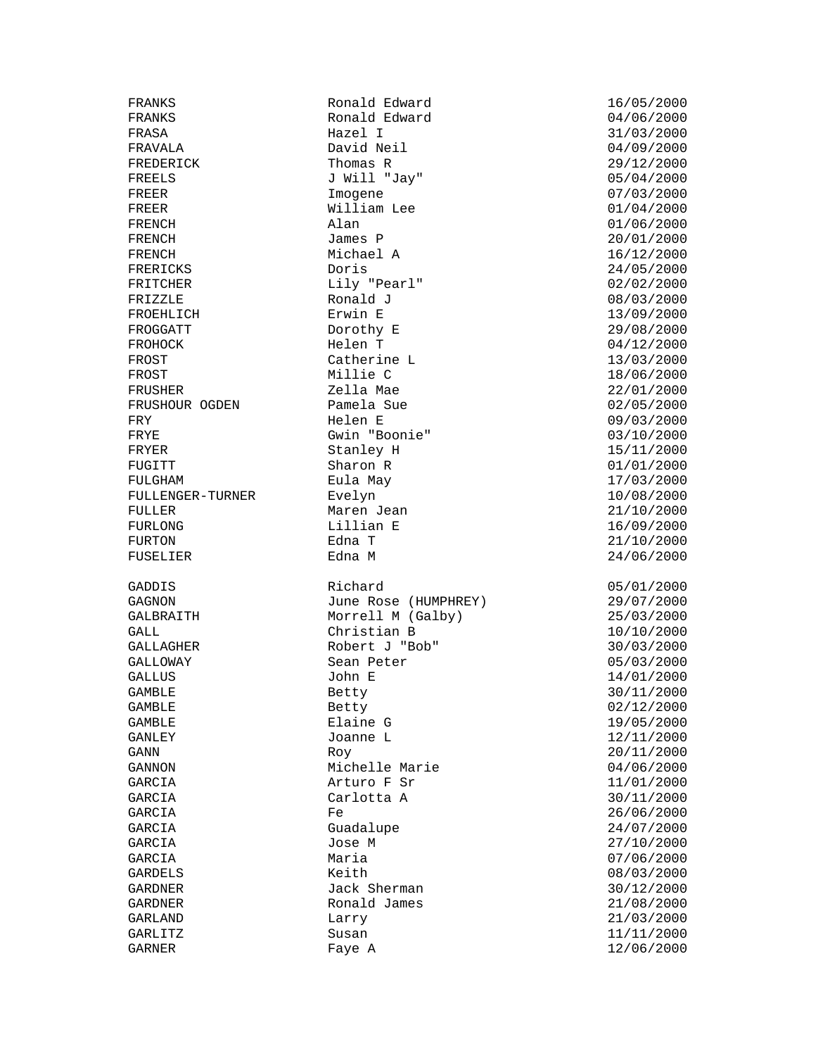| | | |
|---|---|---|
| FRANKS | Ronald Edward | 16/05/2000 |
| FRANKS | Ronald Edward | 04/06/2000 |
| FRASA | Hazel I | 31/03/2000 |
| FRAVALA | David Neil | 04/09/2000 |
| FREDERICK | Thomas R | 29/12/2000 |
| FREELS | J Will "Jay" | 05/04/2000 |
| FREER | Imogene | 07/03/2000 |
| FREER | William Lee | 01/04/2000 |
| FRENCH | Alan | 01/06/2000 |
| FRENCH | James P | 20/01/2000 |
| FRENCH | Michael A | 16/12/2000 |
| FRERICKS | Doris | 24/05/2000 |
| FRITCHER | Lily "Pearl" | 02/02/2000 |
| FRIZZLE | Ronald J | 08/03/2000 |
| FROEHLICH | Erwin E | 13/09/2000 |
| FROGGATT | Dorothy E | 29/08/2000 |
| FROHOCK | Helen T | 04/12/2000 |
| FROST | Catherine L | 13/03/2000 |
| FROST | Millie C | 18/06/2000 |
| FRUSHER | Zella Mae | 22/01/2000 |
| FRUSHOUR OGDEN | Pamela Sue | 02/05/2000 |
| FRY | Helen E | 09/03/2000 |
| FRYE | Gwin "Boonie" | 03/10/2000 |
| FRYER | Stanley H | 15/11/2000 |
| FUGITT | Sharon R | 01/01/2000 |
| FULGHAM | Eula May | 17/03/2000 |
| FULLENGER-TURNER | Evelyn | 10/08/2000 |
| FULLER | Maren Jean | 21/10/2000 |
| FURLONG | Lillian E | 16/09/2000 |
| FURTON | Edna T | 21/10/2000 |
| FUSELIER | Edna M | 24/06/2000 |
| | | |
| GADDIS | Richard | 05/01/2000 |
| GAGNON | June Rose (HUMPHREY) | 29/07/2000 |
| GALBRAITH | Morrell M (Galby) | 25/03/2000 |
| GALL | Christian B | 10/10/2000 |
| GALLAGHER | Robert J "Bob" | 30/03/2000 |
| GALLOWAY | Sean Peter | 05/03/2000 |
| GALLUS | John E | 14/01/2000 |
| GAMBLE | Betty | 30/11/2000 |
| GAMBLE | Betty | 02/12/2000 |
| GAMBLE | Elaine G | 19/05/2000 |
| GANLEY | Joanne L | 12/11/2000 |
| GANN | Roy | 20/11/2000 |
| GANNON | Michelle Marie | 04/06/2000 |
| GARCIA | Arturo F Sr | 11/01/2000 |
| GARCIA | Carlotta A | 30/11/2000 |
| GARCIA | Fe | 26/06/2000 |
| GARCIA | Guadalupe | 24/07/2000 |
| GARCIA | Jose M | 27/10/2000 |
| GARCIA | Maria | 07/06/2000 |
| GARDELS | Keith | 08/03/2000 |
| GARDNER | Jack Sherman | 30/12/2000 |
| GARDNER | Ronald James | 21/08/2000 |
| GARLAND | Larry | 21/03/2000 |
| GARLITZ | Susan | 11/11/2000 |
| GARNER | Faye A | 12/06/2000 |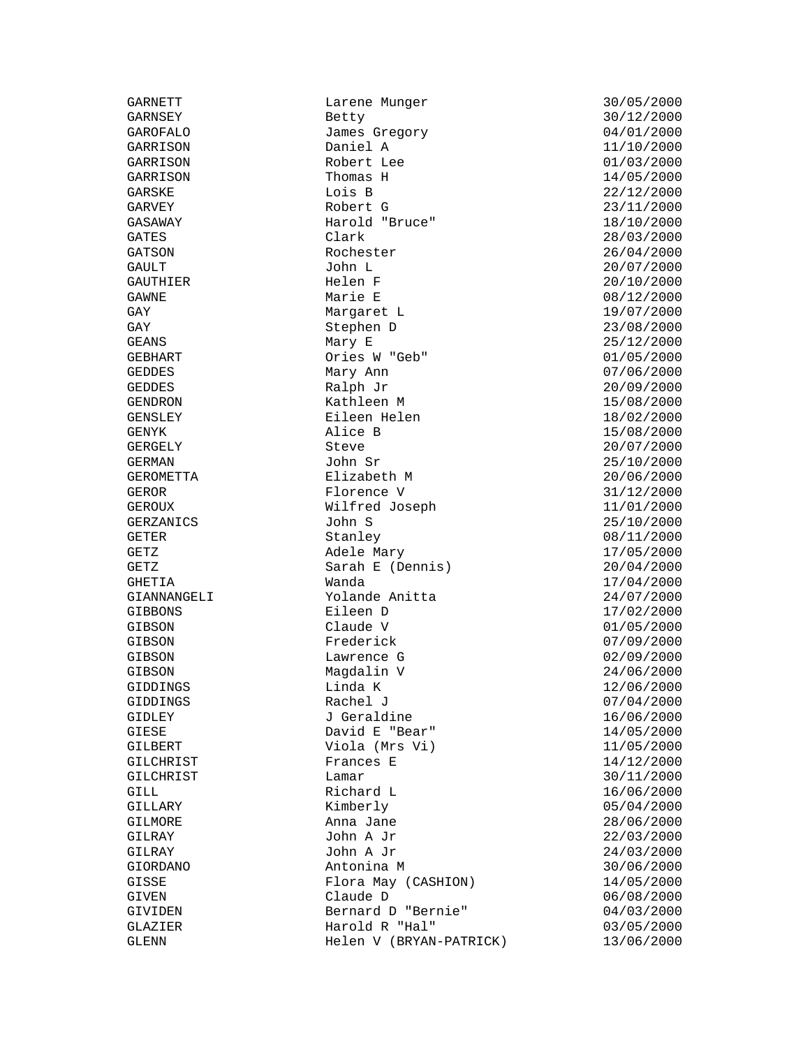| | | |
|---|---|---|
| GARNETT | Larene Munger | 30/05/2000 |
| GARNSEY | Betty | 30/12/2000 |
| GAROFALO | James Gregory | 04/01/2000 |
| GARRISON | Daniel A | 11/10/2000 |
| GARRISON | Robert Lee | 01/03/2000 |
| GARRISON | Thomas H | 14/05/2000 |
| GARSKE | Lois B | 22/12/2000 |
| GARVEY | Robert G | 23/11/2000 |
| GASAWAY | Harold "Bruce" | 18/10/2000 |
| GATES | Clark | 28/03/2000 |
| GATSON | Rochester | 26/04/2000 |
| GAULT | John L | 20/07/2000 |
| GAUTHIER | Helen F | 20/10/2000 |
| GAWNE | Marie E | 08/12/2000 |
| GAY | Margaret L | 19/07/2000 |
| GAY | Stephen D | 23/08/2000 |
| GEANS | Mary E | 25/12/2000 |
| GEBHART | Ories W "Geb" | 01/05/2000 |
| GEDDES | Mary Ann | 07/06/2000 |
| GEDDES | Ralph Jr | 20/09/2000 |
| GENDRON | Kathleen M | 15/08/2000 |
| GENSLEY | Eileen Helen | 18/02/2000 |
| GENYK | Alice B | 15/08/2000 |
| GERGELY | Steve | 20/07/2000 |
| GERMAN | John Sr | 25/10/2000 |
| GEROMETTA | Elizabeth M | 20/06/2000 |
| GEROR | Florence V | 31/12/2000 |
| GEROUX | Wilfred Joseph | 11/01/2000 |
| GERZANICS | John S | 25/10/2000 |
| GETER | Stanley | 08/11/2000 |
| GETZ | Adele Mary | 17/05/2000 |
| GETZ | Sarah E (Dennis) | 20/04/2000 |
| GHETIA | Wanda | 17/04/2000 |
| GIANNANGELI | Yolande Anitta | 24/07/2000 |
| GIBBONS | Eileen D | 17/02/2000 |
| GIBSON | Claude V | 01/05/2000 |
| GIBSON | Frederick | 07/09/2000 |
| GIBSON | Lawrence G | 02/09/2000 |
| GIBSON | Magdalin V | 24/06/2000 |
| GIDDINGS | Linda K | 12/06/2000 |
| GIDDINGS | Rachel J | 07/04/2000 |
| GIDLEY | J Geraldine | 16/06/2000 |
| GIESE | David E "Bear" | 14/05/2000 |
| GILBERT | Viola (Mrs Vi) | 11/05/2000 |
| GILCHRIST | Frances E | 14/12/2000 |
| GILCHRIST | Lamar | 30/11/2000 |
| GILL | Richard L | 16/06/2000 |
| GILLARY | Kimberly | 05/04/2000 |
| GILMORE | Anna Jane | 28/06/2000 |
| GILRAY | John A Jr | 22/03/2000 |
| GILRAY | John A Jr | 24/03/2000 |
| GIORDANO | Antonina M | 30/06/2000 |
| GISSE | Flora May (CASHION) | 14/05/2000 |
| GIVEN | Claude D | 06/08/2000 |
| GIVIDEN | Bernard D "Bernie" | 04/03/2000 |
| GLAZIER | Harold R "Hal" | 03/05/2000 |
| GLENN | Helen V (BRYAN-PATRICK) | 13/06/2000 |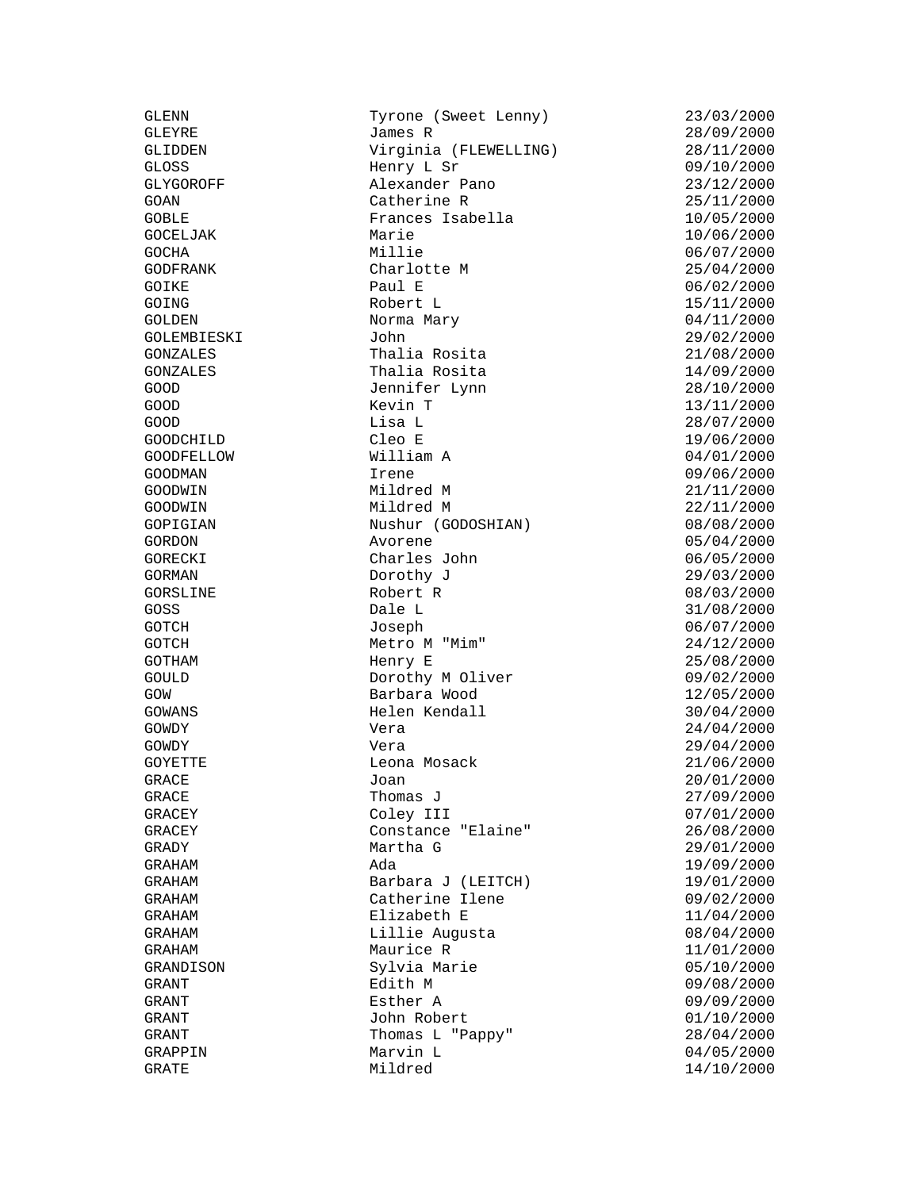| | | |
|---|---|---|
| GLENN | Tyrone (Sweet Lenny) | 23/03/2000 |
| GLEYRE | James R | 28/09/2000 |
| GLIDDEN | Virginia (FLEWELLING) | 28/11/2000 |
| GLOSS | Henry L Sr | 09/10/2000 |
| GLYGOROFF | Alexander Pano | 23/12/2000 |
| GOAN | Catherine R | 25/11/2000 |
| GOBLE | Frances Isabella | 10/05/2000 |
| GOCELJAK | Marie | 10/06/2000 |
| GOCHA | Millie | 06/07/2000 |
| GODFRANK | Charlotte M | 25/04/2000 |
| GOIKE | Paul E | 06/02/2000 |
| GOING | Robert L | 15/11/2000 |
| GOLDEN | Norma Mary | 04/11/2000 |
| GOLEMBIESKI | John | 29/02/2000 |
| GONZALES | Thalia Rosita | 21/08/2000 |
| GONZALES | Thalia Rosita | 14/09/2000 |
| GOOD | Jennifer Lynn | 28/10/2000 |
| GOOD | Kevin T | 13/11/2000 |
| GOOD | Lisa L | 28/07/2000 |
| GOODCHILD | Cleo E | 19/06/2000 |
| GOODFELLOW | William A | 04/01/2000 |
| GOODMAN | Irene | 09/06/2000 |
| GOODWIN | Mildred M | 21/11/2000 |
| GOODWIN | Mildred M | 22/11/2000 |
| GOPIGIAN | Nushur (GODOSHIAN) | 08/08/2000 |
| GORDON | Avorene | 05/04/2000 |
| GORECKI | Charles John | 06/05/2000 |
| GORMAN | Dorothy J | 29/03/2000 |
| GORSLINE | Robert R | 08/03/2000 |
| GOSS | Dale L | 31/08/2000 |
| GOTCH | Joseph | 06/07/2000 |
| GOTCH | Metro M "Mim" | 24/12/2000 |
| GOTHAM | Henry E | 25/08/2000 |
| GOULD | Dorothy M Oliver | 09/02/2000 |
| GOW | Barbara Wood | 12/05/2000 |
| GOWANS | Helen Kendall | 30/04/2000 |
| GOWDY | Vera | 24/04/2000 |
| GOWDY | Vera | 29/04/2000 |
| GOYETTE | Leona Mosack | 21/06/2000 |
| GRACE | Joan | 20/01/2000 |
| GRACE | Thomas J | 27/09/2000 |
| GRACEY | Coley III | 07/01/2000 |
| GRACEY | Constance "Elaine" | 26/08/2000 |
| GRADY | Martha G | 29/01/2000 |
| GRAHAM | Ada | 19/09/2000 |
| GRAHAM | Barbara J (LEITCH) | 19/01/2000 |
| GRAHAM | Catherine Ilene | 09/02/2000 |
| GRAHAM | Elizabeth E | 11/04/2000 |
| GRAHAM | Lillie Augusta | 08/04/2000 |
| GRAHAM | Maurice R | 11/01/2000 |
| GRANDISON | Sylvia Marie | 05/10/2000 |
| GRANT | Edith M | 09/08/2000 |
| GRANT | Esther A | 09/09/2000 |
| GRANT | John Robert | 01/10/2000 |
| GRANT | Thomas L "Pappy" | 28/04/2000 |
| GRAPPIN | Marvin L | 04/05/2000 |
| GRATE | Mildred | 14/10/2000 |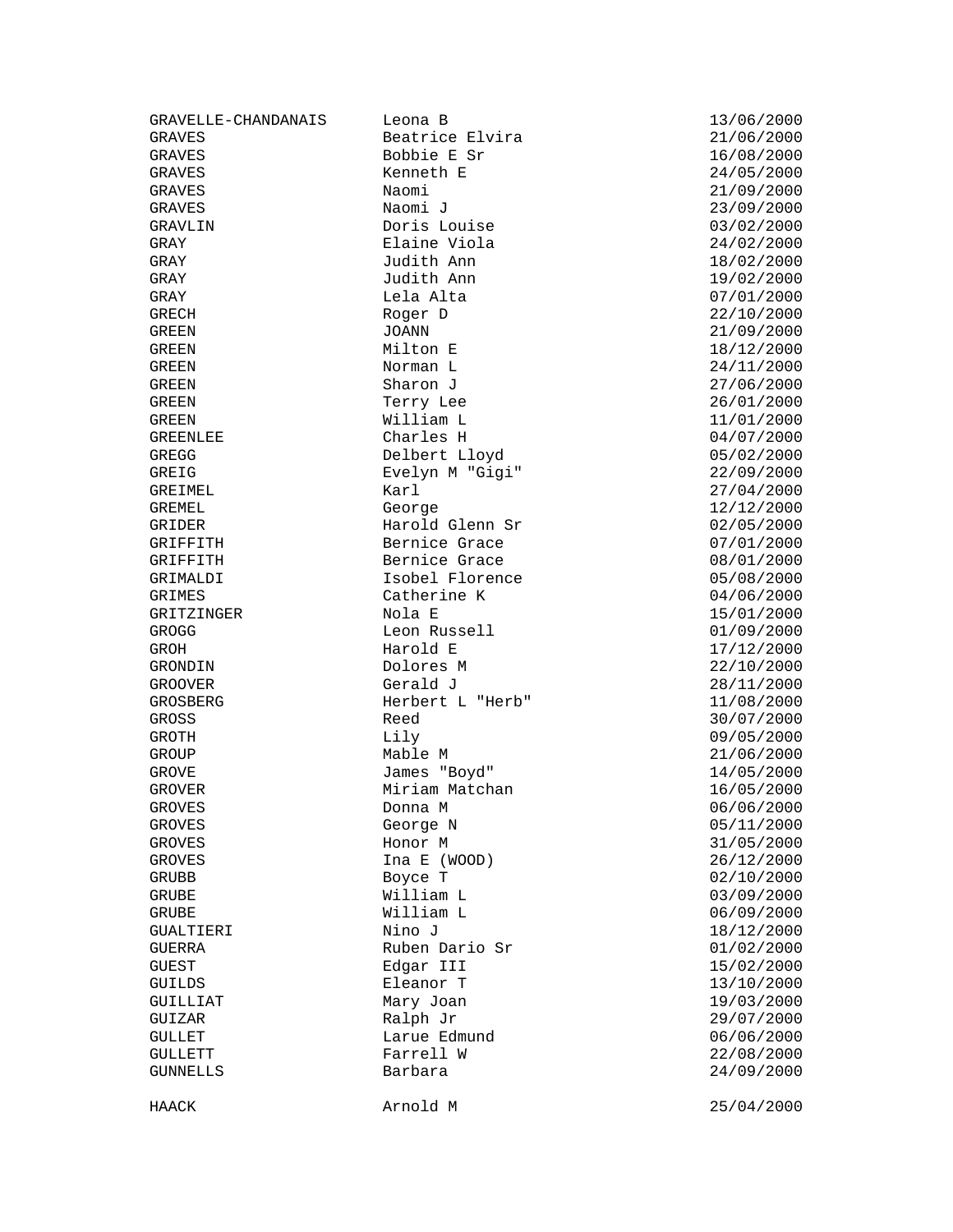| | | |
|---|---|---|
| GRAVELLE-CHANDANAIS | Leona B | 13/06/2000 |
| GRAVES | Beatrice Elvira | 21/06/2000 |
| GRAVES | Bobbie E Sr | 16/08/2000 |
| GRAVES | Kenneth E | 24/05/2000 |
| GRAVES | Naomi | 21/09/2000 |
| GRAVES | Naomi J | 23/09/2000 |
| GRAVLIN | Doris Louise | 03/02/2000 |
| GRAY | Elaine Viola | 24/02/2000 |
| GRAY | Judith Ann | 18/02/2000 |
| GRAY | Judith Ann | 19/02/2000 |
| GRAY | Lela Alta | 07/01/2000 |
| GRECH | Roger D | 22/10/2000 |
| GREEN | JOANN | 21/09/2000 |
| GREEN | Milton E | 18/12/2000 |
| GREEN | Norman L | 24/11/2000 |
| GREEN | Sharon J | 27/06/2000 |
| GREEN | Terry Lee | 26/01/2000 |
| GREEN | William L | 11/01/2000 |
| GREENLEE | Charles H | 04/07/2000 |
| GREGG | Delbert Lloyd | 05/02/2000 |
| GREIG | Evelyn M "Gigi" | 22/09/2000 |
| GREIMEL | Karl | 27/04/2000 |
| GREMEL | George | 12/12/2000 |
| GRIDER | Harold Glenn Sr | 02/05/2000 |
| GRIFFITH | Bernice Grace | 07/01/2000 |
| GRIFFITH | Bernice Grace | 08/01/2000 |
| GRIMALDI | Isobel Florence | 05/08/2000 |
| GRIMES | Catherine K | 04/06/2000 |
| GRITZINGER | Nola E | 15/01/2000 |
| GROGG | Leon Russell | 01/09/2000 |
| GROH | Harold E | 17/12/2000 |
| GRONDIN | Dolores M | 22/10/2000 |
| GROOVER | Gerald J | 28/11/2000 |
| GROSBERG | Herbert L "Herb" | 11/08/2000 |
| GROSS | Reed | 30/07/2000 |
| GROTH | Lily | 09/05/2000 |
| GROUP | Mable M | 21/06/2000 |
| GROVE | James "Boyd" | 14/05/2000 |
| GROVER | Miriam Matchan | 16/05/2000 |
| GROVES | Donna M | 06/06/2000 |
| GROVES | George N | 05/11/2000 |
| GROVES | Honor M | 31/05/2000 |
| GROVES | Ina E (WOOD) | 26/12/2000 |
| GRUBB | Boyce T | 02/10/2000 |
| GRUBE | William L | 03/09/2000 |
| GRUBE | William L | 06/09/2000 |
| GUALTIERI | Nino J | 18/12/2000 |
| GUERRA | Ruben Dario Sr | 01/02/2000 |
| GUEST | Edgar III | 15/02/2000 |
| GUILDS | Eleanor T | 13/10/2000 |
| GUILLIAT | Mary Joan | 19/03/2000 |
| GUIZAR | Ralph Jr | 29/07/2000 |
| GULLET | Larue Edmund | 06/06/2000 |
| GULLETT | Farrell W | 22/08/2000 |
| GUNNELLS | Barbara | 24/09/2000 |
| | | |
| HAACK | Arnold M | 25/04/2000 |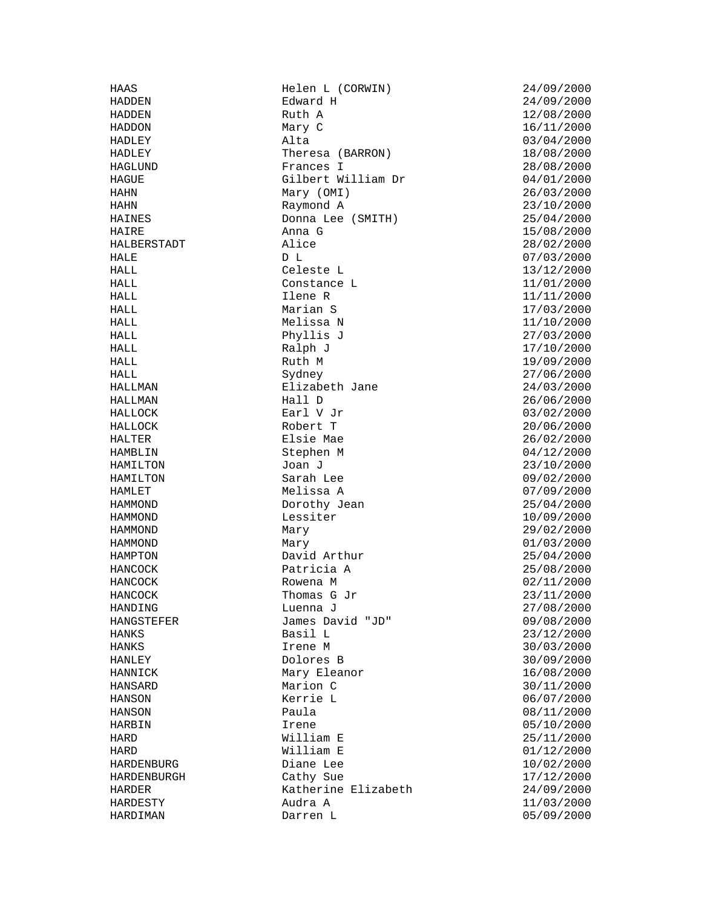| | | |
|---|---|---|
| HAAS | Helen L (CORWIN) | 24/09/2000 |
| HADDEN | Edward H | 24/09/2000 |
| HADDEN | Ruth A | 12/08/2000 |
| HADDON | Mary C | 16/11/2000 |
| HADLEY | Alta | 03/04/2000 |
| HADLEY | Theresa (BARRON) | 18/08/2000 |
| HAGLUND | Frances I | 28/08/2000 |
| HAGUE | Gilbert William Dr | 04/01/2000 |
| HAHN | Mary (OMI) | 26/03/2000 |
| HAHN | Raymond A | 23/10/2000 |
| HAINES | Donna Lee (SMITH) | 25/04/2000 |
| HAIRE | Anna G | 15/08/2000 |
| HALBERSTADT | Alice | 28/02/2000 |
| HALE | D L | 07/03/2000 |
| HALL | Celeste L | 13/12/2000 |
| HALL | Constance L | 11/01/2000 |
| HALL | Ilene R | 11/11/2000 |
| HALL | Marian S | 17/03/2000 |
| HALL | Melissa N | 11/10/2000 |
| HALL | Phyllis J | 27/03/2000 |
| HALL | Ralph J | 17/10/2000 |
| HALL | Ruth M | 19/09/2000 |
| HALL | Sydney | 27/06/2000 |
| HALLMAN | Elizabeth Jane | 24/03/2000 |
| HALLMAN | Hall D | 26/06/2000 |
| HALLOCK | Earl V Jr | 03/02/2000 |
| HALLOCK | Robert T | 20/06/2000 |
| HALTER | Elsie Mae | 26/02/2000 |
| HAMBLIN | Stephen M | 04/12/2000 |
| HAMILTON | Joan J | 23/10/2000 |
| HAMILTON | Sarah Lee | 09/02/2000 |
| HAMLET | Melissa A | 07/09/2000 |
| HAMMOND | Dorothy Jean | 25/04/2000 |
| HAMMOND | Lessiter | 10/09/2000 |
| HAMMOND | Mary | 29/02/2000 |
| HAMMOND | Mary | 01/03/2000 |
| HAMPTON | David Arthur | 25/04/2000 |
| HANCOCK | Patricia A | 25/08/2000 |
| HANCOCK | Rowena M | 02/11/2000 |
| HANCOCK | Thomas G Jr | 23/11/2000 |
| HANDING | Luenna J | 27/08/2000 |
| HANGSTEFER | James David "JD" | 09/08/2000 |
| HANKS | Basil L | 23/12/2000 |
| HANKS | Irene M | 30/03/2000 |
| HANLEY | Dolores B | 30/09/2000 |
| HANNICK | Mary Eleanor | 16/08/2000 |
| HANSARD | Marion C | 30/11/2000 |
| HANSON | Kerrie L | 06/07/2000 |
| HANSON | Paula | 08/11/2000 |
| HARBIN | Irene | 05/10/2000 |
| HARD | William E | 25/11/2000 |
| HARD | William E | 01/12/2000 |
| HARDENBURG | Diane Lee | 10/02/2000 |
| HARDENBURGH | Cathy Sue | 17/12/2000 |
| HARDER | Katherine Elizabeth | 24/09/2000 |
| HARDESTY | Audra A | 11/03/2000 |
| HARDIMAN | Darren L | 05/09/2000 |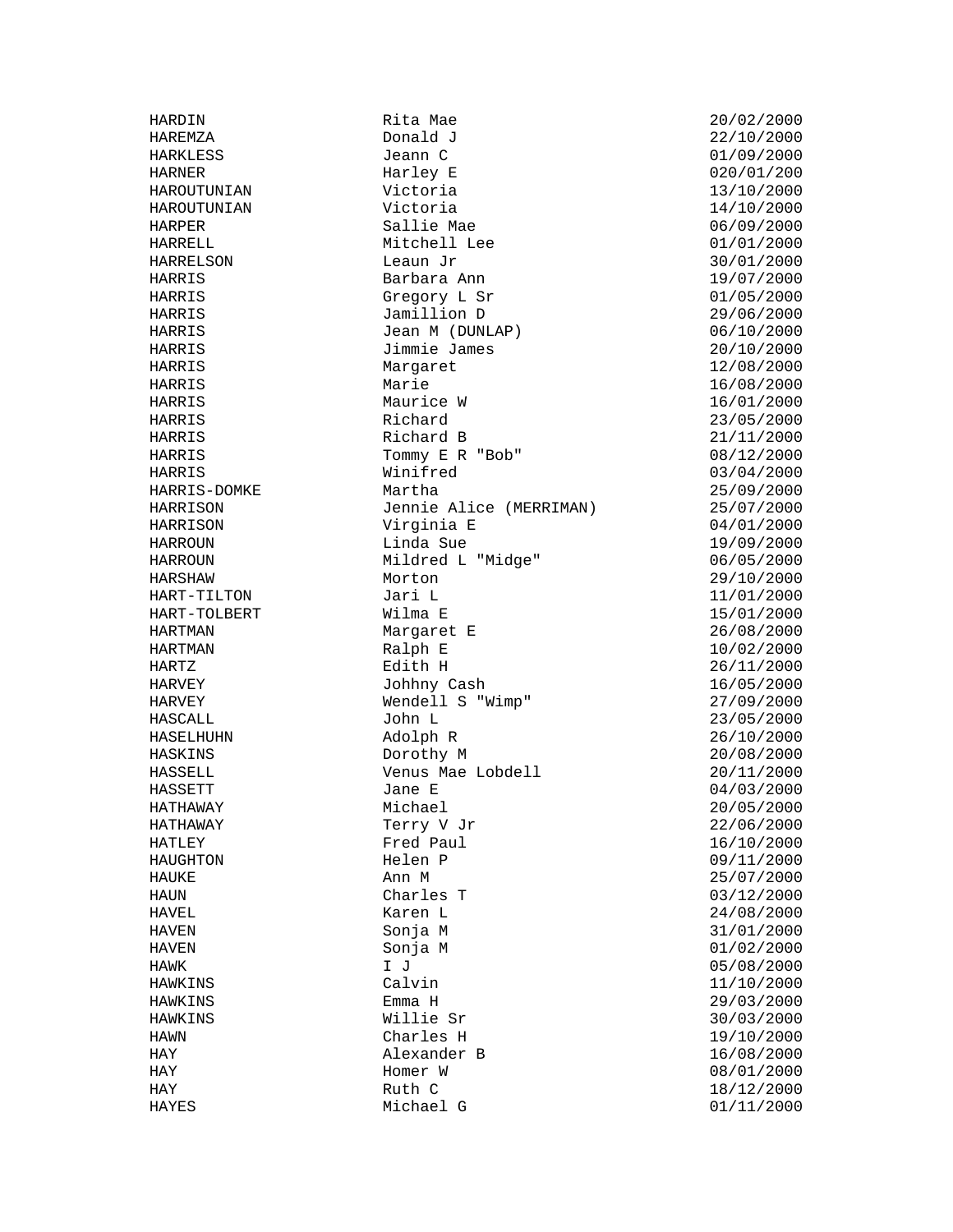| | | |
|---|---|---|
| HARDIN | Rita Mae | 20/02/2000 |
| HAREMZA | Donald J | 22/10/2000 |
| HARKLESS | Jeann C | 01/09/2000 |
| HARNER | Harley E | 020/01/200 |
| HAROUTUNIAN | Victoria | 13/10/2000 |
| HAROUTUNIAN | Victoria | 14/10/2000 |
| HARPER | Sallie Mae | 06/09/2000 |
| HARRELL | Mitchell Lee | 01/01/2000 |
| HARRELSON | Leaun Jr | 30/01/2000 |
| HARRIS | Barbara Ann | 19/07/2000 |
| HARRIS | Gregory L Sr | 01/05/2000 |
| HARRIS | Jamillion D | 29/06/2000 |
| HARRIS | Jean M (DUNLAP) | 06/10/2000 |
| HARRIS | Jimmie James | 20/10/2000 |
| HARRIS | Margaret | 12/08/2000 |
| HARRIS | Marie | 16/08/2000 |
| HARRIS | Maurice W | 16/01/2000 |
| HARRIS | Richard | 23/05/2000 |
| HARRIS | Richard B | 21/11/2000 |
| HARRIS | Tommy E R "Bob" | 08/12/2000 |
| HARRIS | Winifred | 03/04/2000 |
| HARRIS-DOMKE | Martha | 25/09/2000 |
| HARRISON | Jennie Alice (MERRIMAN) | 25/07/2000 |
| HARRISON | Virginia E | 04/01/2000 |
| HARROUN | Linda Sue | 19/09/2000 |
| HARROUN | Mildred L "Midge" | 06/05/2000 |
| HARSHAW | Morton | 29/10/2000 |
| HART-TILTON | Jari L | 11/01/2000 |
| HART-TOLBERT | Wilma E | 15/01/2000 |
| HARTMAN | Margaret E | 26/08/2000 |
| HARTMAN | Ralph E | 10/02/2000 |
| HARTZ | Edith H | 26/11/2000 |
| HARVEY | Johhny Cash | 16/05/2000 |
| HARVEY | Wendell S "Wimp" | 27/09/2000 |
| HASCALL | John L | 23/05/2000 |
| HASELHUHN | Adolph R | 26/10/2000 |
| HASKINS | Dorothy M | 20/08/2000 |
| HASSELL | Venus Mae Lobdell | 20/11/2000 |
| HASSETT | Jane E | 04/03/2000 |
| HATHAWAY | Michael | 20/05/2000 |
| HATHAWAY | Terry V Jr | 22/06/2000 |
| HATLEY | Fred Paul | 16/10/2000 |
| HAUGHTON | Helen P | 09/11/2000 |
| HAUKE | Ann M | 25/07/2000 |
| HAUN | Charles T | 03/12/2000 |
| HAVEL | Karen L | 24/08/2000 |
| HAVEN | Sonja M | 31/01/2000 |
| HAVEN | Sonja M | 01/02/2000 |
| HAWK | I J | 05/08/2000 |
| HAWKINS | Calvin | 11/10/2000 |
| HAWKINS | Emma H | 29/03/2000 |
| HAWKINS | Willie Sr | 30/03/2000 |
| HAWN | Charles H | 19/10/2000 |
| HAY | Alexander B | 16/08/2000 |
| HAY | Homer W | 08/01/2000 |
| HAY | Ruth C | 18/12/2000 |
| HAYES | Michael G | 01/11/2000 |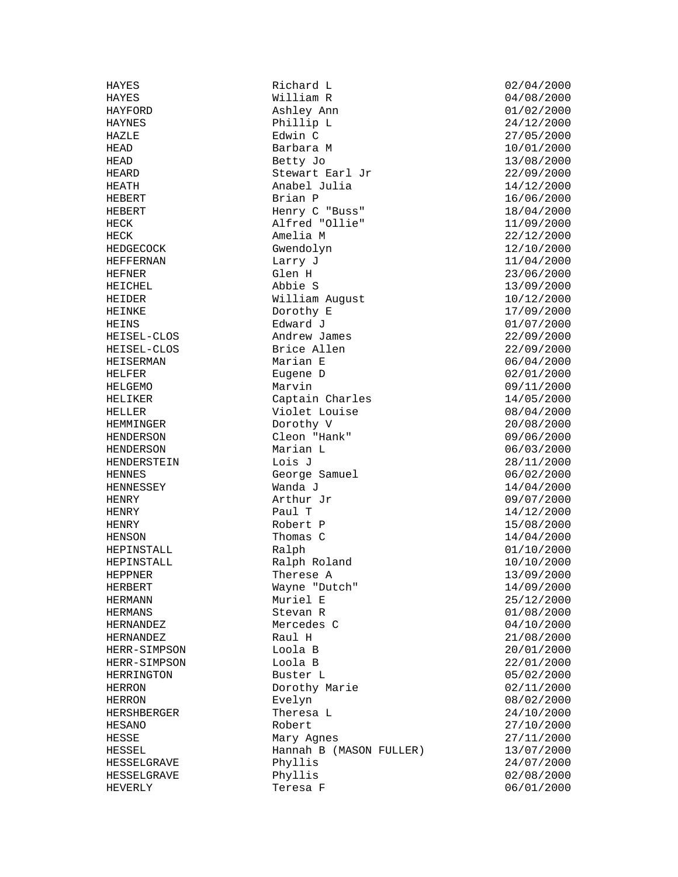| | | |
|---|---|---|
| HAYES | Richard L | 02/04/2000 |
| HAYES | William R | 04/08/2000 |
| HAYFORD | Ashley Ann | 01/02/2000 |
| HAYNES | Phillip L | 24/12/2000 |
| HAZLE | Edwin C | 27/05/2000 |
| HEAD | Barbara M | 10/01/2000 |
| HEAD | Betty Jo | 13/08/2000 |
| HEARD | Stewart Earl Jr | 22/09/2000 |
| HEATH | Anabel Julia | 14/12/2000 |
| HEBERT | Brian P | 16/06/2000 |
| HEBERT | Henry C "Buss" | 18/04/2000 |
| HECK | Alfred "Ollie" | 11/09/2000 |
| HECK | Amelia M | 22/12/2000 |
| HEDGECOCK | Gwendolyn | 12/10/2000 |
| HEFFERNAN | Larry J | 11/04/2000 |
| HEFNER | Glen H | 23/06/2000 |
| HEICHEL | Abbie S | 13/09/2000 |
| HEIDER | William August | 10/12/2000 |
| HEINKE | Dorothy E | 17/09/2000 |
| HEINS | Edward J | 01/07/2000 |
| HEISEL-CLOS | Andrew James | 22/09/2000 |
| HEISEL-CLOS | Brice Allen | 22/09/2000 |
| HEISERMAN | Marian E | 06/04/2000 |
| HELFER | Eugene D | 02/01/2000 |
| HELGEMO | Marvin | 09/11/2000 |
| HELIKER | Captain Charles | 14/05/2000 |
| HELLER | Violet Louise | 08/04/2000 |
| HEMMINGER | Dorothy V | 20/08/2000 |
| HENDERSON | Cleon "Hank" | 09/06/2000 |
| HENDERSON | Marian L | 06/03/2000 |
| HENDERSTEIN | Lois J | 28/11/2000 |
| HENNES | George Samuel | 06/02/2000 |
| HENNESSEY | Wanda J | 14/04/2000 |
| HENRY | Arthur Jr | 09/07/2000 |
| HENRY | Paul T | 14/12/2000 |
| HENRY | Robert P | 15/08/2000 |
| HENSON | Thomas C | 14/04/2000 |
| HEPINSTALL | Ralph | 01/10/2000 |
| HEPINSTALL | Ralph Roland | 10/10/2000 |
| HEPPNER | Therese A | 13/09/2000 |
| HERBERT | Wayne "Dutch" | 14/09/2000 |
| HERMANN | Muriel E | 25/12/2000 |
| HERMANS | Stevan R | 01/08/2000 |
| HERNANDEZ | Mercedes C | 04/10/2000 |
| HERNANDEZ | Raul H | 21/08/2000 |
| HERR-SIMPSON | Loola B | 20/01/2000 |
| HERR-SIMPSON | Loola B | 22/01/2000 |
| HERRINGTON | Buster L | 05/02/2000 |
| HERRON | Dorothy Marie | 02/11/2000 |
| HERRON | Evelyn | 08/02/2000 |
| HERSHBERGER | Theresa L | 24/10/2000 |
| HESANO | Robert | 27/10/2000 |
| HESSE | Mary Agnes | 27/11/2000 |
| HESSEL | Hannah B (MASON FULLER) | 13/07/2000 |
| HESSELGRAVE | Phyllis | 24/07/2000 |
| HESSELGRAVE | Phyllis | 02/08/2000 |
| HEVERLY | Teresa F | 06/01/2000 |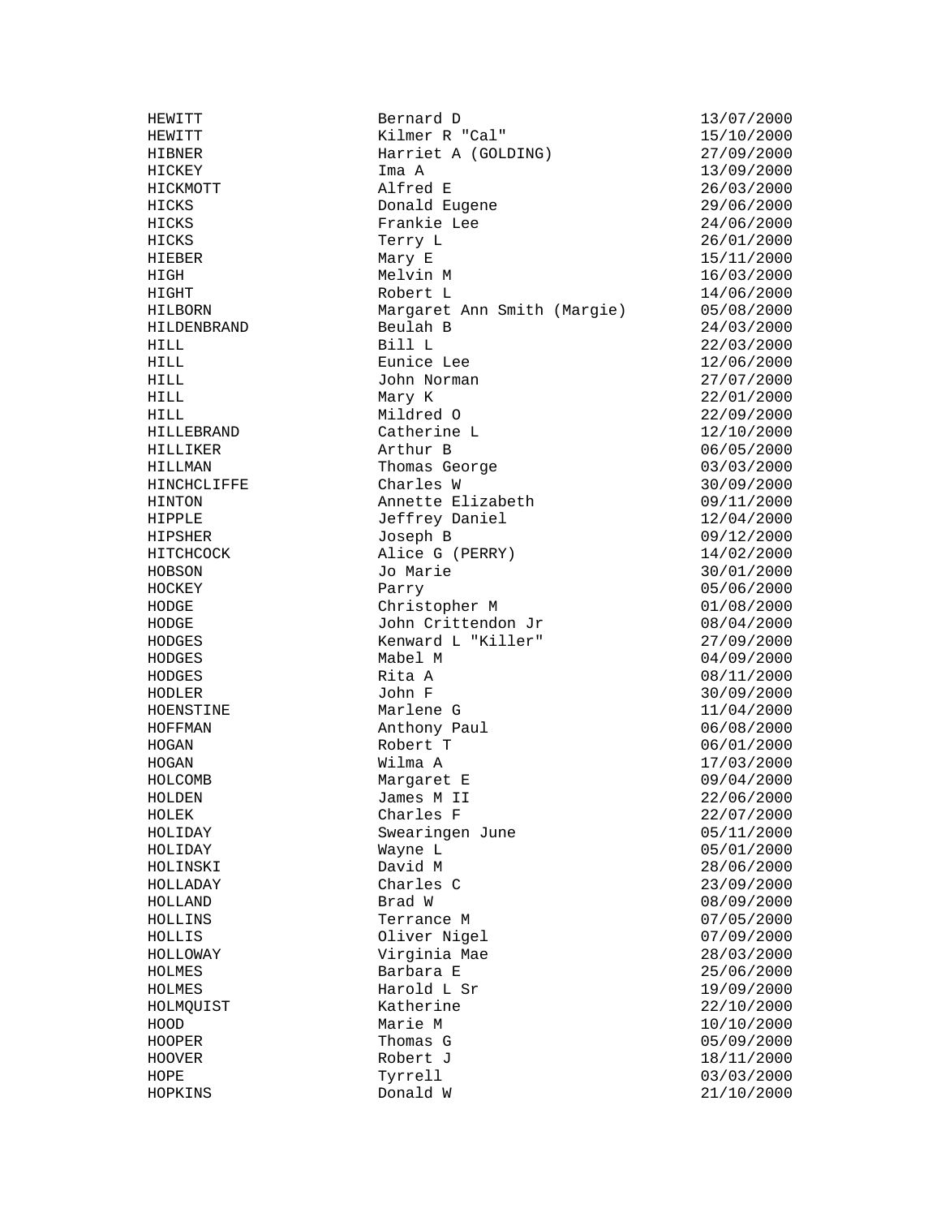| | | |
|---|---|---|
| HEWITT | Bernard D | 13/07/2000 |
| HEWITT | Kilmer R "Cal" | 15/10/2000 |
| HIBNER | Harriet A (GOLDING) | 27/09/2000 |
| HICKEY | Ima A | 13/09/2000 |
| HICKMOTT | Alfred E | 26/03/2000 |
| HICKS | Donald Eugene | 29/06/2000 |
| HICKS | Frankie Lee | 24/06/2000 |
| HICKS | Terry L | 26/01/2000 |
| HIEBER | Mary E | 15/11/2000 |
| HIGH | Melvin M | 16/03/2000 |
| HIGHT | Robert L | 14/06/2000 |
| HILBORN | Margaret Ann Smith (Margie) | 05/08/2000 |
| HILDENBRAND | Beulah B | 24/03/2000 |
| HILL | Bill L | 22/03/2000 |
| HILL | Eunice Lee | 12/06/2000 |
| HILL | John Norman | 27/07/2000 |
| HILL | Mary K | 22/01/2000 |
| HILL | Mildred O | 22/09/2000 |
| HILLEBRAND | Catherine L | 12/10/2000 |
| HILLIKER | Arthur B | 06/05/2000 |
| HILLMAN | Thomas George | 03/03/2000 |
| HINCHCLIFFE | Charles W | 30/09/2000 |
| HINTON | Annette Elizabeth | 09/11/2000 |
| HIPPLE | Jeffrey Daniel | 12/04/2000 |
| HIPSHER | Joseph B | 09/12/2000 |
| HITCHCOCK | Alice G (PERRY) | 14/02/2000 |
| HOBSON | Jo Marie | 30/01/2000 |
| HOCKEY | Parry | 05/06/2000 |
| HODGE | Christopher M | 01/08/2000 |
| HODGE | John Crittendon Jr | 08/04/2000 |
| HODGES | Kenward L "Killer" | 27/09/2000 |
| HODGES | Mabel M | 04/09/2000 |
| HODGES | Rita A | 08/11/2000 |
| HODLER | John F | 30/09/2000 |
| HOENSTINE | Marlene G | 11/04/2000 |
| HOFFMAN | Anthony Paul | 06/08/2000 |
| HOGAN | Robert T | 06/01/2000 |
| HOGAN | Wilma A | 17/03/2000 |
| HOLCOMB | Margaret E | 09/04/2000 |
| HOLDEN | James M II | 22/06/2000 |
| HOLEK | Charles F | 22/07/2000 |
| HOLIDAY | Swearingen June | 05/11/2000 |
| HOLIDAY | Wayne L | 05/01/2000 |
| HOLINSKI | David M | 28/06/2000 |
| HOLLADAY | Charles C | 23/09/2000 |
| HOLLAND | Brad W | 08/09/2000 |
| HOLLINS | Terrance M | 07/05/2000 |
| HOLLIS | Oliver Nigel | 07/09/2000 |
| HOLLOWAY | Virginia Mae | 28/03/2000 |
| HOLMES | Barbara E | 25/06/2000 |
| HOLMES | Harold L Sr | 19/09/2000 |
| HOLMQUIST | Katherine | 22/10/2000 |
| HOOD | Marie M | 10/10/2000 |
| HOOPER | Thomas G | 05/09/2000 |
| HOOVER | Robert J | 18/11/2000 |
| HOPE | Tyrrell | 03/03/2000 |
| HOPKINS | Donald W | 21/10/2000 |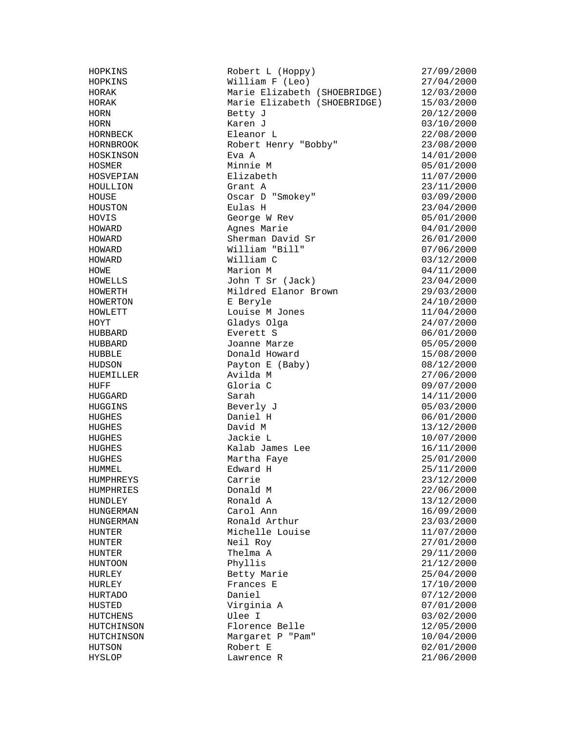| | | |
|---|---|---|
| HOPKINS | Robert L (Hoppy) | 27/09/2000 |
| HOPKINS | William F (Leo) | 27/04/2000 |
| HORAK | Marie Elizabeth (SHOEBRIDGE) | 12/03/2000 |
| HORAK | Marie Elizabeth (SHOEBRIDGE) | 15/03/2000 |
| HORN | Betty J | 20/12/2000 |
| HORN | Karen J | 03/10/2000 |
| HORNBECK | Eleanor L | 22/08/2000 |
| HORNBROOK | Robert Henry "Bobby" | 23/08/2000 |
| HOSKINSON | Eva A | 14/01/2000 |
| HOSMER | Minnie M | 05/01/2000 |
| HOSVEPIAN | Elizabeth | 11/07/2000 |
| HOULLION | Grant A | 23/11/2000 |
| HOUSE | Oscar D "Smokey" | 03/09/2000 |
| HOUSTON | Eulas H | 23/04/2000 |
| HOVIS | George W Rev | 05/01/2000 |
| HOWARD | Agnes Marie | 04/01/2000 |
| HOWARD | Sherman David Sr | 26/01/2000 |
| HOWARD | William "Bill" | 07/06/2000 |
| HOWARD | William C | 03/12/2000 |
| HOWE | Marion M | 04/11/2000 |
| HOWELLS | John T Sr (Jack) | 23/04/2000 |
| HOWERTH | Mildred Elanor Brown | 29/03/2000 |
| HOWERTON | E Beryle | 24/10/2000 |
| HOWLETT | Louise M Jones | 11/04/2000 |
| HOYT | Gladys Olga | 24/07/2000 |
| HUBBARD | Everett S | 06/01/2000 |
| HUBBARD | Joanne Marze | 05/05/2000 |
| HUBBLE | Donald Howard | 15/08/2000 |
| HUDSON | Payton E (Baby) | 08/12/2000 |
| HUEMILLER | Avilda M | 27/06/2000 |
| HUFF | Gloria C | 09/07/2000 |
| HUGGARD | Sarah | 14/11/2000 |
| HUGGINS | Beverly J | 05/03/2000 |
| HUGHES | Daniel H | 06/01/2000 |
| HUGHES | David M | 13/12/2000 |
| HUGHES | Jackie L | 10/07/2000 |
| HUGHES | Kalab James Lee | 16/11/2000 |
| HUGHES | Martha Faye | 25/01/2000 |
| HUMMEL | Edward H | 25/11/2000 |
| HUMPHREYS | Carrie | 23/12/2000 |
| HUMPHRIES | Donald M | 22/06/2000 |
| HUNDLEY | Ronald A | 13/12/2000 |
| HUNGERMAN | Carol Ann | 16/09/2000 |
| HUNGERMAN | Ronald Arthur | 23/03/2000 |
| HUNTER | Michelle Louise | 11/07/2000 |
| HUNTER | Neil Roy | 27/01/2000 |
| HUNTER | Thelma A | 29/11/2000 |
| HUNTOON | Phyllis | 21/12/2000 |
| HURLEY | Betty Marie | 25/04/2000 |
| HURLEY | Frances E | 17/10/2000 |
| HURTADO | Daniel | 07/12/2000 |
| HUSTED | Virginia A | 07/01/2000 |
| HUTCHENS | Ulee I | 03/02/2000 |
| HUTCHINSON | Florence Belle | 12/05/2000 |
| HUTCHINSON | Margaret P "Pam" | 10/04/2000 |
| HUTSON | Robert E | 02/01/2000 |
| HYSLOP | Lawrence R | 21/06/2000 |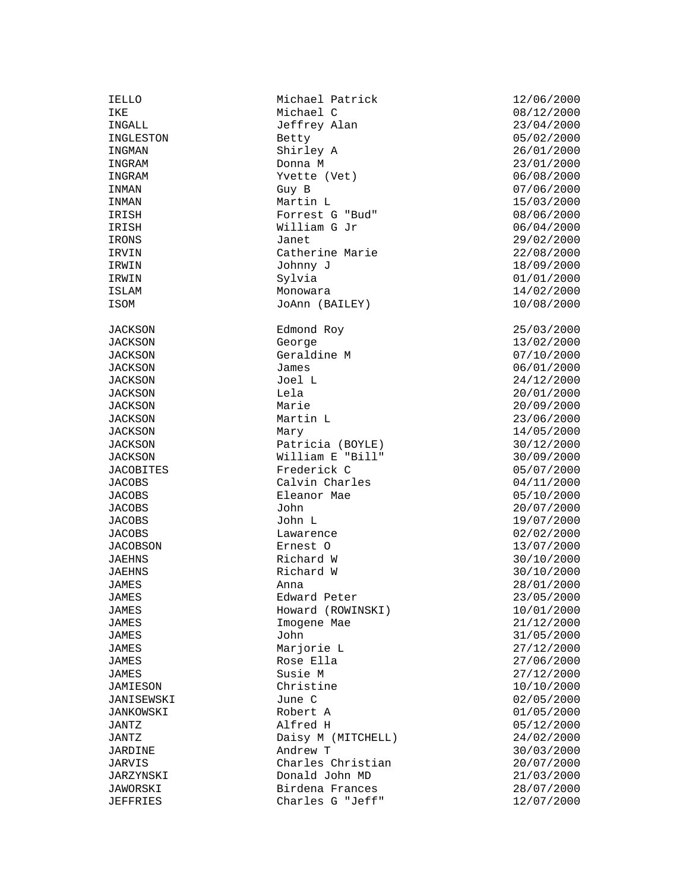| | | |
|---|---|---|
| IELLO | Michael Patrick | 12/06/2000 |
| IKE | Michael C | 08/12/2000 |
| INGALL | Jeffrey Alan | 23/04/2000 |
| INGLESTON | Betty | 05/02/2000 |
| INGMAN | Shirley A | 26/01/2000 |
| INGRAM | Donna M | 23/01/2000 |
| INGRAM | Yvette (Vet) | 06/08/2000 |
| INMAN | Guy B | 07/06/2000 |
| INMAN | Martin L | 15/03/2000 |
| IRISH | Forrest G "Bud" | 08/06/2000 |
| IRISH | William G Jr | 06/04/2000 |
| IRONS | Janet | 29/02/2000 |
| IRVIN | Catherine Marie | 22/08/2000 |
| IRWIN | Johnny J | 18/09/2000 |
| IRWIN | Sylvia | 01/01/2000 |
| ISLAM | Monowara | 14/02/2000 |
| ISOM | JoAnn (BAILEY) | 10/08/2000 |
| | | |
| JACKSON | Edmond Roy | 25/03/2000 |
| JACKSON | George | 13/02/2000 |
| JACKSON | Geraldine M | 07/10/2000 |
| JACKSON | James | 06/01/2000 |
| JACKSON | Joel L | 24/12/2000 |
| JACKSON | Lela | 20/01/2000 |
| JACKSON | Marie | 20/09/2000 |
| JACKSON | Martin L | 23/06/2000 |
| JACKSON | Mary | 14/05/2000 |
| JACKSON | Patricia (BOYLE) | 30/12/2000 |
| JACKSON | William E "Bill" | 30/09/2000 |
| JACOBITES | Frederick C | 05/07/2000 |
| JACOBS | Calvin Charles | 04/11/2000 |
| JACOBS | Eleanor Mae | 05/10/2000 |
| JACOBS | John | 20/07/2000 |
| JACOBS | John L | 19/07/2000 |
| JACOBS | Lawarence | 02/02/2000 |
| JACOBSON | Ernest O | 13/07/2000 |
| JAEHNS | Richard W | 30/10/2000 |
| JAEHNS | Richard W | 30/10/2000 |
| JAMES | Anna | 28/01/2000 |
| JAMES | Edward Peter | 23/05/2000 |
| JAMES | Howard (ROWINSKI) | 10/01/2000 |
| JAMES | Imogene Mae | 21/12/2000 |
| JAMES | John | 31/05/2000 |
| JAMES | Marjorie L | 27/12/2000 |
| JAMES | Rose Ella | 27/06/2000 |
| JAMES | Susie M | 27/12/2000 |
| JAMIESON | Christine | 10/10/2000 |
| JANISEWSKI | June C | 02/05/2000 |
| JANKOWSKI | Robert A | 01/05/2000 |
| JANTZ | Alfred H | 05/12/2000 |
| JANTZ | Daisy M (MITCHELL) | 24/02/2000 |
| JARDINE | Andrew T | 30/03/2000 |
| JARVIS | Charles Christian | 20/07/2000 |
| JARZYNSKI | Donald John MD | 21/03/2000 |
| JAWORSKI | Birdena Frances | 28/07/2000 |
| JEFFRIES | Charles G "Jeff" | 12/07/2000 |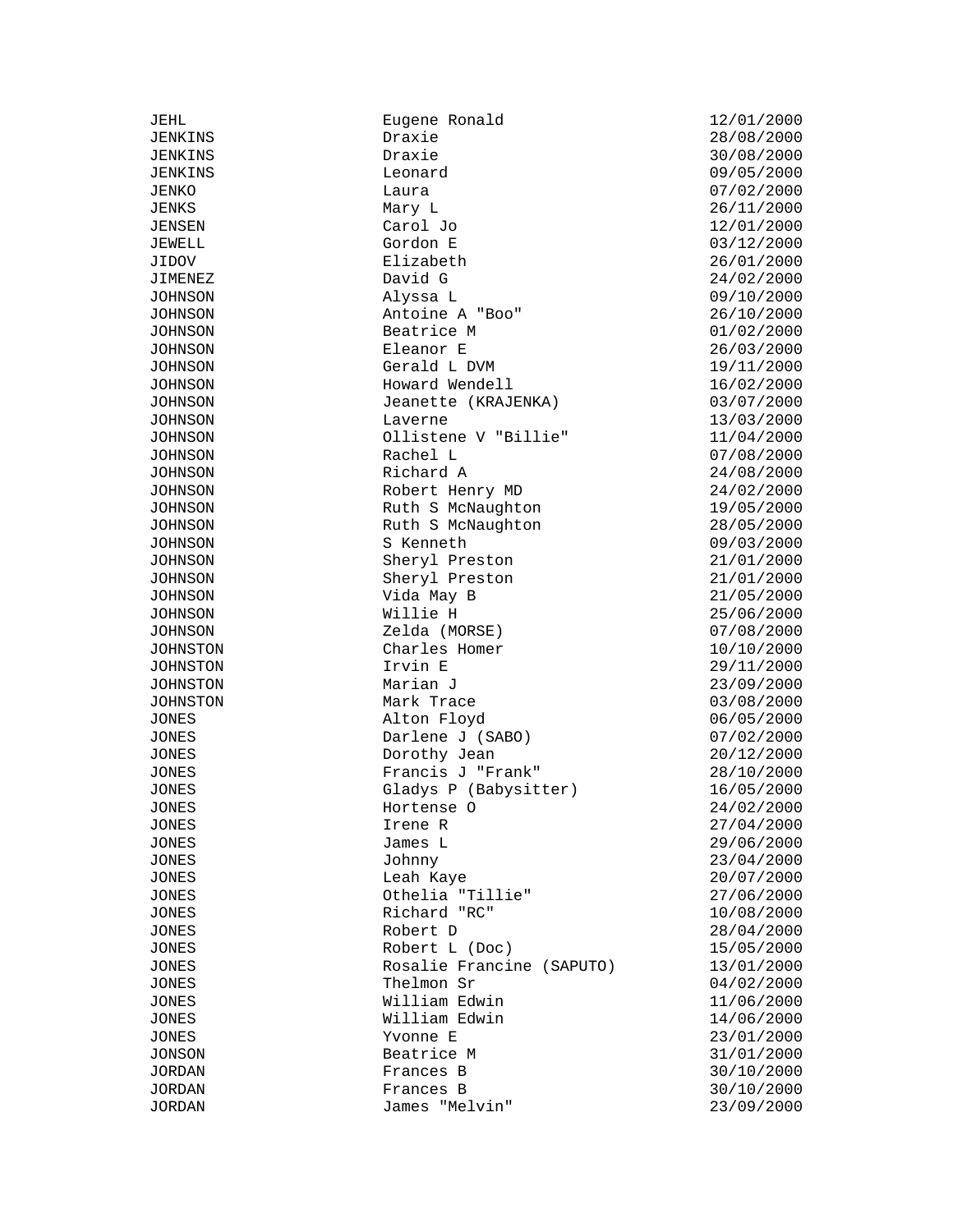| | | |
|---|---|---|
| JEHL | Eugene Ronald | 12/01/2000 |
| JENKINS | Draxie | 28/08/2000 |
| JENKINS | Draxie | 30/08/2000 |
| JENKINS | Leonard | 09/05/2000 |
| JENKO | Laura | 07/02/2000 |
| JENKS | Mary L | 26/11/2000 |
| JENSEN | Carol Jo | 12/01/2000 |
| JEWELL | Gordon E | 03/12/2000 |
| JIDOV | Elizabeth | 26/01/2000 |
| JIMENEZ | David G | 24/02/2000 |
| JOHNSON | Alyssa L | 09/10/2000 |
| JOHNSON | Antoine A "Boo" | 26/10/2000 |
| JOHNSON | Beatrice M | 01/02/2000 |
| JOHNSON | Eleanor E | 26/03/2000 |
| JOHNSON | Gerald L DVM | 19/11/2000 |
| JOHNSON | Howard Wendell | 16/02/2000 |
| JOHNSON | Jeanette (KRAJENKA) | 03/07/2000 |
| JOHNSON | Laverne | 13/03/2000 |
| JOHNSON | Ollistene V "Billie" | 11/04/2000 |
| JOHNSON | Rachel L | 07/08/2000 |
| JOHNSON | Richard A | 24/08/2000 |
| JOHNSON | Robert Henry MD | 24/02/2000 |
| JOHNSON | Ruth S McNaughton | 19/05/2000 |
| JOHNSON | Ruth S McNaughton | 28/05/2000 |
| JOHNSON | S Kenneth | 09/03/2000 |
| JOHNSON | Sheryl Preston | 21/01/2000 |
| JOHNSON | Sheryl Preston | 21/01/2000 |
| JOHNSON | Vida May B | 21/05/2000 |
| JOHNSON | Willie H | 25/06/2000 |
| JOHNSON | Zelda (MORSE) | 07/08/2000 |
| JOHNSTON | Charles Homer | 10/10/2000 |
| JOHNSTON | Irvin E | 29/11/2000 |
| JOHNSTON | Marian J | 23/09/2000 |
| JOHNSTON | Mark Trace | 03/08/2000 |
| JONES | Alton Floyd | 06/05/2000 |
| JONES | Darlene J (SABO) | 07/02/2000 |
| JONES | Dorothy Jean | 20/12/2000 |
| JONES | Francis J "Frank" | 28/10/2000 |
| JONES | Gladys P (Babysitter) | 16/05/2000 |
| JONES | Hortense O | 24/02/2000 |
| JONES | Irene R | 27/04/2000 |
| JONES | James L | 29/06/2000 |
| JONES | Johnny | 23/04/2000 |
| JONES | Leah Kaye | 20/07/2000 |
| JONES | Othelia "Tillie" | 27/06/2000 |
| JONES | Richard "RC" | 10/08/2000 |
| JONES | Robert D | 28/04/2000 |
| JONES | Robert L (Doc) | 15/05/2000 |
| JONES | Rosalie Francine (SAPUTO) | 13/01/2000 |
| JONES | Thelmon Sr | 04/02/2000 |
| JONES | William Edwin | 11/06/2000 |
| JONES | William Edwin | 14/06/2000 |
| JONES | Yvonne E | 23/01/2000 |
| JONSON | Beatrice M | 31/01/2000 |
| JORDAN | Frances B | 30/10/2000 |
| JORDAN | Frances B | 30/10/2000 |
| JORDAN | James "Melvin" | 23/09/2000 |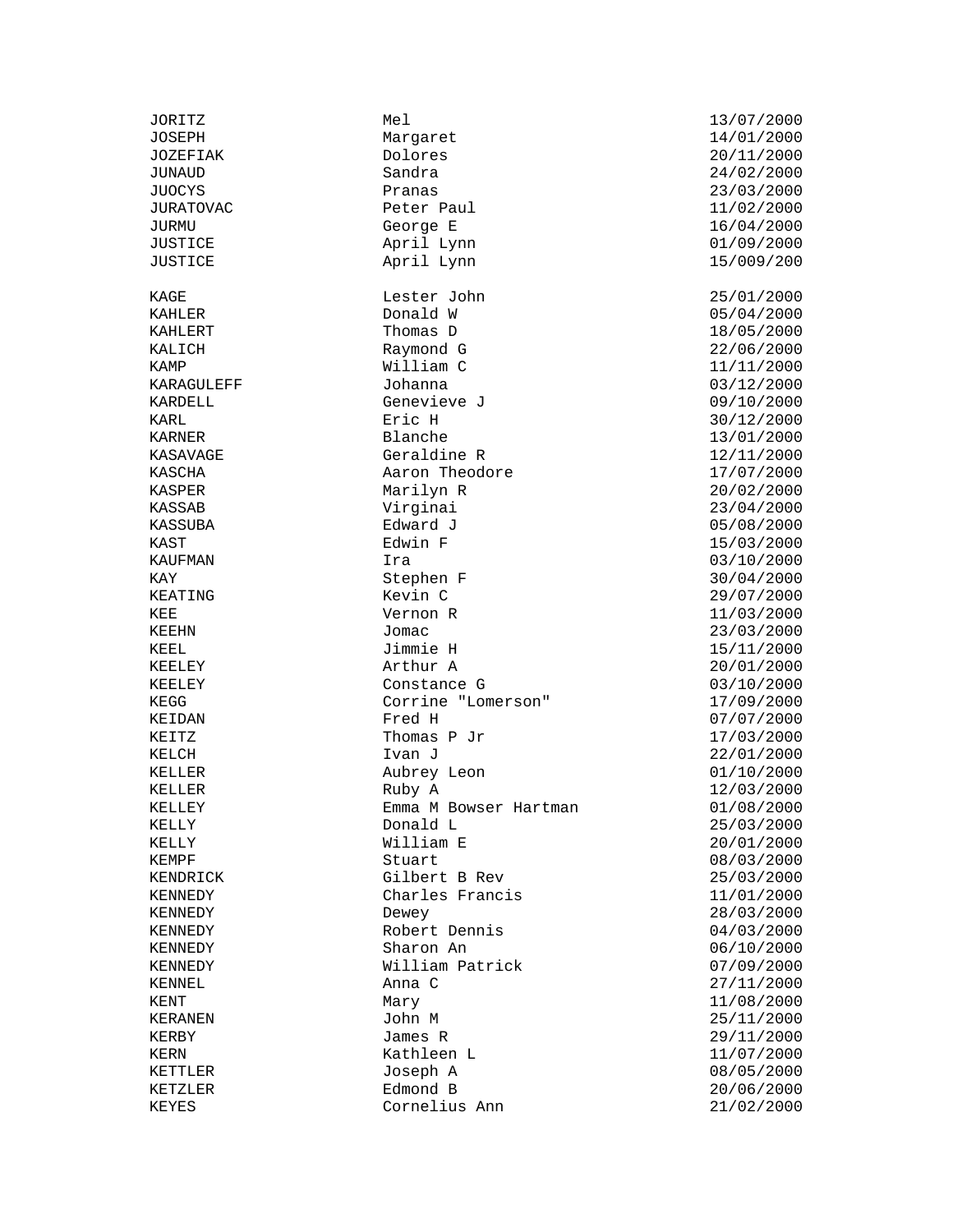| | | |
|---|---|---|
| JORITZ | Mel | 13/07/2000 |
| JOSEPH | Margaret | 14/01/2000 |
| JOZEFIAK | Dolores | 20/11/2000 |
| JUNAUD | Sandra | 24/02/2000 |
| JUOCYS | Pranas | 23/03/2000 |
| JURATOVAC | Peter Paul | 11/02/2000 |
| JURMU | George E | 16/04/2000 |
| JUSTICE | April Lynn | 01/09/2000 |
| JUSTICE | April Lynn | 15/009/200 |
| | | |
| KAGE | Lester John | 25/01/2000 |
| KAHLER | Donald W | 05/04/2000 |
| KAHLERT | Thomas D | 18/05/2000 |
| KALICH | Raymond G | 22/06/2000 |
| KAMP | William C | 11/11/2000 |
| KARAGULEFF | Johanna | 03/12/2000 |
| KARDELL | Genevieve J | 09/10/2000 |
| KARL | Eric H | 30/12/2000 |
| KARNER | Blanche | 13/01/2000 |
| KASAVAGE | Geraldine R | 12/11/2000 |
| KASCHA | Aaron Theodore | 17/07/2000 |
| KASPER | Marilyn R | 20/02/2000 |
| KASSAB | Virginai | 23/04/2000 |
| KASSUBA | Edward J | 05/08/2000 |
| KAST | Edwin F | 15/03/2000 |
| KAUFMAN | Ira | 03/10/2000 |
| KAY | Stephen F | 30/04/2000 |
| KEATING | Kevin C | 29/07/2000 |
| KEE | Vernon R | 11/03/2000 |
| KEEHN | Jomac | 23/03/2000 |
| KEEL | Jimmie H | 15/11/2000 |
| KEELEY | Arthur A | 20/01/2000 |
| KEELEY | Constance G | 03/10/2000 |
| KEGG | Corrine "Lomerson" | 17/09/2000 |
| KEIDAN | Fred H | 07/07/2000 |
| KEITZ | Thomas P Jr | 17/03/2000 |
| KELCH | Ivan J | 22/01/2000 |
| KELLER | Aubrey Leon | 01/10/2000 |
| KELLER | Ruby A | 12/03/2000 |
| KELLEY | Emma M Bowser Hartman | 01/08/2000 |
| KELLY | Donald L | 25/03/2000 |
| KELLY | William E | 20/01/2000 |
| KEMPF | Stuart | 08/03/2000 |
| KENDRICK | Gilbert B Rev | 25/03/2000 |
| KENNEDY | Charles Francis | 11/01/2000 |
| KENNEDY | Dewey | 28/03/2000 |
| KENNEDY | Robert Dennis | 04/03/2000 |
| KENNEDY | Sharon An | 06/10/2000 |
| KENNEDY | William Patrick | 07/09/2000 |
| KENNEL | Anna C | 27/11/2000 |
| KENT | Mary | 11/08/2000 |
| KERANEN | John M | 25/11/2000 |
| KERBY | James R | 29/11/2000 |
| KERN | Kathleen L | 11/07/2000 |
| KETTLER | Joseph A | 08/05/2000 |
| KETZLER | Edmond B | 20/06/2000 |
| KEYES | Cornelius Ann | 21/02/2000 |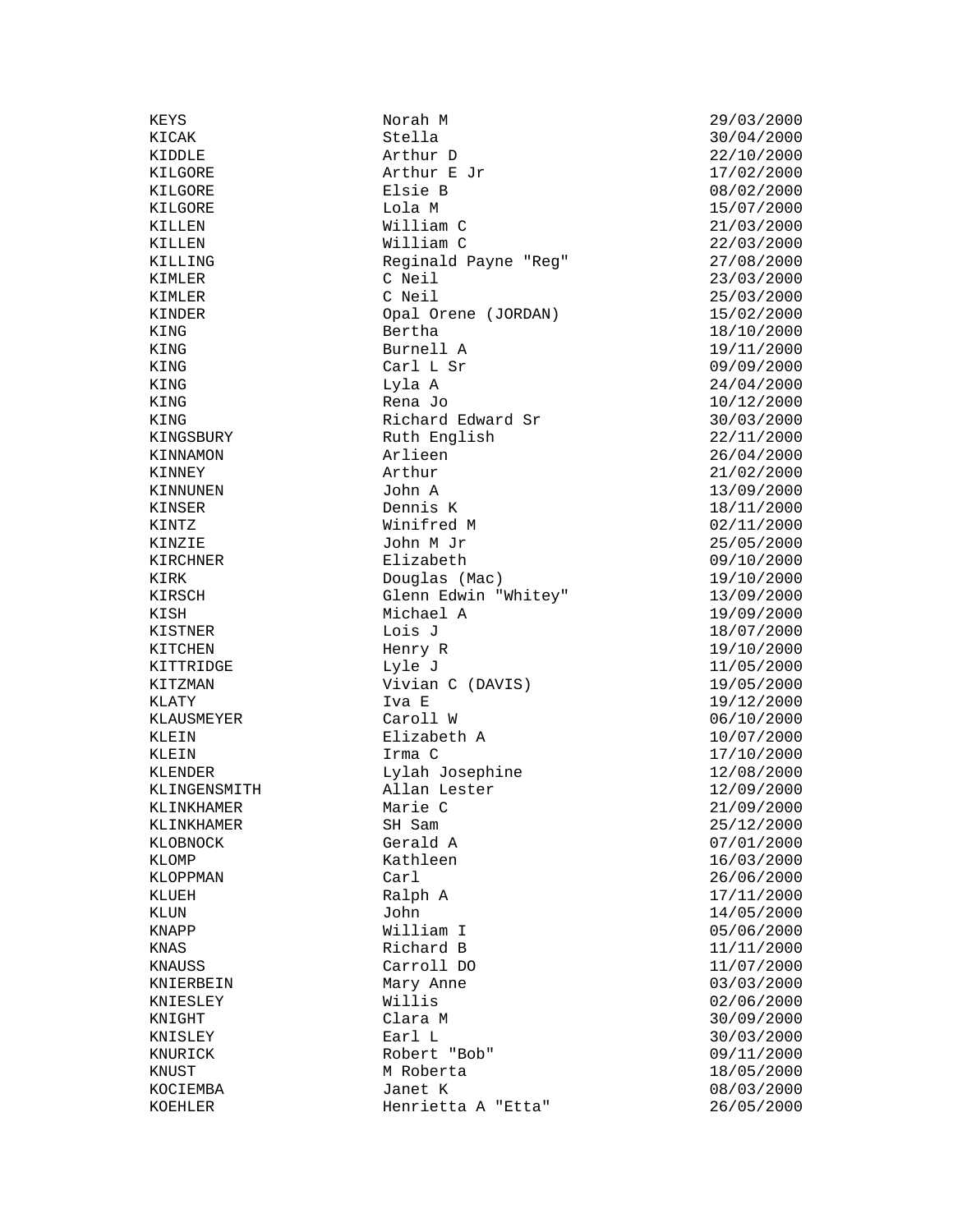| | | |
|---|---|---|
| KEYS | Norah M | 29/03/2000 |
| KICAK | Stella | 30/04/2000 |
| KIDDLE | Arthur D | 22/10/2000 |
| KILGORE | Arthur E Jr | 17/02/2000 |
| KILGORE | Elsie B | 08/02/2000 |
| KILGORE | Lola M | 15/07/2000 |
| KILLEN | William C | 21/03/2000 |
| KILLEN | William C | 22/03/2000 |
| KILLING | Reginald Payne "Reg" | 27/08/2000 |
| KIMLER | C Neil | 23/03/2000 |
| KIMLER | C Neil | 25/03/2000 |
| KINDER | Opal Orene (JORDAN) | 15/02/2000 |
| KING | Bertha | 18/10/2000 |
| KING | Burnell A | 19/11/2000 |
| KING | Carl L Sr | 09/09/2000 |
| KING | Lyla A | 24/04/2000 |
| KING | Rena Jo | 10/12/2000 |
| KING | Richard Edward Sr | 30/03/2000 |
| KINGSBURY | Ruth English | 22/11/2000 |
| KINNAMON | Arlieen | 26/04/2000 |
| KINNEY | Arthur | 21/02/2000 |
| KINNUNEN | John A | 13/09/2000 |
| KINSER | Dennis K | 18/11/2000 |
| KINTZ | Winifred M | 02/11/2000 |
| KINZIE | John M Jr | 25/05/2000 |
| KIRCHNER | Elizabeth | 09/10/2000 |
| KIRK | Douglas (Mac) | 19/10/2000 |
| KIRSCH | Glenn Edwin "Whitey" | 13/09/2000 |
| KISH | Michael A | 19/09/2000 |
| KISTNER | Lois J | 18/07/2000 |
| KITCHEN | Henry R | 19/10/2000 |
| KITTRIDGE | Lyle J | 11/05/2000 |
| KITZMAN | Vivian C (DAVIS) | 19/05/2000 |
| KLATY | Iva E | 19/12/2000 |
| KLAUSMEYER | Caroll W | 06/10/2000 |
| KLEIN | Elizabeth A | 10/07/2000 |
| KLEIN | Irma C | 17/10/2000 |
| KLENDER | Lylah Josephine | 12/08/2000 |
| KLINGENSMITH | Allan Lester | 12/09/2000 |
| KLINKHAMER | Marie C | 21/09/2000 |
| KLINKHAMER | SH Sam | 25/12/2000 |
| KLOBNOCK | Gerald A | 07/01/2000 |
| KLOMP | Kathleen | 16/03/2000 |
| KLOPPMAN | Carl | 26/06/2000 |
| KLUEH | Ralph A | 17/11/2000 |
| KLUN | John | 14/05/2000 |
| KNAPP | William I | 05/06/2000 |
| KNAS | Richard B | 11/11/2000 |
| KNAUSS | Carroll DO | 11/07/2000 |
| KNIERBEIN | Mary Anne | 03/03/2000 |
| KNIESLEY | Willis | 02/06/2000 |
| KNIGHT | Clara M | 30/09/2000 |
| KNISLEY | Earl L | 30/03/2000 |
| KNURICK | Robert "Bob" | 09/11/2000 |
| KNUST | M Roberta | 18/05/2000 |
| KOCIEMBA | Janet K | 08/03/2000 |
| KOEHLER | Henrietta A "Etta" | 26/05/2000 |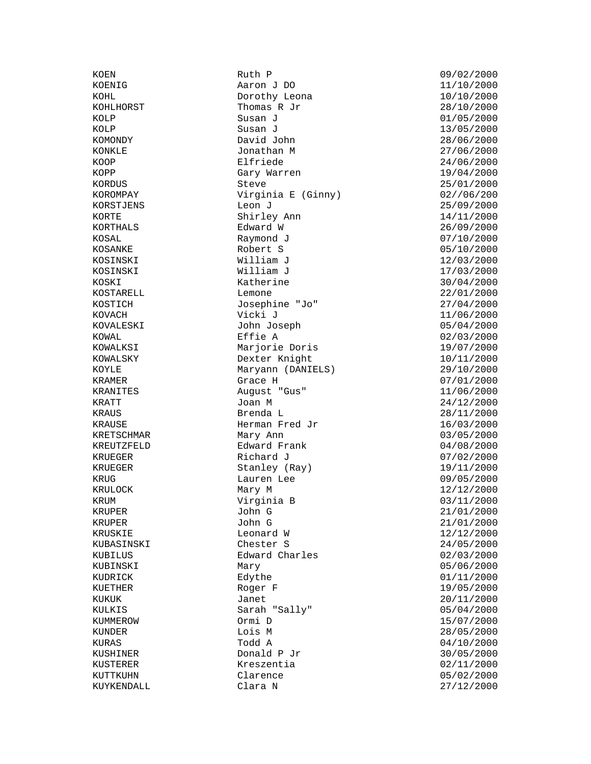| | | |
|---|---|---|
| KOEN | Ruth P | 09/02/2000 |
| KOENIG | Aaron J DO | 11/10/2000 |
| KOHL | Dorothy Leona | 10/10/2000 |
| KOHLHORST | Thomas R Jr | 28/10/2000 |
| KOLP | Susan J | 01/05/2000 |
| KOLP | Susan J | 13/05/2000 |
| KOMONDY | David John | 28/06/2000 |
| KONKLE | Jonathan M | 27/06/2000 |
| KOOP | Elfriede | 24/06/2000 |
| KOPP | Gary Warren | 19/04/2000 |
| KORDUS | Steve | 25/01/2000 |
| KOROMPAY | Virginia E (Ginny) | 02//06/200 |
| KORSTJENS | Leon J | 25/09/2000 |
| KORTE | Shirley Ann | 14/11/2000 |
| KORTHALS | Edward W | 26/09/2000 |
| KOSAL | Raymond J | 07/10/2000 |
| KOSANKE | Robert S | 05/10/2000 |
| KOSINSKI | William J | 12/03/2000 |
| KOSINSKI | William J | 17/03/2000 |
| KOSKI | Katherine | 30/04/2000 |
| KOSTARELL | Lemone | 22/01/2000 |
| KOSTICH | Josephine "Jo" | 27/04/2000 |
| KOVACH | Vicki J | 11/06/2000 |
| KOVALESKI | John Joseph | 05/04/2000 |
| KOWAL | Effie A | 02/03/2000 |
| KOWALKSI | Marjorie Doris | 19/07/2000 |
| KOWALSKY | Dexter Knight | 10/11/2000 |
| KOYLE | Maryann (DANIELS) | 29/10/2000 |
| KRAMER | Grace H | 07/01/2000 |
| KRANITES | August "Gus" | 11/06/2000 |
| KRATT | Joan M | 24/12/2000 |
| KRAUS | Brenda L | 28/11/2000 |
| KRAUSE | Herman Fred Jr | 16/03/2000 |
| KRETSCHMAR | Mary Ann | 03/05/2000 |
| KREUTZFELD | Edward Frank | 04/08/2000 |
| KRUEGER | Richard J | 07/02/2000 |
| KRUEGER | Stanley (Ray) | 19/11/2000 |
| KRUG | Lauren Lee | 09/05/2000 |
| KRULOCK | Mary M | 12/12/2000 |
| KRUM | Virginia B | 03/11/2000 |
| KRUPER | John G | 21/01/2000 |
| KRUPER | John G | 21/01/2000 |
| KRUSKIE | Leonard W | 12/12/2000 |
| KUBASINSKI | Chester S | 24/05/2000 |
| KUBILUS | Edward Charles | 02/03/2000 |
| KUBINSKI | Mary | 05/06/2000 |
| KUDRICK | Edythe | 01/11/2000 |
| KUETHER | Roger F | 19/05/2000 |
| KUKUK | Janet | 20/11/2000 |
| KULKIS | Sarah "Sally" | 05/04/2000 |
| KUMMEROW | Ormi D | 15/07/2000 |
| KUNDER | Lois M | 28/05/2000 |
| KURAS | Todd A | 04/10/2000 |
| KUSHINER | Donald P Jr | 30/05/2000 |
| KUSTERER | Kreszentia | 02/11/2000 |
| KUTTKUHN | Clarence | 05/02/2000 |
| KUYKENDALL | Clara N | 27/12/2000 |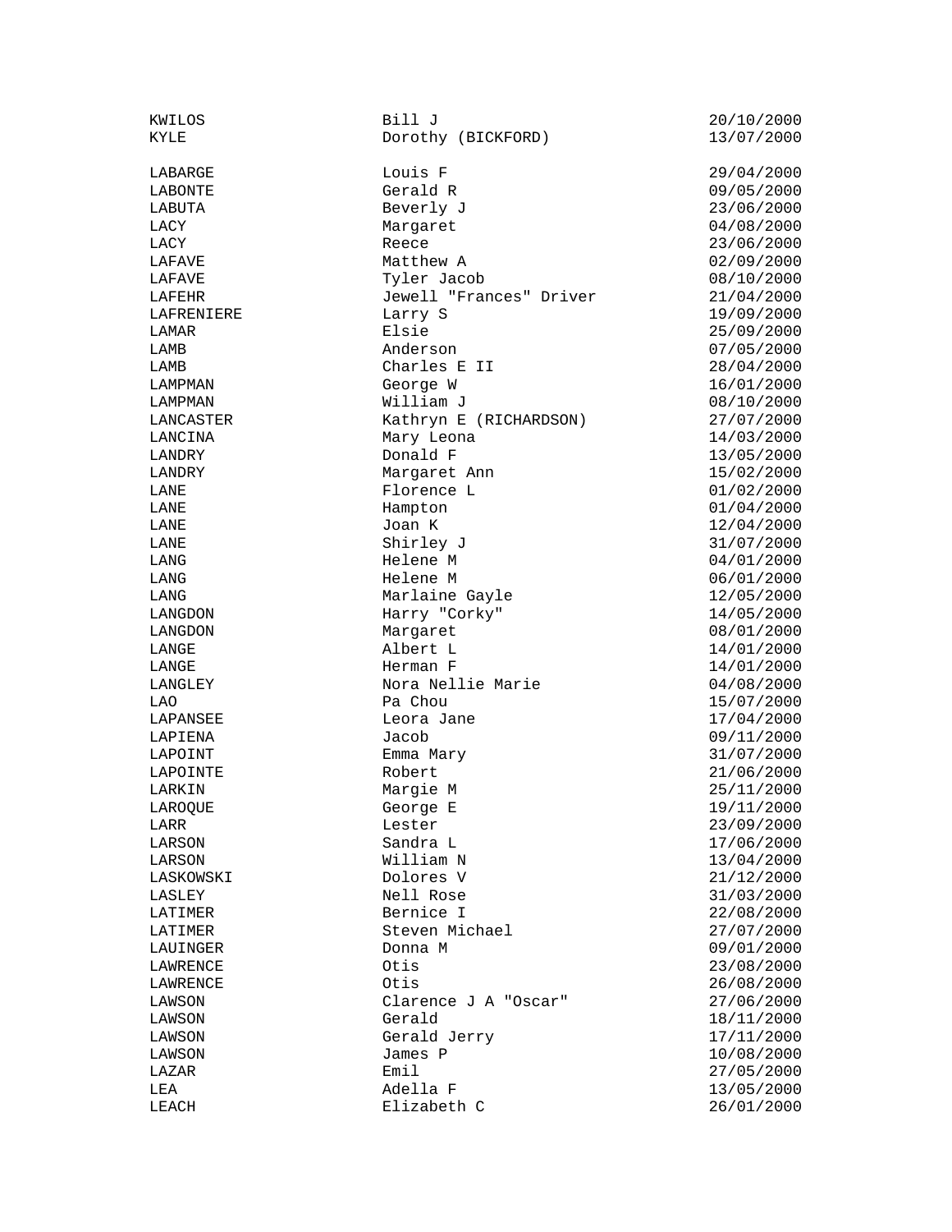| | | |
|---|---|---|
| KWILOS | Bill J | 20/10/2000 |
| KYLE | Dorothy (BICKFORD) | 13/07/2000 |
| | | |
| LABARGE | Louis F | 29/04/2000 |
| LABONTE | Gerald R | 09/05/2000 |
| LABUTA | Beverly J | 23/06/2000 |
| LACY | Margaret | 04/08/2000 |
| LACY | Reece | 23/06/2000 |
| LAFAVE | Matthew A | 02/09/2000 |
| LAFAVE | Tyler Jacob | 08/10/2000 |
| LAFEHR | Jewell "Frances" Driver | 21/04/2000 |
| LAFRENIERE | Larry S | 19/09/2000 |
| LAMAR | Elsie | 25/09/2000 |
| LAMB | Anderson | 07/05/2000 |
| LAMB | Charles E II | 28/04/2000 |
| LAMPMAN | George W | 16/01/2000 |
| LAMPMAN | William J | 08/10/2000 |
| LANCASTER | Kathryn E (RICHARDSON) | 27/07/2000 |
| LANCINA | Mary Leona | 14/03/2000 |
| LANDRY | Donald F | 13/05/2000 |
| LANDRY | Margaret Ann | 15/02/2000 |
| LANE | Florence L | 01/02/2000 |
| LANE | Hampton | 01/04/2000 |
| LANE | Joan K | 12/04/2000 |
| LANE | Shirley J | 31/07/2000 |
| LANG | Helene M | 04/01/2000 |
| LANG | Helene M | 06/01/2000 |
| LANG | Marlaine Gayle | 12/05/2000 |
| LANGDON | Harry "Corky" | 14/05/2000 |
| LANGDON | Margaret | 08/01/2000 |
| LANGE | Albert L | 14/01/2000 |
| LANGE | Herman F | 14/01/2000 |
| LANGLEY | Nora Nellie Marie | 04/08/2000 |
| LAO | Pa Chou | 15/07/2000 |
| LAPANSEE | Leora Jane | 17/04/2000 |
| LAPIENA | Jacob | 09/11/2000 |
| LAPOINT | Emma Mary | 31/07/2000 |
| LAPOINTE | Robert | 21/06/2000 |
| LARKIN | Margie M | 25/11/2000 |
| LAROQUE | George E | 19/11/2000 |
| LARR | Lester | 23/09/2000 |
| LARSON | Sandra L | 17/06/2000 |
| LARSON | William N | 13/04/2000 |
| LASKOWSKI | Dolores V | 21/12/2000 |
| LASLEY | Nell Rose | 31/03/2000 |
| LATIMER | Bernice I | 22/08/2000 |
| LATIMER | Steven Michael | 27/07/2000 |
| LAUINGER | Donna M | 09/01/2000 |
| LAWRENCE | Otis | 23/08/2000 |
| LAWRENCE | Otis | 26/08/2000 |
| LAWSON | Clarence J A "Oscar" | 27/06/2000 |
| LAWSON | Gerald | 18/11/2000 |
| LAWSON | Gerald Jerry | 17/11/2000 |
| LAWSON | James P | 10/08/2000 |
| LAZAR | Emil | 27/05/2000 |
| LEA | Adella F | 13/05/2000 |
| LEACH | Elizabeth C | 26/01/2000 |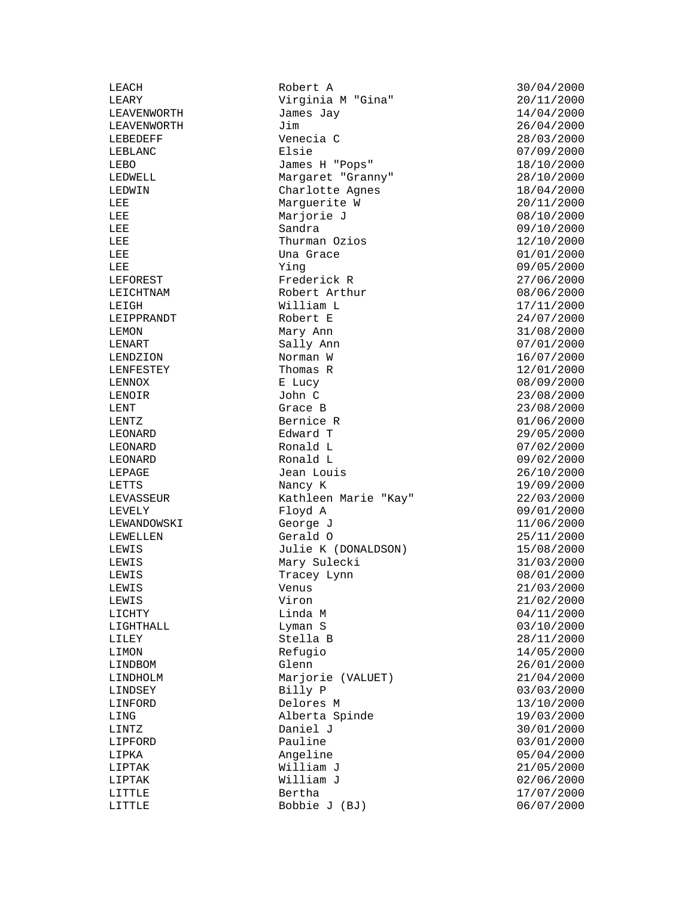| | | |
|---|---|---|
| LEACH | Robert A | 30/04/2000 |
| LEARY | Virginia M "Gina" | 20/11/2000 |
| LEAVENWORTH | James Jay | 14/04/2000 |
| LEAVENWORTH | Jim | 26/04/2000 |
| LEBEDEFF | Venecia C | 28/03/2000 |
| LEBLANC | Elsie | 07/09/2000 |
| LEBO | James H "Pops" | 18/10/2000 |
| LEDWELL | Margaret "Granny" | 28/10/2000 |
| LEDWIN | Charlotte Agnes | 18/04/2000 |
| LEE | Marguerite W | 20/11/2000 |
| LEE | Marjorie J | 08/10/2000 |
| LEE | Sandra | 09/10/2000 |
| LEE | Thurman Ozios | 12/10/2000 |
| LEE | Una Grace | 01/01/2000 |
| LEE | Ying | 09/05/2000 |
| LEFOREST | Frederick R | 27/06/2000 |
| LEICHTNAM | Robert Arthur | 08/06/2000 |
| LEIGH | William L | 17/11/2000 |
| LEIPPRANDT | Robert E | 24/07/2000 |
| LEMON | Mary Ann | 31/08/2000 |
| LENART | Sally Ann | 07/01/2000 |
| LENDZION | Norman W | 16/07/2000 |
| LENFESTEY | Thomas R | 12/01/2000 |
| LENNOX | E Lucy | 08/09/2000 |
| LENOIR | John C | 23/08/2000 |
| LENT | Grace B | 23/08/2000 |
| LENTZ | Bernice R | 01/06/2000 |
| LEONARD | Edward T | 29/05/2000 |
| LEONARD | Ronald L | 07/02/2000 |
| LEONARD | Ronald L | 09/02/2000 |
| LEPAGE | Jean Louis | 26/10/2000 |
| LETTS | Nancy K | 19/09/2000 |
| LEVASSEUR | Kathleen Marie "Kay" | 22/03/2000 |
| LEVELY | Floyd A | 09/01/2000 |
| LEWANDOWSKI | George J | 11/06/2000 |
| LEWELLEN | Gerald O | 25/11/2000 |
| LEWIS | Julie K (DONALDSON) | 15/08/2000 |
| LEWIS | Mary Sulecki | 31/03/2000 |
| LEWIS | Tracey Lynn | 08/01/2000 |
| LEWIS | Venus | 21/03/2000 |
| LEWIS | Viron | 21/02/2000 |
| LICHTY | Linda M | 04/11/2000 |
| LIGHTHALL | Lyman S | 03/10/2000 |
| LILEY | Stella B | 28/11/2000 |
| LIMON | Refugio | 14/05/2000 |
| LINDBOM | Glenn | 26/01/2000 |
| LINDHOLM | Marjorie (VALUET) | 21/04/2000 |
| LINDSEY | Billy P | 03/03/2000 |
| LINFORD | Delores M | 13/10/2000 |
| LING | Alberta Spinde | 19/03/2000 |
| LINTZ | Daniel J | 30/01/2000 |
| LIPFORD | Pauline | 03/01/2000 |
| LIPKA | Angeline | 05/04/2000 |
| LIPTAK | William J | 21/05/2000 |
| LIPTAK | William J | 02/06/2000 |
| LITTLE | Bertha | 17/07/2000 |
| LITTLE | Bobbie J (BJ) | 06/07/2000 |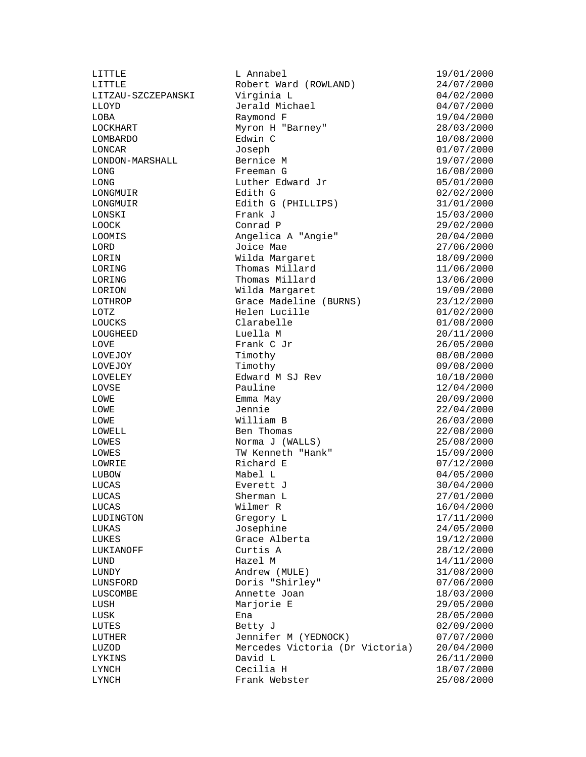| | | |
|---|---|---|
| LITTLE | L Annabel | 19/01/2000 |
| LITTLE | Robert Ward (ROWLAND) | 24/07/2000 |
| LITZAU-SZCZEPANSKI | Virginia L | 04/02/2000 |
| LLOYD | Jerald Michael | 04/07/2000 |
| LOBA | Raymond F | 19/04/2000 |
| LOCKHART | Myron H "Barney" | 28/03/2000 |
| LOMBARDO | Edwin C | 10/08/2000 |
| LONCAR | Joseph | 01/07/2000 |
| LONDON-MARSHALL | Bernice M | 19/07/2000 |
| LONG | Freeman G | 16/08/2000 |
| LONG | Luther Edward Jr | 05/01/2000 |
| LONGMUIR | Edith G | 02/02/2000 |
| LONGMUIR | Edith G (PHILLIPS) | 31/01/2000 |
| LONSKI | Frank J | 15/03/2000 |
| LOOCK | Conrad P | 29/02/2000 |
| LOOMIS | Angelica A "Angie" | 20/04/2000 |
| LORD | Joice Mae | 27/06/2000 |
| LORIN | Wilda Margaret | 18/09/2000 |
| LORING | Thomas Millard | 11/06/2000 |
| LORING | Thomas Millard | 13/06/2000 |
| LORION | Wilda Margaret | 19/09/2000 |
| LOTHROP | Grace Madeline (BURNS) | 23/12/2000 |
| LOTZ | Helen Lucille | 01/02/2000 |
| LOUCKS | Clarabelle | 01/08/2000 |
| LOUGHEED | Luella M | 20/11/2000 |
| LOVE | Frank C Jr | 26/05/2000 |
| LOVEJOY | Timothy | 08/08/2000 |
| LOVEJOY | Timothy | 09/08/2000 |
| LOVELEY | Edward M SJ Rev | 10/10/2000 |
| LOVSE | Pauline | 12/04/2000 |
| LOWE | Emma May | 20/09/2000 |
| LOWE | Jennie | 22/04/2000 |
| LOWE | William B | 26/03/2000 |
| LOWELL | Ben Thomas | 22/08/2000 |
| LOWES | Norma J (WALLS) | 25/08/2000 |
| LOWES | TW Kenneth "Hank" | 15/09/2000 |
| LOWRIE | Richard E | 07/12/2000 |
| LUBOW | Mabel L | 04/05/2000 |
| LUCAS | Everett J | 30/04/2000 |
| LUCAS | Sherman L | 27/01/2000 |
| LUCAS | Wilmer R | 16/04/2000 |
| LUDINGTON | Gregory L | 17/11/2000 |
| LUKAS | Josephine | 24/05/2000 |
| LUKES | Grace Alberta | 19/12/2000 |
| LUKIANOFF | Curtis A | 28/12/2000 |
| LUND | Hazel M | 14/11/2000 |
| LUNDY | Andrew (MULE) | 31/08/2000 |
| LUNSFORD | Doris "Shirley" | 07/06/2000 |
| LUSCOMBE | Annette Joan | 18/03/2000 |
| LUSH | Marjorie E | 29/05/2000 |
| LUSK | Ena | 28/05/2000 |
| LUTES | Betty J | 02/09/2000 |
| LUTHER | Jennifer M (YEDNOCK) | 07/07/2000 |
| LUZOD | Mercedes Victoria (Dr Victoria) | 20/04/2000 |
| LYKINS | David L | 26/11/2000 |
| LYNCH | Cecilia H | 18/07/2000 |
| LYNCH | Frank Webster | 25/08/2000 |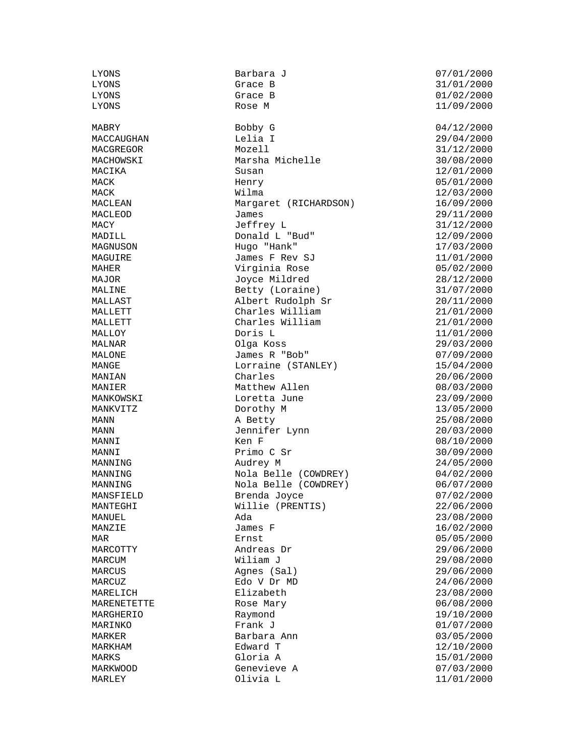| | | |
|---|---|---|
| LYONS | Barbara J | 07/01/2000 |
| LYONS | Grace B | 31/01/2000 |
| LYONS | Grace B | 01/02/2000 |
| LYONS | Rose M | 11/09/2000 |
| | | |
| MABRY | Bobby G | 04/12/2000 |
| MACCAUGHAN | Lelia I | 29/04/2000 |
| MACGREGOR | Mozell | 31/12/2000 |
| MACHOWSKI | Marsha Michelle | 30/08/2000 |
| MACIKA | Susan | 12/01/2000 |
| MACK | Henry | 05/01/2000 |
| MACK | Wilma | 12/03/2000 |
| MACLEAN | Margaret (RICHARDSON) | 16/09/2000 |
| MACLEOD | James | 29/11/2000 |
| MACY | Jeffrey L | 31/12/2000 |
| MADILL | Donald L "Bud" | 12/09/2000 |
| MAGNUSON | Hugo "Hank" | 17/03/2000 |
| MAGUIRE | James F Rev SJ | 11/01/2000 |
| MAHER | Virginia Rose | 05/02/2000 |
| MAJOR | Joyce Mildred | 28/12/2000 |
| MALINE | Betty (Loraine) | 31/07/2000 |
| MALLAST | Albert Rudolph Sr | 20/11/2000 |
| MALLETT | Charles William | 21/01/2000 |
| MALLETT | Charles William | 21/01/2000 |
| MALLOY | Doris L | 11/01/2000 |
| MALNAR | Olga Koss | 29/03/2000 |
| MALONE | James R "Bob" | 07/09/2000 |
| MANGE | Lorraine (STANLEY) | 15/04/2000 |
| MANIAN | Charles | 20/06/2000 |
| MANIER | Matthew Allen | 08/03/2000 |
| MANKOWSKI | Loretta June | 23/09/2000 |
| MANKVITZ | Dorothy M | 13/05/2000 |
| MANN | A Betty | 25/08/2000 |
| MANN | Jennifer Lynn | 20/03/2000 |
| MANNI | Ken F | 08/10/2000 |
| MANNI | Primo C Sr | 30/09/2000 |
| MANNING | Audrey M | 24/05/2000 |
| MANNING | Nola Belle (COWDREY) | 04/02/2000 |
| MANNING | Nola Belle (COWDREY) | 06/07/2000 |
| MANSFIELD | Brenda Joyce | 07/02/2000 |
| MANTEGHI | Willie (PRENTIS) | 22/06/2000 |
| MANUEL | Ada | 23/08/2000 |
| MANZIE | James F | 16/02/2000 |
| MAR | Ernst | 05/05/2000 |
| MARCOTTY | Andreas Dr | 29/06/2000 |
| MARCUM | Wiliam J | 29/08/2000 |
| MARCUS | Agnes (Sal) | 29/06/2000 |
| MARCUZ | Edo V Dr MD | 24/06/2000 |
| MARELICH | Elizabeth | 23/08/2000 |
| MARENETETTE | Rose Mary | 06/08/2000 |
| MARGHERIO | Raymond | 19/10/2000 |
| MARINKO | Frank J | 01/07/2000 |
| MARKER | Barbara Ann | 03/05/2000 |
| MARKHAM | Edward T | 12/10/2000 |
| MARKS | Gloria A | 15/01/2000 |
| MARKWOOD | Genevieve A | 07/03/2000 |
| MARLEY | Olivia L | 11/01/2000 |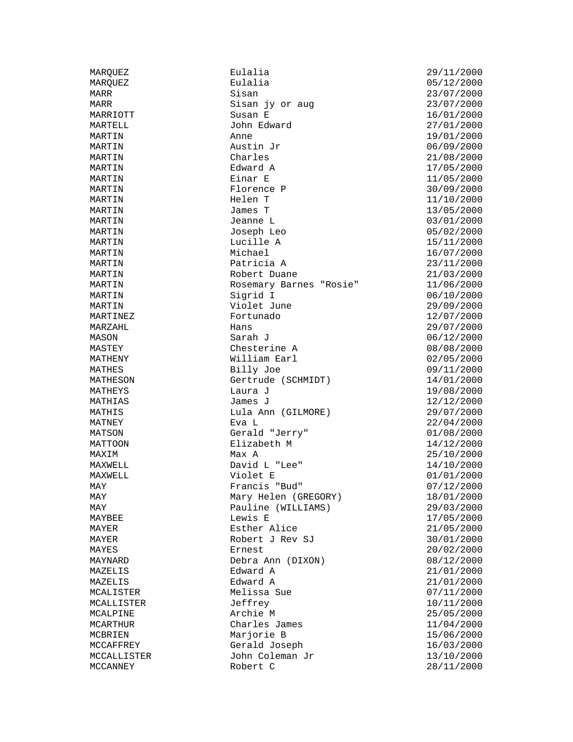| | | |
|---|---|---|
| MARQUEZ | Eulalia | 29/11/2000 |
| MARQUEZ | Eulalia | 05/12/2000 |
| MARR | Sisan | 23/07/2000 |
| MARR | Sisan jy or aug | 23/07/2000 |
| MARRIOTT | Susan E | 16/01/2000 |
| MARTELL | John Edward | 27/01/2000 |
| MARTIN | Anne | 19/01/2000 |
| MARTIN | Austin Jr | 06/09/2000 |
| MARTIN | Charles | 21/08/2000 |
| MARTIN | Edward A | 17/05/2000 |
| MARTIN | Einar E | 11/05/2000 |
| MARTIN | Florence P | 30/09/2000 |
| MARTIN | Helen T | 11/10/2000 |
| MARTIN | James T | 13/05/2000 |
| MARTIN | Jeanne L | 03/01/2000 |
| MARTIN | Joseph Leo | 05/02/2000 |
| MARTIN | Lucille A | 15/11/2000 |
| MARTIN | Michael | 16/07/2000 |
| MARTIN | Patricia A | 23/11/2000 |
| MARTIN | Robert Duane | 21/03/2000 |
| MARTIN | Rosemary Barnes "Rosie" | 11/06/2000 |
| MARTIN | Sigrid I | 06/10/2000 |
| MARTIN | Violet June | 29/09/2000 |
| MARTINEZ | Fortunado | 12/07/2000 |
| MARZAHL | Hans | 29/07/2000 |
| MASON | Sarah J | 06/12/2000 |
| MASTEY | Chesterine A | 08/08/2000 |
| MATHENY | William Earl | 02/05/2000 |
| MATHES | Billy Joe | 09/11/2000 |
| MATHESON | Gertrude (SCHMIDT) | 14/01/2000 |
| MATHEYS | Laura J | 19/08/2000 |
| MATHIAS | James J | 12/12/2000 |
| MATHIS | Lula Ann (GILMORE) | 29/07/2000 |
| MATNEY | Eva L | 22/04/2000 |
| MATSON | Gerald "Jerry" | 01/08/2000 |
| MATTOON | Elizabeth M | 14/12/2000 |
| MAXIM | Max A | 25/10/2000 |
| MAXWELL | David L "Lee" | 14/10/2000 |
| MAXWELL | Violet E | 01/01/2000 |
| MAY | Francis "Bud" | 07/12/2000 |
| MAY | Mary Helen (GREGORY) | 18/01/2000 |
| MAY | Pauline (WILLIAMS) | 29/03/2000 |
| MAYBEE | Lewis E | 17/05/2000 |
| MAYER | Esther Alice | 21/05/2000 |
| MAYER | Robert J Rev SJ | 30/01/2000 |
| MAYES | Ernest | 20/02/2000 |
| MAYNARD | Debra Ann (DIXON) | 08/12/2000 |
| MAZELIS | Edward A | 21/01/2000 |
| MAZELIS | Edward A | 21/01/2000 |
| MCALISTER | Melissa Sue | 07/11/2000 |
| MCALLISTER | Jeffrey | 10/11/2000 |
| MCALPINE | Archie M | 25/05/2000 |
| MCARTHUR | Charles James | 11/04/2000 |
| MCBRIEN | Marjorie B | 15/06/2000 |
| MCCAFFREY | Gerald Joseph | 16/03/2000 |
| MCCALLISTER | John Coleman Jr | 13/10/2000 |
| MCCANNEY | Robert C | 28/11/2000 |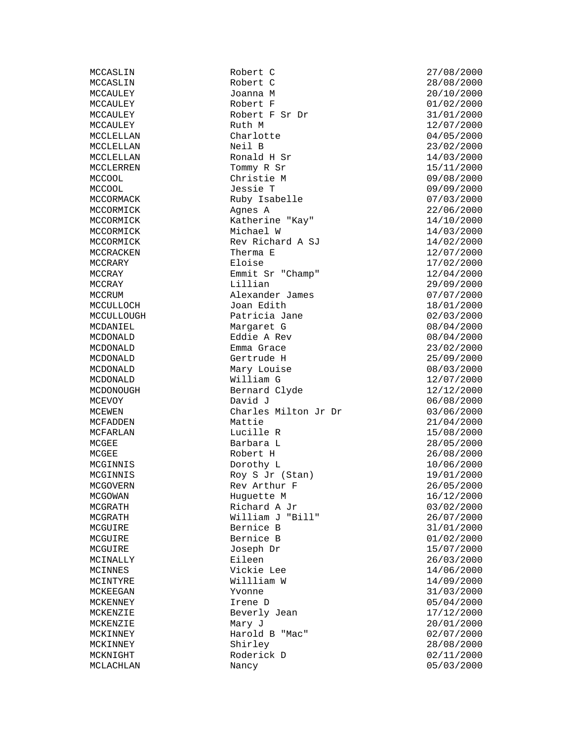| | | |
|---|---|---|
| MCCASLIN | Robert C | 27/08/2000 |
| MCCASLIN | Robert C | 28/08/2000 |
| MCCAULEY | Joanna M | 20/10/2000 |
| MCCAULEY | Robert F | 01/02/2000 |
| MCCAULEY | Robert F Sr Dr | 31/01/2000 |
| MCCAULEY | Ruth M | 12/07/2000 |
| MCCLELLAN | Charlotte | 04/05/2000 |
| MCCLELLAN | Neil B | 23/02/2000 |
| MCCLELLAN | Ronald H Sr | 14/03/2000 |
| MCCLERREN | Tommy R Sr | 15/11/2000 |
| MCCOOL | Christie M | 09/08/2000 |
| MCCOOL | Jessie T | 09/09/2000 |
| MCCORMACK | Ruby Isabelle | 07/03/2000 |
| MCCORMICK | Agnes A | 22/06/2000 |
| MCCORMICK | Katherine "Kay" | 14/10/2000 |
| MCCORMICK | Michael W | 14/03/2000 |
| MCCORMICK | Rev Richard A SJ | 14/02/2000 |
| MCCRACKEN | Therma E | 12/07/2000 |
| MCCRARY | Eloise | 17/02/2000 |
| MCCRAY | Emmit Sr "Champ" | 12/04/2000 |
| MCCRAY | Lillian | 29/09/2000 |
| MCCRUM | Alexander James | 07/07/2000 |
| MCCULLOCH | Joan Edith | 18/01/2000 |
| MCCULLOUGH | Patricia Jane | 02/03/2000 |
| MCDANIEL | Margaret G | 08/04/2000 |
| MCDONALD | Eddie A Rev | 08/04/2000 |
| MCDONALD | Emma Grace | 23/02/2000 |
| MCDONALD | Gertrude H | 25/09/2000 |
| MCDONALD | Mary Louise | 08/03/2000 |
| MCDONALD | William G | 12/07/2000 |
| MCDONOUGH | Bernard Clyde | 12/12/2000 |
| MCEVOY | David J | 06/08/2000 |
| MCEWEN | Charles Milton Jr Dr | 03/06/2000 |
| MCFADDEN | Mattie | 21/04/2000 |
| MCFARLAN | Lucille R | 15/08/2000 |
| MCGEE | Barbara L | 28/05/2000 |
| MCGEE | Robert H | 26/08/2000 |
| MCGINNIS | Dorothy L | 10/06/2000 |
| MCGINNIS | Roy S Jr (Stan) | 19/01/2000 |
| MCGOVERN | Rev Arthur F | 26/05/2000 |
| MCGOWAN | Huguette M | 16/12/2000 |
| MCGRATH | Richard A Jr | 03/02/2000 |
| MCGRATH | William J "Bill" | 26/07/2000 |
| MCGUIRE | Bernice B | 3l/01/2000 |
| MCGUIRE | Bernice B | 01/02/2000 |
| MCGUIRE | Joseph Dr | 15/07/2000 |
| MCINALLY | Eileen | 26/03/2000 |
| MCINNES | Vickie Lee | 14/06/2000 |
| MCINTYRE | Willliam W | 14/09/2000 |
| MCKEEGAN | Yvonne | 31/03/2000 |
| MCKENNEY | Irene D | 05/04/2000 |
| MCKENZIE | Beverly Jean | 17/12/2000 |
| MCKENZIE | Mary J | 20/01/2000 |
| MCKINNEY | Harold B "Mac" | 02/07/2000 |
| MCKINNEY | Shirley | 28/08/2000 |
| MCKNIGHT | Roderick D | 02/11/2000 |
| MCLACHLAN | Nancy | 05/03/2000 |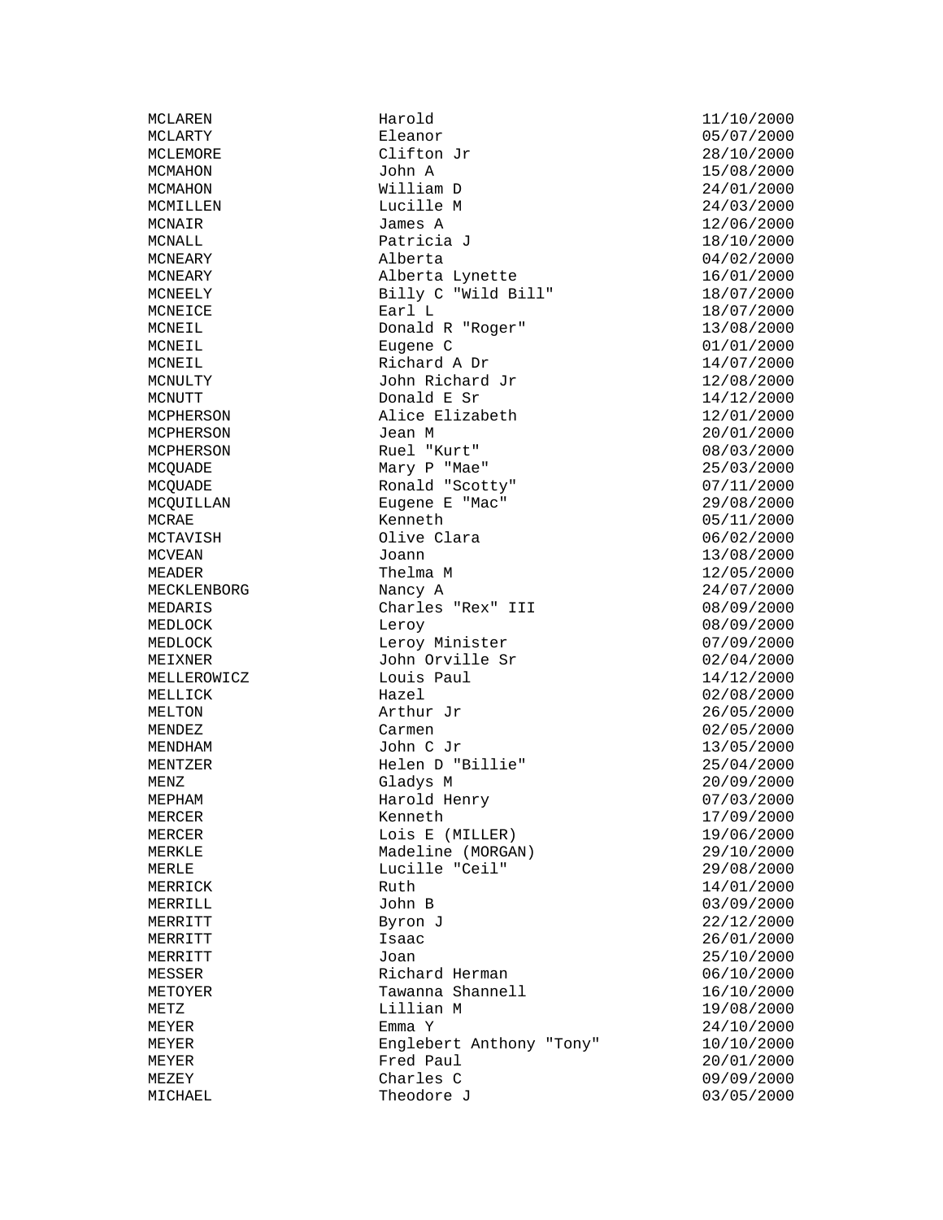| | | |
|---|---|---|
| MCLAREN | Harold | 11/10/2000 |
| MCLARTY | Eleanor | 05/07/2000 |
| MCLEMORE | Clifton Jr | 28/10/2000 |
| MCMAHON | John A | 15/08/2000 |
| MCMAHON | William D | 24/01/2000 |
| MCMILLEN | Lucille M | 24/03/2000 |
| MCNAIR | James A | 12/06/2000 |
| MCNALL | Patricia J | 18/10/2000 |
| MCNEARY | Alberta | 04/02/2000 |
| MCNEARY | Alberta Lynette | 16/01/2000 |
| MCNEELY | Billy C "Wild Bill" | 18/07/2000 |
| MCNEICE | Earl L | 18/07/2000 |
| MCNEIL | Donald R "Roger" | 13/08/2000 |
| MCNEIL | Eugene C | 01/01/2000 |
| MCNEIL | Richard A Dr | 14/07/2000 |
| MCNULTY | John Richard Jr | 12/08/2000 |
| MCNUTT | Donald E Sr | 14/12/2000 |
| MCPHERSON | Alice Elizabeth | 12/01/2000 |
| MCPHERSON | Jean M | 20/01/2000 |
| MCPHERSON | Ruel "Kurt" | 08/03/2000 |
| MCQUADE | Mary P "Mae" | 25/03/2000 |
| MCQUADE | Ronald "Scotty" | 07/11/2000 |
| MCQUILLAN | Eugene E "Mac" | 29/08/2000 |
| MCRAE | Kenneth | 05/11/2000 |
| MCTAVISH | Olive Clara | 06/02/2000 |
| MCVEAN | Joann | 13/08/2000 |
| MEADER | Thelma M | 12/05/2000 |
| MECKLENBORG | Nancy A | 24/07/2000 |
| MEDARIS | Charles "Rex" III | 08/09/2000 |
| MEDLOCK | Leroy | 08/09/2000 |
| MEDLOCK | Leroy Minister | 07/09/2000 |
| MEIXNER | John Orville Sr | 02/04/2000 |
| MELLEROWICZ | Louis Paul | 14/12/2000 |
| MELLICK | Hazel | 02/08/2000 |
| MELTON | Arthur Jr | 26/05/2000 |
| MENDEZ | Carmen | 02/05/2000 |
| MENDHAM | John C Jr | 13/05/2000 |
| MENTZER | Helen D "Billie" | 25/04/2000 |
| MENZ | Gladys M | 20/09/2000 |
| MEPHAM | Harold Henry | 07/03/2000 |
| MERCER | Kenneth | 17/09/2000 |
| MERCER | Lois E (MILLER) | 19/06/2000 |
| MERKLE | Madeline (MORGAN) | 29/10/2000 |
| MERLE | Lucille "Ceil" | 29/08/2000 |
| MERRICK | Ruth | 14/01/2000 |
| MERRILL | John B | 03/09/2000 |
| MERRITT | Byron J | 22/12/2000 |
| MERRITT | Isaac | 26/01/2000 |
| MERRITT | Joan | 25/10/2000 |
| MESSER | Richard Herman | 06/10/2000 |
| METOYER | Tawanna Shannell | 16/10/2000 |
| METZ | Lillian M | 19/08/2000 |
| MEYER | Emma Y | 24/10/2000 |
| MEYER | Englebert Anthony "Tony" | 10/10/2000 |
| MEYER | Fred Paul | 20/01/2000 |
| MEZEY | Charles C | 09/09/2000 |
| MICHAEL | Theodore J | 03/05/2000 |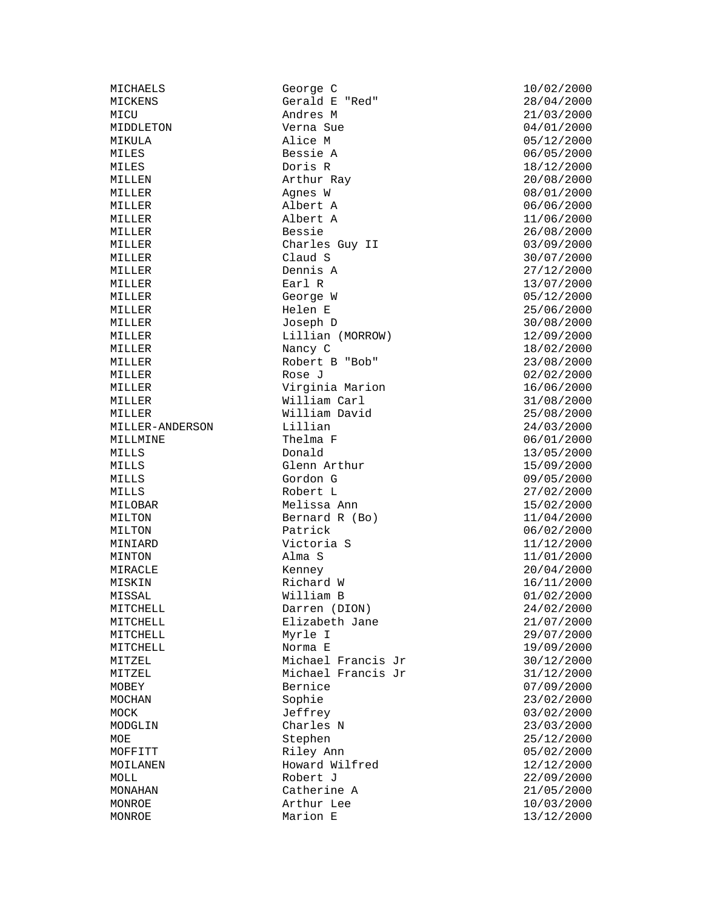| | | |
|---|---|---|
| MICHAELS | George C | 10/02/2000 |
| MICKENS | Gerald E "Red" | 28/04/2000 |
| MICU | Andres M | 21/03/2000 |
| MIDDLETON | Verna Sue | 04/01/2000 |
| MIKULA | Alice M | 05/12/2000 |
| MILES | Bessie A | 06/05/2000 |
| MILES | Doris R | 18/12/2000 |
| MILLEN | Arthur Ray | 20/08/2000 |
| MILLER | Agnes W | 08/01/2000 |
| MILLER | Albert A | 06/06/2000 |
| MILLER | Albert A | 11/06/2000 |
| MILLER | Bessie | 26/08/2000 |
| MILLER | Charles Guy II | 03/09/2000 |
| MILLER | Claud S | 30/07/2000 |
| MILLER | Dennis A | 27/12/2000 |
| MILLER | Earl R | 13/07/2000 |
| MILLER | George W | 05/12/2000 |
| MILLER | Helen E | 25/06/2000 |
| MILLER | Joseph D | 30/08/2000 |
| MILLER | Lillian (MORROW) | 12/09/2000 |
| MILLER | Nancy C | 18/02/2000 |
| MILLER | Robert B "Bob" | 23/08/2000 |
| MILLER | Rose J | 02/02/2000 |
| MILLER | Virginia Marion | 16/06/2000 |
| MILLER | William Carl | 31/08/2000 |
| MILLER | William David | 25/08/2000 |
| MILLER-ANDERSON | Lillian | 24/03/2000 |
| MILLMINE | Thelma F | 06/01/2000 |
| MILLS | Donald | 13/05/2000 |
| MILLS | Glenn Arthur | 15/09/2000 |
| MILLS | Gordon G | 09/05/2000 |
| MILLS | Robert L | 27/02/2000 |
| MILOBAR | Melissa Ann | 15/02/2000 |
| MILTON | Bernard R (Bo) | 11/04/2000 |
| MILTON | Patrick | 06/02/2000 |
| MINIARD | Victoria S | 11/12/2000 |
| MINTON | Alma S | 11/01/2000 |
| MIRACLE | Kenney | 20/04/2000 |
| MISKIN | Richard W | 16/11/2000 |
| MISSAL | William B | 01/02/2000 |
| MITCHELL | Darren (DION) | 24/02/2000 |
| MITCHELL | Elizabeth Jane | 21/07/2000 |
| MITCHELL | Myrle I | 29/07/2000 |
| MITCHELL | Norma E | 19/09/2000 |
| MITZEL | Michael Francis Jr | 30/12/2000 |
| MITZEL | Michael Francis Jr | 31/12/2000 |
| MOBEY | Bernice | 07/09/2000 |
| MOCHAN | Sophie | 23/02/2000 |
| MOCK | Jeffrey | 03/02/2000 |
| MODGLIN | Charles N | 23/03/2000 |
| MOE | Stephen | 25/12/2000 |
| MOFFITT | Riley Ann | 05/02/2000 |
| MOILANEN | Howard Wilfred | 12/12/2000 |
| MOLL | Robert J | 22/09/2000 |
| MONAHAN | Catherine A | 21/05/2000 |
| MONROE | Arthur Lee | 10/03/2000 |
| MONROE | Marion E | 13/12/2000 |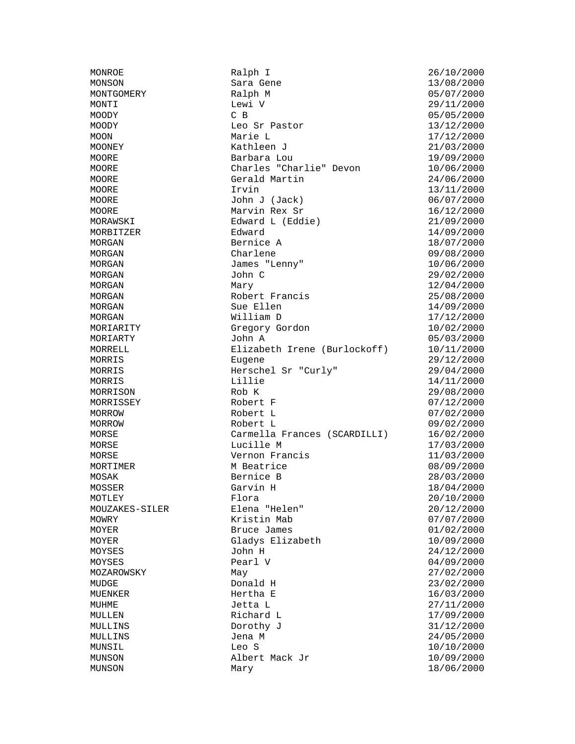| | | |
|---|---|---|
| MONROE | Ralph I | 26/10/2000 |
| MONSON | Sara Gene | 13/08/2000 |
| MONTGOMERY | Ralph M | 05/07/2000 |
| MONTI | Lewi V | 29/11/2000 |
| MOODY | C B | 05/05/2000 |
| MOODY | Leo Sr Pastor | 13/12/2000 |
| MOON | Marie L | 17/12/2000 |
| MOONEY | Kathleen J | 21/03/2000 |
| MOORE | Barbara Lou | 19/09/2000 |
| MOORE | Charles "Charlie" Devon | 10/06/2000 |
| MOORE | Gerald Martin | 24/06/2000 |
| MOORE | Irvin | 13/11/2000 |
| MOORE | John J (Jack) | 06/07/2000 |
| MOORE | Marvin Rex Sr | 16/12/2000 |
| MORAWSKI | Edward L (Eddie) | 21/09/2000 |
| MORBITZER | Edward | 14/09/2000 |
| MORGAN | Bernice A | 18/07/2000 |
| MORGAN | Charlene | 09/08/2000 |
| MORGAN | James "Lenny" | 10/06/2000 |
| MORGAN | John C | 29/02/2000 |
| MORGAN | Mary | 12/04/2000 |
| MORGAN | Robert Francis | 25/08/2000 |
| MORGAN | Sue Ellen | 14/09/2000 |
| MORGAN | William D | 17/12/2000 |
| MORIARITY | Gregory Gordon | 10/02/2000 |
| MORIARTY | John A | 05/03/2000 |
| MORRELL | Elizabeth Irene (Burlockoff) | 10/11/2000 |
| MORRIS | Eugene | 29/12/2000 |
| MORRIS | Herschel Sr "Curly" | 29/04/2000 |
| MORRIS | Lillie | 14/11/2000 |
| MORRISON | Rob K | 29/08/2000 |
| MORRISSEY | Robert F | 07/12/2000 |
| MORROW | Robert L | 07/02/2000 |
| MORROW | Robert L | 09/02/2000 |
| MORSE | Carmella Frances (SCARDILLI) | 16/02/2000 |
| MORSE | Lucille M | 17/03/2000 |
| MORSE | Vernon Francis | 11/03/2000 |
| MORTIMER | M Beatrice | 08/09/2000 |
| MOSAK | Bernice B | 28/03/2000 |
| MOSSER | Garvin H | 18/04/2000 |
| MOTLEY | Flora | 20/10/2000 |
| MOUZAKES-SILER | Elena "Helen" | 20/12/2000 |
| MOWRY | Kristin Mab | 07/07/2000 |
| MOYER | Bruce James | 01/02/2000 |
| MOYER | Gladys Elizabeth | 10/09/2000 |
| MOYSES | John H | 24/12/2000 |
| MOYSES | Pearl V | 04/09/2000 |
| MOZAROWSKY | May | 27/02/2000 |
| MUDGE | Donald H | 23/02/2000 |
| MUENKER | Hertha E | 16/03/2000 |
| MUHME | Jetta L | 27/11/2000 |
| MULLEN | Richard L | 17/09/2000 |
| MULLINS | Dorothy J | 31/12/2000 |
| MULLINS | Jena M | 24/05/2000 |
| MUNSIL | Leo S | 10/10/2000 |
| MUNSON | Albert Mack Jr | 10/09/2000 |
| MUNSON | Mary | 18/06/2000 |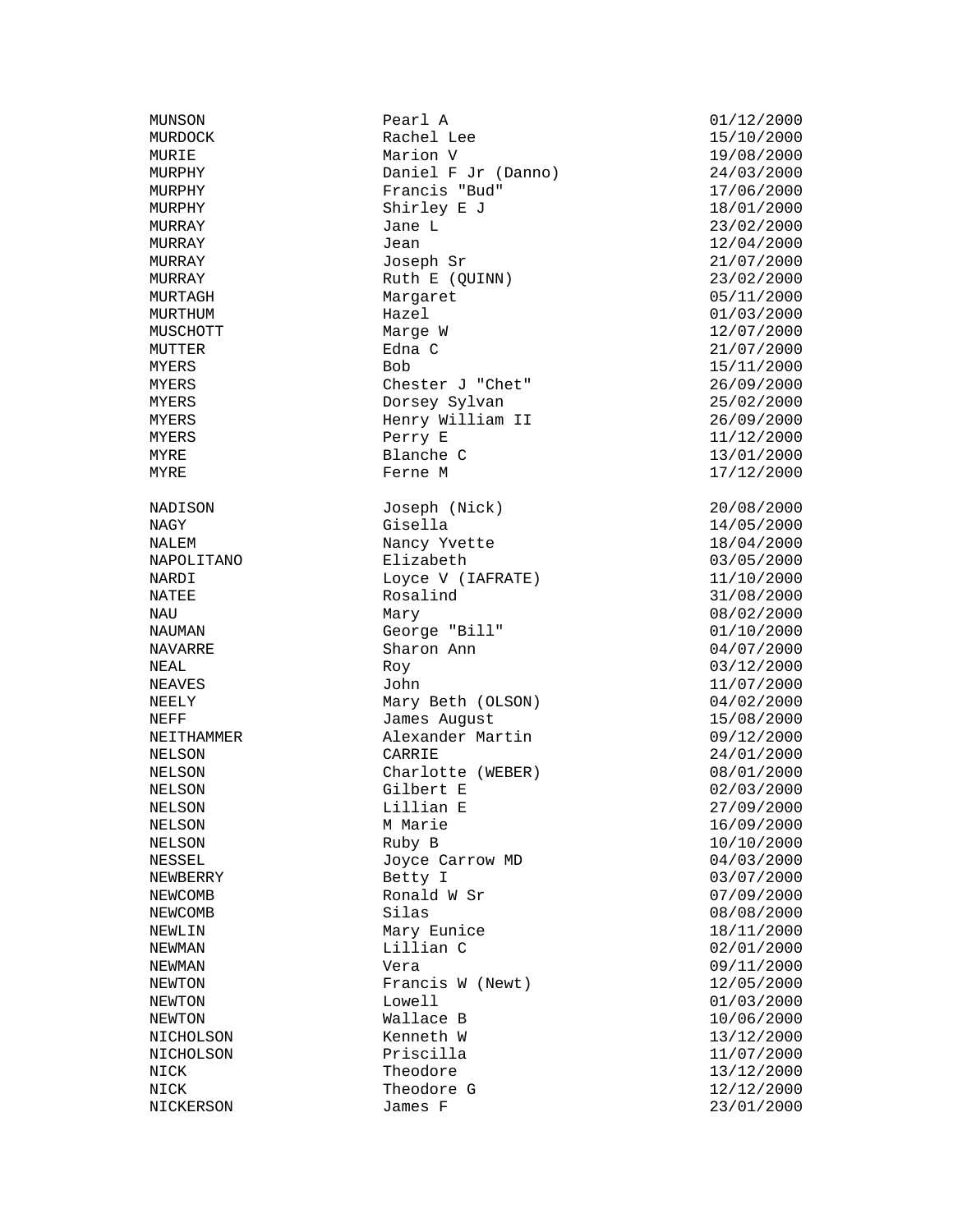| | | |
|---|---|---|
| MUNSON | Pearl A | 01/12/2000 |
| MURDOCK | Rachel Lee | 15/10/2000 |
| MURIE | Marion V | 19/08/2000 |
| MURPHY | Daniel F Jr (Danno) | 24/03/2000 |
| MURPHY | Francis "Bud" | 17/06/2000 |
| MURPHY | Shirley E J | 18/01/2000 |
| MURRAY | Jane L | 23/02/2000 |
| MURRAY | Jean | 12/04/2000 |
| MURRAY | Joseph Sr | 21/07/2000 |
| MURRAY | Ruth E (QUINN) | 23/02/2000 |
| MURTAGH | Margaret | 05/11/2000 |
| MURTHUM | Hazel | 01/03/2000 |
| MUSCHOTT | Marge W | 12/07/2000 |
| MUTTER | Edna C | 21/07/2000 |
| MYERS | Bob | 15/11/2000 |
| MYERS | Chester J "Chet" | 26/09/2000 |
| MYERS | Dorsey Sylvan | 25/02/2000 |
| MYERS | Henry William II | 26/09/2000 |
| MYERS | Perry E | 11/12/2000 |
| MYRE | Blanche C | 13/01/2000 |
| MYRE | Ferne M | 17/12/2000 |
| | | |
| NADISON | Joseph (Nick) | 20/08/2000 |
| NAGY | Gisella | 14/05/2000 |
| NALEM | Nancy Yvette | 18/04/2000 |
| NAPOLITANO | Elizabeth | 03/05/2000 |
| NARDI | Loyce V (IAFRATE) | 11/10/2000 |
| NATEE | Rosalind | 31/08/2000 |
| NAU | Mary | 08/02/2000 |
| NAUMAN | George "Bill" | 01/10/2000 |
| NAVARRE | Sharon Ann | 04/07/2000 |
| NEAL | Roy | 03/12/2000 |
| NEAVES | John | 11/07/2000 |
| NEELY | Mary Beth (OLSON) | 04/02/2000 |
| NEFF | James August | 15/08/2000 |
| NEITHAMMER | Alexander Martin | 09/12/2000 |
| NELSON | CARRIE | 24/01/2000 |
| NELSON | Charlotte (WEBER) | 08/01/2000 |
| NELSON | Gilbert E | 02/03/2000 |
| NELSON | Lillian E | 27/09/2000 |
| NELSON | M Marie | 16/09/2000 |
| NELSON | Ruby B | 10/10/2000 |
| NESSEL | Joyce Carrow MD | 04/03/2000 |
| NEWBERRY | Betty I | 03/07/2000 |
| NEWCOMB | Ronald W Sr | 07/09/2000 |
| NEWCOMB | Silas | 08/08/2000 |
| NEWLIN | Mary Eunice | 18/11/2000 |
| NEWMAN | Lillian C | 02/01/2000 |
| NEWMAN | Vera | 09/11/2000 |
| NEWTON | Francis W (Newt) | 12/05/2000 |
| NEWTON | Lowell | 01/03/2000 |
| NEWTON | Wallace B | 10/06/2000 |
| NICHOLSON | Kenneth W | 13/12/2000 |
| NICHOLSON | Priscilla | 11/07/2000 |
| NICK | Theodore | 13/12/2000 |
| NICK | Theodore G | 12/12/2000 |
| NICKERSON | James F | 23/01/2000 |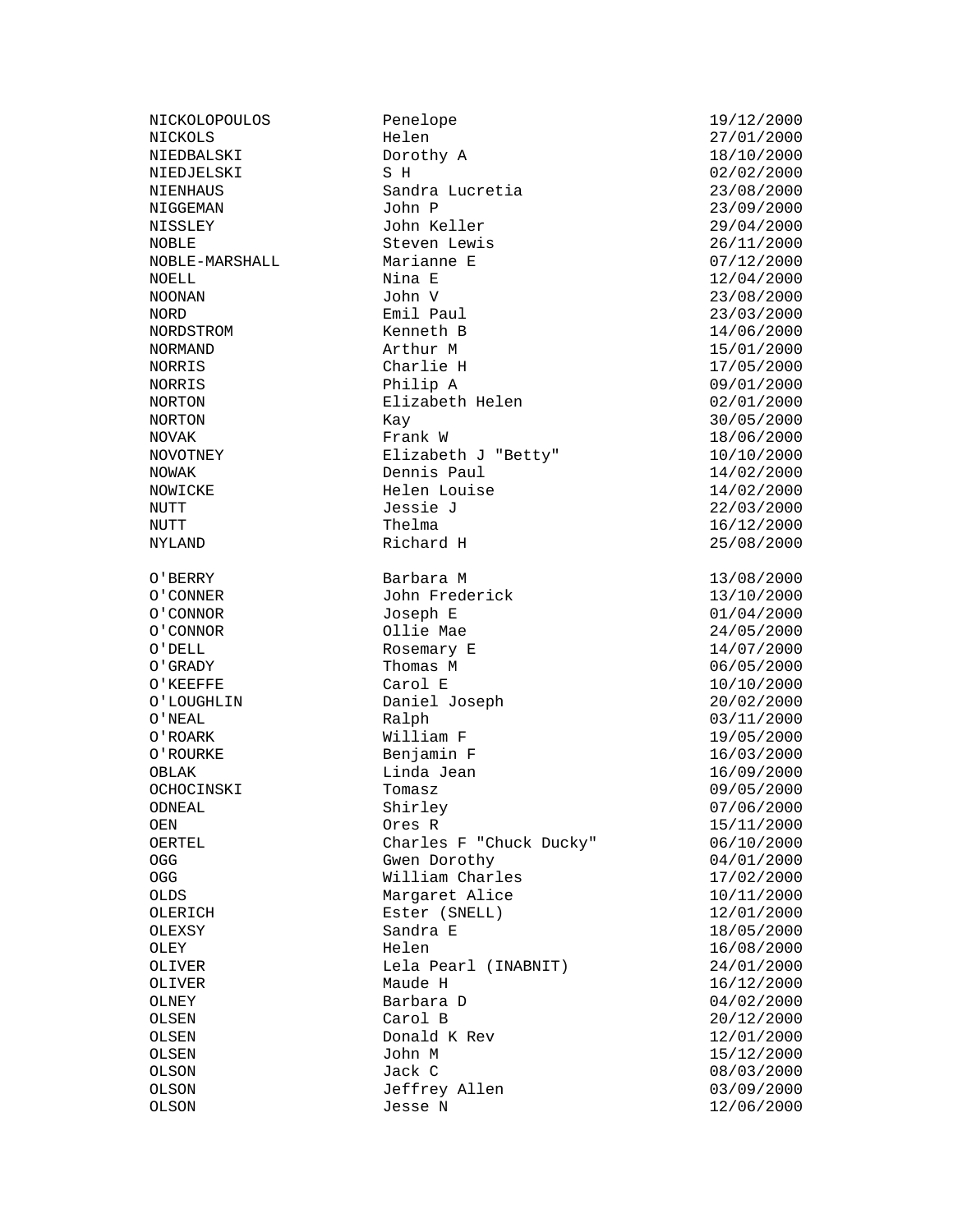| | | |
|---|---|---|
| NICKOLOPOULOS | Penelope | 19/12/2000 |
| NICKOLS | Helen | 27/01/2000 |
| NIEDBALSKI | Dorothy A | 18/10/2000 |
| NIEDJELSKI | S H | 02/02/2000 |
| NIENHAUS | Sandra Lucretia | 23/08/2000 |
| NIGGEMAN | John P | 23/09/2000 |
| NISSLEY | John Keller | 29/04/2000 |
| NOBLE | Steven Lewis | 26/11/2000 |
| NOBLE-MARSHALL | Marianne E | 07/12/2000 |
| NOELL | Nina E | 12/04/2000 |
| NOONAN | John V | 23/08/2000 |
| NORD | Emil Paul | 23/03/2000 |
| NORDSTROM | Kenneth B | 14/06/2000 |
| NORMAND | Arthur M | 15/01/2000 |
| NORRIS | Charlie H | 17/05/2000 |
| NORRIS | Philip A | 09/01/2000 |
| NORTON | Elizabeth Helen | 02/01/2000 |
| NORTON | Kay | 30/05/2000 |
| NOVAK | Frank W | 18/06/2000 |
| NOVOTNEY | Elizabeth J "Betty" | 10/10/2000 |
| NOWAK | Dennis Paul | 14/02/2000 |
| NOWICKE | Helen Louise | 14/02/2000 |
| NUTT | Jessie J | 22/03/2000 |
| NUTT | Thelma | 16/12/2000 |
| NYLAND | Richard H | 25/08/2000 |
| | | |
| O'BERRY | Barbara M | 13/08/2000 |
| O'CONNER | John Frederick | 13/10/2000 |
| O'CONNOR | Joseph E | 01/04/2000 |
| O'CONNOR | Ollie Mae | 24/05/2000 |
| O'DELL | Rosemary E | 14/07/2000 |
| O'GRADY | Thomas M | 06/05/2000 |
| O'KEEFFE | Carol E | 10/10/2000 |
| O'LOUGHLIN | Daniel Joseph | 20/02/2000 |
| O'NEAL | Ralph | 03/11/2000 |
| O'ROARK | William F | 19/05/2000 |
| O'ROURKE | Benjamin F | 16/03/2000 |
| OBLAK | Linda Jean | 16/09/2000 |
| OCHOCINSKI | Tomasz | 09/05/2000 |
| ODNEAL | Shirley | 07/06/2000 |
| OEN | Ores R | 15/11/2000 |
| OERTEL | Charles F "Chuck Ducky" | 06/10/2000 |
| OGG | Gwen Dorothy | 04/01/2000 |
| OGG | William Charles | 17/02/2000 |
| OLDS | Margaret Alice | 10/11/2000 |
| OLERICH | Ester (SNELL) | 12/01/2000 |
| OLEXSY | Sandra E | 18/05/2000 |
| OLEY | Helen | 16/08/2000 |
| OLIVER | Lela Pearl (INABNIT) | 24/01/2000 |
| OLIVER | Maude H | 16/12/2000 |
| OLNEY | Barbara D | 04/02/2000 |
| OLSEN | Carol B | 20/12/2000 |
| OLSEN | Donald K Rev | 12/01/2000 |
| OLSEN | John M | 15/12/2000 |
| OLSON | Jack C | 08/03/2000 |
| OLSON | Jeffrey Allen | 03/09/2000 |
| OLSON | Jesse N | 12/06/2000 |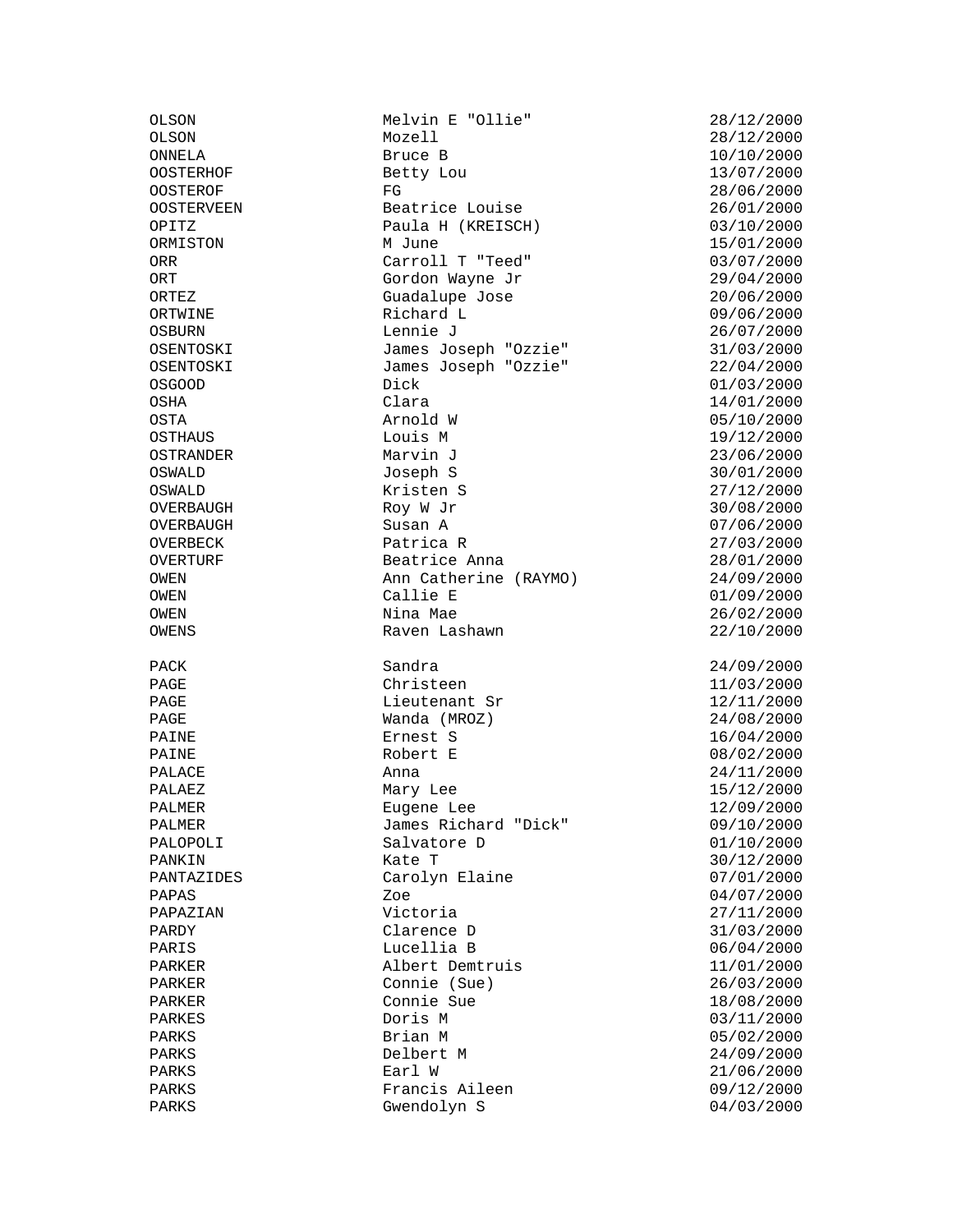| | | |
|---|---|---|
| OLSON | Melvin E "Ollie" | 28/12/2000 |
| OLSON | Mozell | 28/12/2000 |
| ONNELA | Bruce B | 10/10/2000 |
| OOSTERHOF | Betty Lou | 13/07/2000 |
| OOSTEROF | FG | 28/06/2000 |
| OOSTERVEEN | Beatrice Louise | 26/01/2000 |
| OPITZ | Paula H (KREISCH) | 03/10/2000 |
| ORMISTON | M June | 15/01/2000 |
| ORR | Carroll T "Teed" | 03/07/2000 |
| ORT | Gordon Wayne Jr | 29/04/2000 |
| ORTEZ | Guadalupe Jose | 20/06/2000 |
| ORTWINE | Richard L | 09/06/2000 |
| OSBURN | Lennie J | 26/07/2000 |
| OSENTOSKI | James Joseph "Ozzie" | 31/03/2000 |
| OSENTOSKI | James Joseph "Ozzie" | 22/04/2000 |
| OSGOOD | Dick | 01/03/2000 |
| OSHA | Clara | 14/01/2000 |
| OSTA | Arnold W | 05/10/2000 |
| OSTHAUS | Louis M | 19/12/2000 |
| OSTRANDER | Marvin J | 23/06/2000 |
| OSWALD | Joseph S | 30/01/2000 |
| OSWALD | Kristen S | 27/12/2000 |
| OVERBAUGH | Roy W Jr | 30/08/2000 |
| OVERBAUGH | Susan A | 07/06/2000 |
| OVERBECK | Patrica R | 27/03/2000 |
| OVERTURF | Beatrice Anna | 28/01/2000 |
| OWEN | Ann Catherine (RAYMO) | 24/09/2000 |
| OWEN | Callie E | 01/09/2000 |
| OWEN | Nina Mae | 26/02/2000 |
| OWENS | Raven Lashawn | 22/10/2000 |
| | | |
| PACK | Sandra | 24/09/2000 |
| PAGE | Christeen | 11/03/2000 |
| PAGE | Lieutenant Sr | 12/11/2000 |
| PAGE | Wanda (MROZ) | 24/08/2000 |
| PAINE | Ernest S | 16/04/2000 |
| PAINE | Robert E | 08/02/2000 |
| PALACE | Anna | 24/11/2000 |
| PALAEZ | Mary Lee | 15/12/2000 |
| PALMER | Eugene Lee | 12/09/2000 |
| PALMER | James Richard "Dick" | 09/10/2000 |
| PALOPOLI | Salvatore D | 01/10/2000 |
| PANKIN | Kate T | 30/12/2000 |
| PANTAZIDES | Carolyn Elaine | 07/01/2000 |
| PAPAS | Zoe | 04/07/2000 |
| PAPAZIAN | Victoria | 27/11/2000 |
| PARDY | Clarence D | 31/03/2000 |
| PARIS | Lucellia B | 06/04/2000 |
| PARKER | Albert Demtruis | 11/01/2000 |
| PARKER | Connie (Sue) | 26/03/2000 |
| PARKER | Connie Sue | 18/08/2000 |
| PARKES | Doris M | 03/11/2000 |
| PARKS | Brian M | 05/02/2000 |
| PARKS | Delbert M | 24/09/2000 |
| PARKS | Earl W | 21/06/2000 |
| PARKS | Francis Aileen | 09/12/2000 |
| PARKS | Gwendolyn S | 04/03/2000 |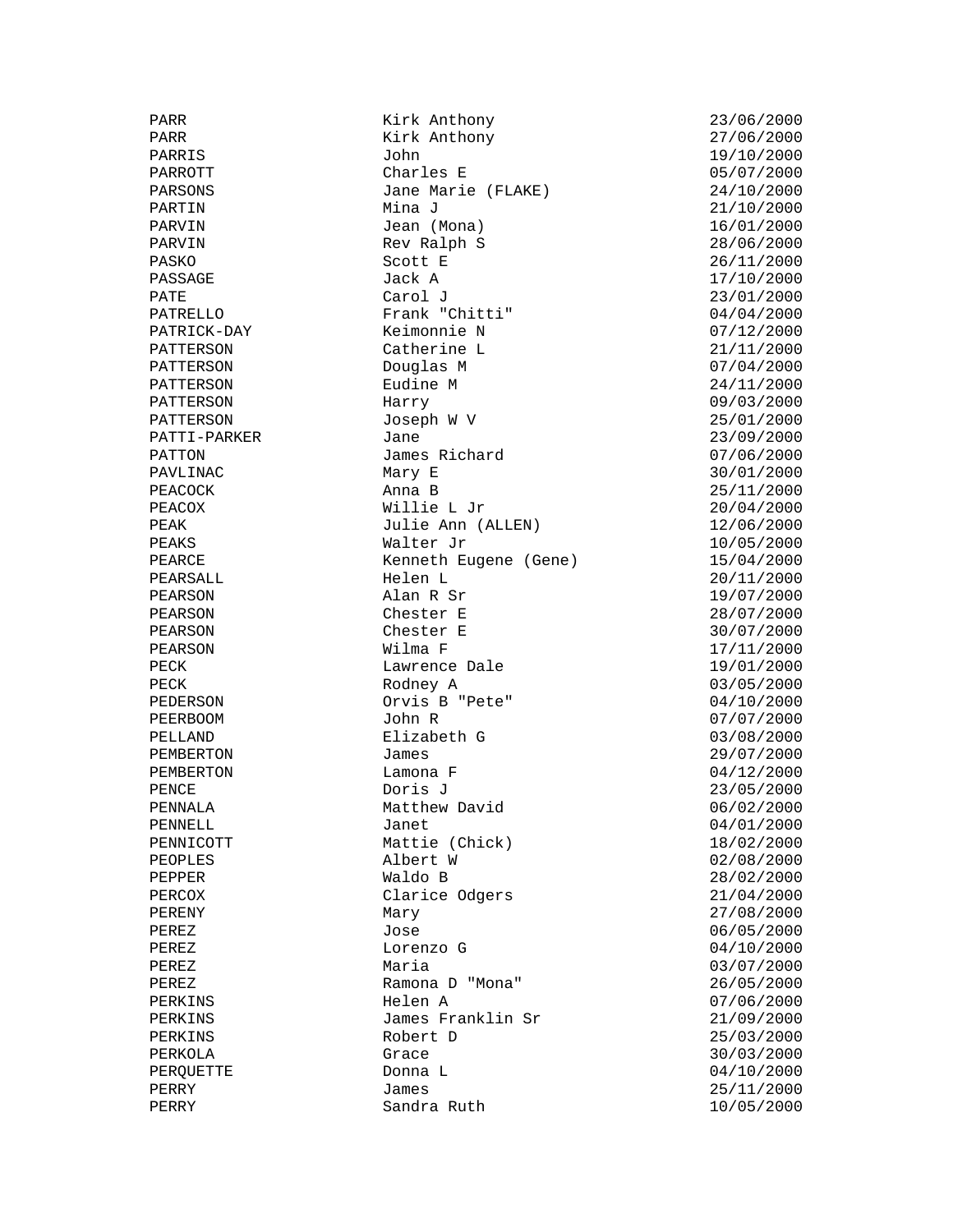| | | |
|---|---|---|
| PARR | Kirk Anthony | 23/06/2000 |
| PARR | Kirk Anthony | 27/06/2000 |
| PARRIS | John | 19/10/2000 |
| PARROTT | Charles E | 05/07/2000 |
| PARSONS | Jane Marie (FLAKE) | 24/10/2000 |
| PARTIN | Mina J | 21/10/2000 |
| PARVIN | Jean (Mona) | 16/01/2000 |
| PARVIN | Rev Ralph S | 28/06/2000 |
| PASKO | Scott E | 26/11/2000 |
| PASSAGE | Jack A | 17/10/2000 |
| PATE | Carol J | 23/01/2000 |
| PATRELLO | Frank "Chitti" | 04/04/2000 |
| PATRICK-DAY | Keimonnie N | 07/12/2000 |
| PATTERSON | Catherine L | 21/11/2000 |
| PATTERSON | Douglas M | 07/04/2000 |
| PATTERSON | Eudine M | 24/11/2000 |
| PATTERSON | Harry | 09/03/2000 |
| PATTERSON | Joseph W V | 25/01/2000 |
| PATTI-PARKER | Jane | 23/09/2000 |
| PATTON | James Richard | 07/06/2000 |
| PAVLINAC | Mary E | 30/01/2000 |
| PEACOCK | Anna B | 25/11/2000 |
| PEACOX | Willie L Jr | 20/04/2000 |
| PEAK | Julie Ann (ALLEN) | 12/06/2000 |
| PEAKS | Walter Jr | 10/05/2000 |
| PEARCE | Kenneth Eugene (Gene) | 15/04/2000 |
| PEARSALL | Helen L | 20/11/2000 |
| PEARSON | Alan R Sr | 19/07/2000 |
| PEARSON | Chester E | 28/07/2000 |
| PEARSON | Chester E | 30/07/2000 |
| PEARSON | Wilma F | 17/11/2000 |
| PECK | Lawrence Dale | 19/01/2000 |
| PECK | Rodney A | 03/05/2000 |
| PEDERSON | Orvis B "Pete" | 04/10/2000 |
| PEERBOOM | John R | 07/07/2000 |
| PELLAND | Elizabeth G | 03/08/2000 |
| PEMBERTON | James | 29/07/2000 |
| PEMBERTON | Lamona F | 04/12/2000 |
| PENCE | Doris J | 23/05/2000 |
| PENNALA | Matthew David | 06/02/2000 |
| PENNELL | Janet | 04/01/2000 |
| PENNICOTT | Mattie (Chick) | 18/02/2000 |
| PEOPLES | Albert W | 02/08/2000 |
| PEPPER | Waldo B | 28/02/2000 |
| PERCOX | Clarice Odgers | 21/04/2000 |
| PERENY | Mary | 27/08/2000 |
| PEREZ | Jose | 06/05/2000 |
| PEREZ | Lorenzo G | 04/10/2000 |
| PEREZ | Maria | 03/07/2000 |
| PEREZ | Ramona D "Mona" | 26/05/2000 |
| PERKINS | Helen A | 07/06/2000 |
| PERKINS | James Franklin Sr | 21/09/2000 |
| PERKINS | Robert D | 25/03/2000 |
| PERKOLA | Grace | 30/03/2000 |
| PERQUETTE | Donna L | 04/10/2000 |
| PERRY | James | 25/11/2000 |
| PERRY | Sandra Ruth | 10/05/2000 |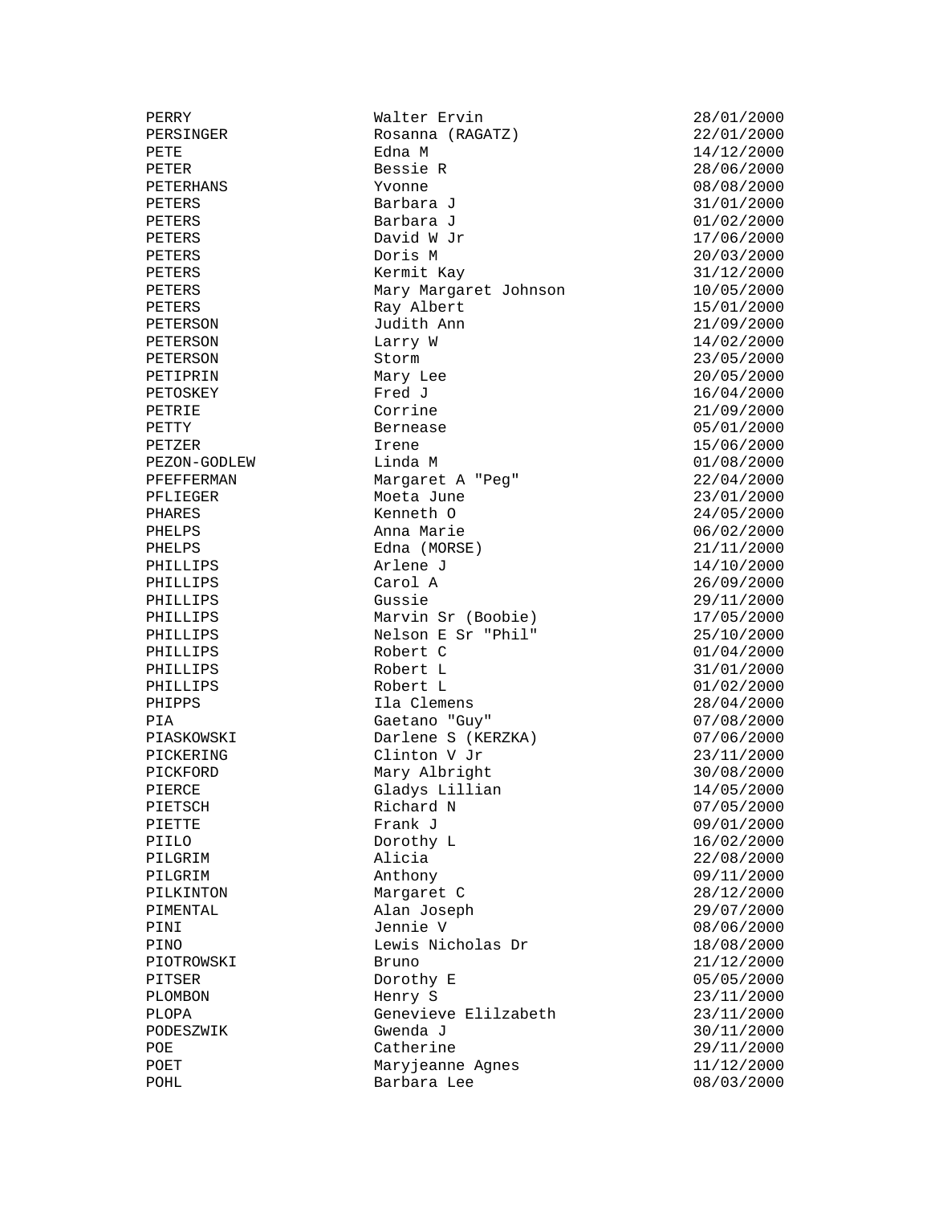| | | |
|---|---|---|
| PERRY | Walter Ervin | 28/01/2000 |
| PERSINGER | Rosanna (RAGATZ) | 22/01/2000 |
| PETE | Edna M | 14/12/2000 |
| PETER | Bessie R | 28/06/2000 |
| PETERHANS | Yvonne | 08/08/2000 |
| PETERS | Barbara J | 31/01/2000 |
| PETERS | Barbara J | 01/02/2000 |
| PETERS | David W Jr | 17/06/2000 |
| PETERS | Doris M | 20/03/2000 |
| PETERS | Kermit Kay | 31/12/2000 |
| PETERS | Mary Margaret Johnson | 10/05/2000 |
| PETERS | Ray Albert | 15/01/2000 |
| PETERSON | Judith Ann | 21/09/2000 |
| PETERSON | Larry W | 14/02/2000 |
| PETERSON | Storm | 23/05/2000 |
| PETIPRIN | Mary Lee | 20/05/2000 |
| PETOSKEY | Fred J | 16/04/2000 |
| PETRIE | Corrine | 21/09/2000 |
| PETTY | Bernease | 05/01/2000 |
| PETZER | Irene | 15/06/2000 |
| PEZON-GODLEW | Linda M | 01/08/2000 |
| PFEFFERMAN | Margaret A "Peg" | 22/04/2000 |
| PFLIEGER | Moeta June | 23/01/2000 |
| PHARES | Kenneth O | 24/05/2000 |
| PHELPS | Anna Marie | 06/02/2000 |
| PHELPS | Edna (MORSE) | 21/11/2000 |
| PHILLIPS | Arlene J | 14/10/2000 |
| PHILLIPS | Carol A | 26/09/2000 |
| PHILLIPS | Gussie | 29/11/2000 |
| PHILLIPS | Marvin Sr (Boobie) | 17/05/2000 |
| PHILLIPS | Nelson E Sr "Phil" | 25/10/2000 |
| PHILLIPS | Robert C | 01/04/2000 |
| PHILLIPS | Robert L | 31/01/2000 |
| PHILLIPS | Robert L | 01/02/2000 |
| PHIPPS | Ila Clemens | 28/04/2000 |
| PIA | Gaetano "Guy" | 07/08/2000 |
| PIASKOWSKI | Darlene S (KERZKA) | 07/06/2000 |
| PICKERING | Clinton V Jr | 23/11/2000 |
| PICKFORD | Mary Albright | 30/08/2000 |
| PIERCE | Gladys Lillian | 14/05/2000 |
| PIETSCH | Richard N | 07/05/2000 |
| PIETTE | Frank J | 09/01/2000 |
| PIILO | Dorothy L | 16/02/2000 |
| PILGRIM | Alicia | 22/08/2000 |
| PILGRIM | Anthony | 09/11/2000 |
| PILKINTON | Margaret C | 28/12/2000 |
| PIMENTAL | Alan Joseph | 29/07/2000 |
| PINI | Jennie V | 08/06/2000 |
| PINO | Lewis Nicholas Dr | 18/08/2000 |
| PIOTROWSKI | Bruno | 21/12/2000 |
| PITSER | Dorothy E | 05/05/2000 |
| PLOMBON | Henry S | 23/11/2000 |
| PLOPA | Genevieve Elilzabeth | 23/11/2000 |
| PODESZWIK | Gwenda J | 30/11/2000 |
| POE | Catherine | 29/11/2000 |
| POET | Maryjeanne Agnes | 11/12/2000 |
| POHL | Barbara Lee | 08/03/2000 |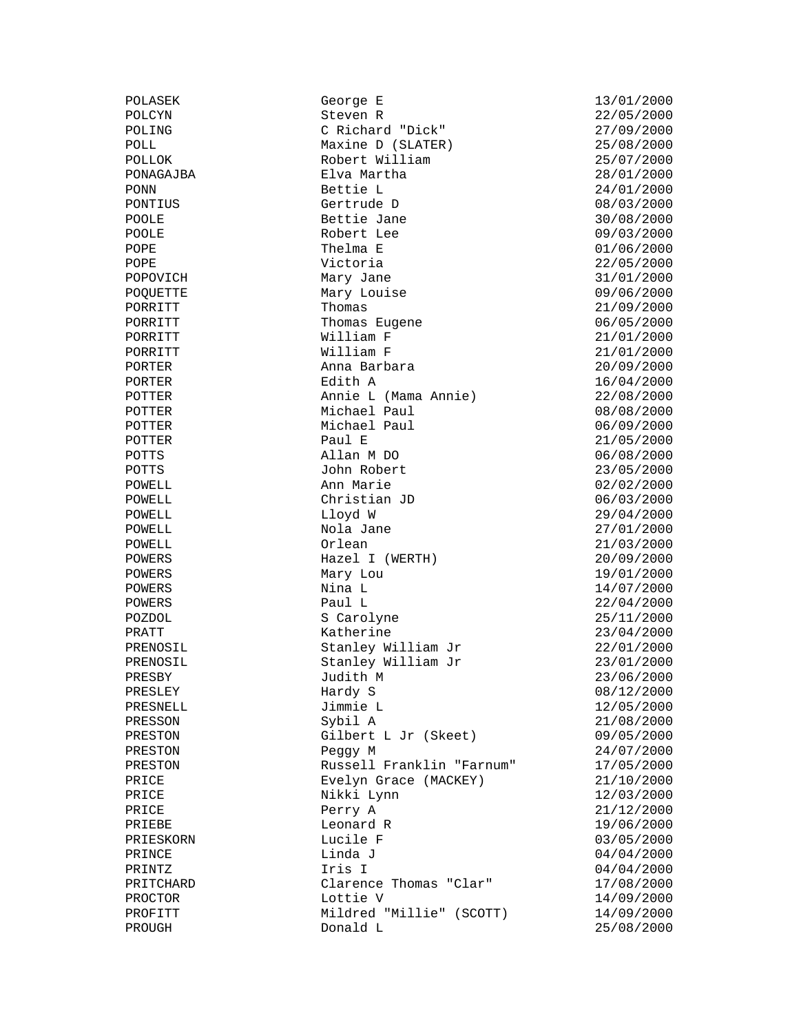| | | |
|---|---|---|
| POLASEK | George E | 13/01/2000 |
| POLCYN | Steven R | 22/05/2000 |
| POLING | C Richard "Dick" | 27/09/2000 |
| POLL | Maxine D (SLATER) | 25/08/2000 |
| POLLOK | Robert William | 25/07/2000 |
| PONAGAJBA | Elva Martha | 28/01/2000 |
| PONN | Bettie L | 24/01/2000 |
| PONTIUS | Gertrude D | 08/03/2000 |
| POOLE | Bettie Jane | 30/08/2000 |
| POOLE | Robert Lee | 09/03/2000 |
| POPE | Thelma E | 01/06/2000 |
| POPE | Victoria | 22/05/2000 |
| POPOVICH | Mary Jane | 31/01/2000 |
| POQUETTE | Mary Louise | 09/06/2000 |
| PORRITT | Thomas | 21/09/2000 |
| PORRITT | Thomas Eugene | 06/05/2000 |
| PORRITT | William F | 21/01/2000 |
| PORRITT | William F | 21/01/2000 |
| PORTER | Anna Barbara | 20/09/2000 |
| PORTER | Edith A | 16/04/2000 |
| POTTER | Annie L (Mama Annie) | 22/08/2000 |
| POTTER | Michael Paul | 08/08/2000 |
| POTTER | Michael Paul | 06/09/2000 |
| POTTER | Paul E | 21/05/2000 |
| POTTS | Allan M DO | 06/08/2000 |
| POTTS | John Robert | 23/05/2000 |
| POWELL | Ann Marie | 02/02/2000 |
| POWELL | Christian JD | 06/03/2000 |
| POWELL | Lloyd W | 29/04/2000 |
| POWELL | Nola Jane | 27/01/2000 |
| POWELL | Orlean | 21/03/2000 |
| POWERS | Hazel I (WERTH) | 20/09/2000 |
| POWERS | Mary Lou | 19/01/2000 |
| POWERS | Nina L | 14/07/2000 |
| POWERS | Paul L | 22/04/2000 |
| POZDOL | S Carolyne | 25/11/2000 |
| PRATT | Katherine | 23/04/2000 |
| PRENOSIL | Stanley William Jr | 22/01/2000 |
| PRENOSIL | Stanley William Jr | 23/01/2000 |
| PRESBY | Judith M | 23/06/2000 |
| PRESLEY | Hardy S | 08/12/2000 |
| PRESNELL | Jimmie L | 12/05/2000 |
| PRESSON | Sybil A | 21/08/2000 |
| PRESTON | Gilbert L Jr (Skeet) | 09/05/2000 |
| PRESTON | Peggy M | 24/07/2000 |
| PRESTON | Russell Franklin "Farnum" | 17/05/2000 |
| PRICE | Evelyn Grace (MACKEY) | 21/10/2000 |
| PRICE | Nikki Lynn | 12/03/2000 |
| PRICE | Perry A | 21/12/2000 |
| PRIEBE | Leonard R | 19/06/2000 |
| PRIESKORN | Lucile F | 03/05/2000 |
| PRINCE | Linda J | 04/04/2000 |
| PRINTZ | Iris I | 04/04/2000 |
| PRITCHARD | Clarence Thomas "Clar" | 17/08/2000 |
| PROCTOR | Lottie V | 14/09/2000 |
| PROFITT | Mildred "Millie" (SCOTT) | 14/09/2000 |
| PROUGH | Donald L | 25/08/2000 |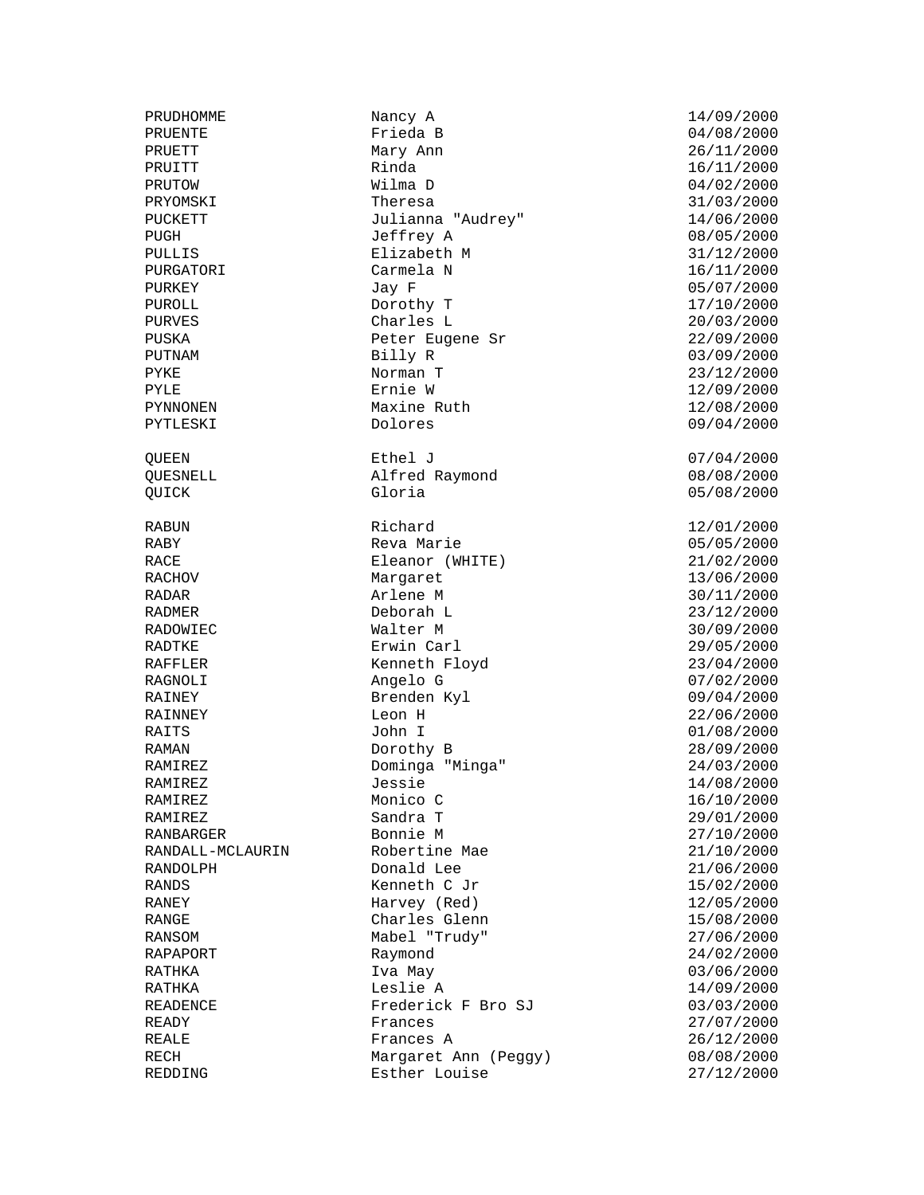| | | |
|---|---|---|
| PRUDHOMME | Nancy A | 14/09/2000 |
| PRUENTE | Frieda B | 04/08/2000 |
| PRUETT | Mary Ann | 26/11/2000 |
| PRUITT | Rinda | 16/11/2000 |
| PRUTOW | Wilma D | 04/02/2000 |
| PRYOMSKI | Theresa | 31/03/2000 |
| PUCKETT | Julianna "Audrey" | 14/06/2000 |
| PUGH | Jeffrey A | 08/05/2000 |
| PULLIS | Elizabeth M | 31/12/2000 |
| PURGATORI | Carmela N | 16/11/2000 |
| PURKEY | Jay F | 05/07/2000 |
| PUROLL | Dorothy T | 17/10/2000 |
| PURVES | Charles L | 20/03/2000 |
| PUSKA | Peter Eugene Sr | 22/09/2000 |
| PUTNAM | Billy R | 03/09/2000 |
| PYKE | Norman T | 23/12/2000 |
| PYLE | Ernie W | 12/09/2000 |
| PYNNONEN | Maxine Ruth | 12/08/2000 |
| PYTLESKI | Dolores | 09/04/2000 |
| | | |
| QUEEN | Ethel J | 07/04/2000 |
| QUESNELL | Alfred Raymond | 08/08/2000 |
| QUICK | Gloria | 05/08/2000 |
| | | |
| RABUN | Richard | 12/01/2000 |
| RABY | Reva Marie | 05/05/2000 |
| RACE | Eleanor (WHITE) | 21/02/2000 |
| RACHOV | Margaret | 13/06/2000 |
| RADAR | Arlene M | 30/11/2000 |
| RADMER | Deborah L | 23/12/2000 |
| RADOWIEC | Walter M | 30/09/2000 |
| RADTKE | Erwin Carl | 29/05/2000 |
| RAFFLER | Kenneth Floyd | 23/04/2000 |
| RAGNOLI | Angelo G | 07/02/2000 |
| RAINEY | Brenden Kyl | 09/04/2000 |
| RAINNEY | Leon H | 22/06/2000 |
| RAITS | John I | 01/08/2000 |
| RAMAN | Dorothy B | 28/09/2000 |
| RAMIREZ | Dominga "Minga" | 24/03/2000 |
| RAMIREZ | Jessie | 14/08/2000 |
| RAMIREZ | Monico C | 16/10/2000 |
| RAMIREZ | Sandra T | 29/01/2000 |
| RANBARGER | Bonnie M | 27/10/2000 |
| RANDALL-MCLAURIN | Robertine Mae | 21/10/2000 |
| RANDOLPH | Donald Lee | 21/06/2000 |
| RANDS | Kenneth C Jr | 15/02/2000 |
| RANEY | Harvey (Red) | 12/05/2000 |
| RANGE | Charles Glenn | 15/08/2000 |
| RANSOM | Mabel "Trudy" | 27/06/2000 |
| RAPAPORT | Raymond | 24/02/2000 |
| RATHKA | Iva May | 03/06/2000 |
| RATHKA | Leslie A | 14/09/2000 |
| READENCE | Frederick F Bro SJ | 03/03/2000 |
| READY | Frances | 27/07/2000 |
| REALE | Frances A | 26/12/2000 |
| RECH | Margaret Ann (Peggy) | 08/08/2000 |
| REDDING | Esther Louise | 27/12/2000 |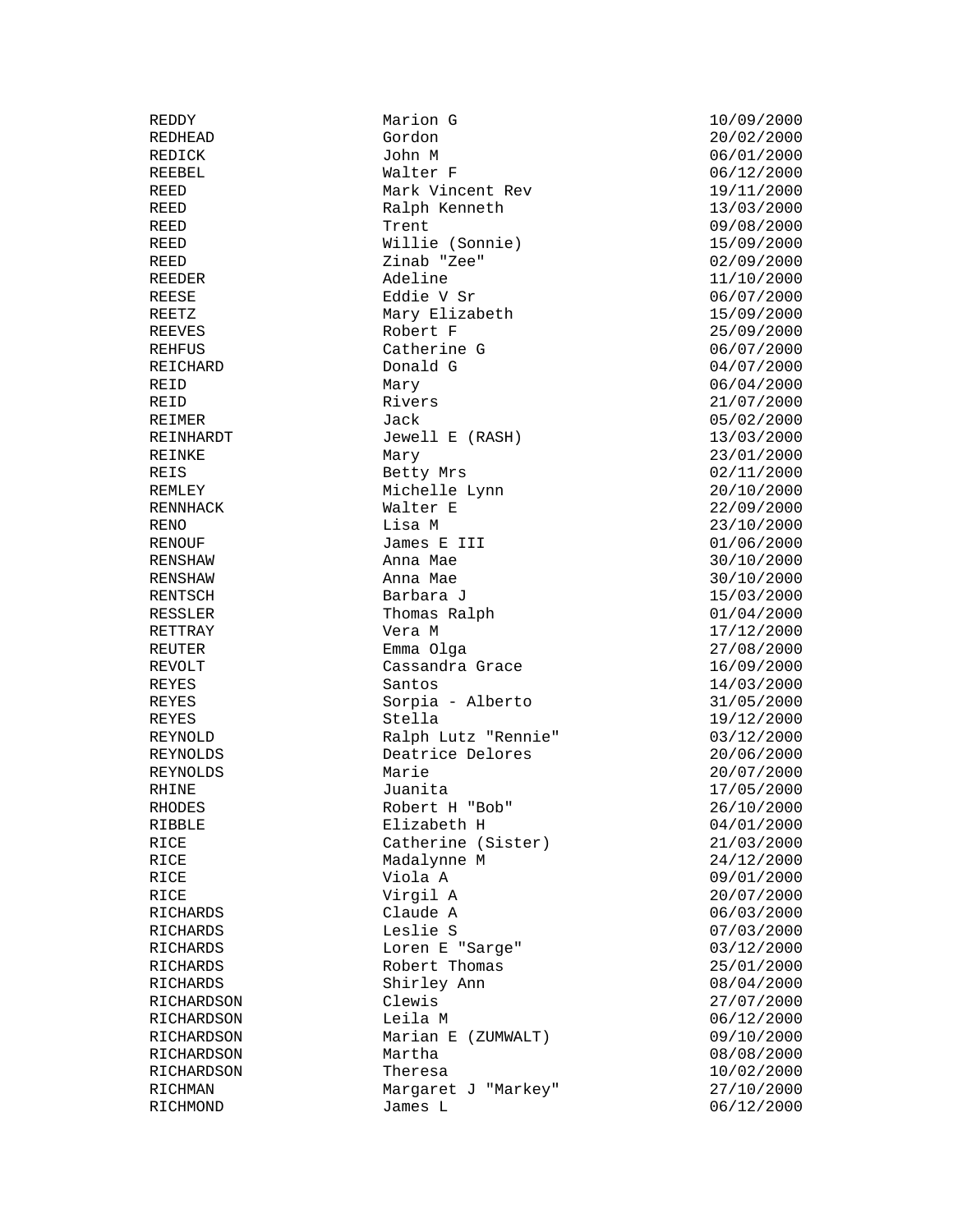| | | |
|---|---|---|
| REDDY | Marion G | 10/09/2000 |
| REDHEAD | Gordon | 20/02/2000 |
| REDICK | John M | 06/01/2000 |
| REEBEL | Walter F | 06/12/2000 |
| REED | Mark Vincent Rev | 19/11/2000 |
| REED | Ralph Kenneth | 13/03/2000 |
| REED | Trent | 09/08/2000 |
| REED | Willie (Sonnie) | 15/09/2000 |
| REED | Zinab "Zee" | 02/09/2000 |
| REEDER | Adeline | 11/10/2000 |
| REESE | Eddie V Sr | 06/07/2000 |
| REETZ | Mary Elizabeth | 15/09/2000 |
| REEVES | Robert F | 25/09/2000 |
| REHFUS | Catherine G | 06/07/2000 |
| REICHARD | Donald G | 04/07/2000 |
| REID | Mary | 06/04/2000 |
| REID | Rivers | 21/07/2000 |
| REIMER | Jack | 05/02/2000 |
| REINHARDT | Jewell E (RASH) | 13/03/2000 |
| REINKE | Mary | 23/01/2000 |
| REIS | Betty Mrs | 02/11/2000 |
| REMLEY | Michelle Lynn | 20/10/2000 |
| RENNHACK | Walter E | 22/09/2000 |
| RENO | Lisa M | 23/10/2000 |
| RENOUF | James E III | 01/06/2000 |
| RENSHAW | Anna Mae | 30/10/2000 |
| RENSHAW | Anna Mae | 30/10/2000 |
| RENTSCH | Barbara J | 15/03/2000 |
| RESSLER | Thomas Ralph | 01/04/2000 |
| RETTRAY | Vera M | 17/12/2000 |
| REUTER | Emma Olga | 27/08/2000 |
| REVOLT | Cassandra Grace | 16/09/2000 |
| REYES | Santos | 14/03/2000 |
| REYES | Sorpia - Alberto | 31/05/2000 |
| REYES | Stella | 19/12/2000 |
| REYNOLD | Ralph Lutz "Rennie" | 03/12/2000 |
| REYNOLDS | Deatrice Delores | 20/06/2000 |
| REYNOLDS | Marie | 20/07/2000 |
| RHINE | Juanita | 17/05/2000 |
| RHODES | Robert H "Bob" | 26/10/2000 |
| RIBBLE | Elizabeth H | 04/01/2000 |
| RICE | Catherine (Sister) | 21/03/2000 |
| RICE | Madalynne M | 24/12/2000 |
| RICE | Viola A | 09/01/2000 |
| RICE | Virgil A | 20/07/2000 |
| RICHARDS | Claude A | 06/03/2000 |
| RICHARDS | Leslie S | 07/03/2000 |
| RICHARDS | Loren E "Sarge" | 03/12/2000 |
| RICHARDS | Robert Thomas | 25/01/2000 |
| RICHARDS | Shirley Ann | 08/04/2000 |
| RICHARDSON | Clewis | 27/07/2000 |
| RICHARDSON | Leila M | 06/12/2000 |
| RICHARDSON | Marian E (ZUMWALT) | 09/10/2000 |
| RICHARDSON | Martha | 08/08/2000 |
| RICHARDSON | Theresa | 10/02/2000 |
| RICHMAN | Margaret J "Markey" | 27/10/2000 |
| RICHMOND | James L | 06/12/2000 |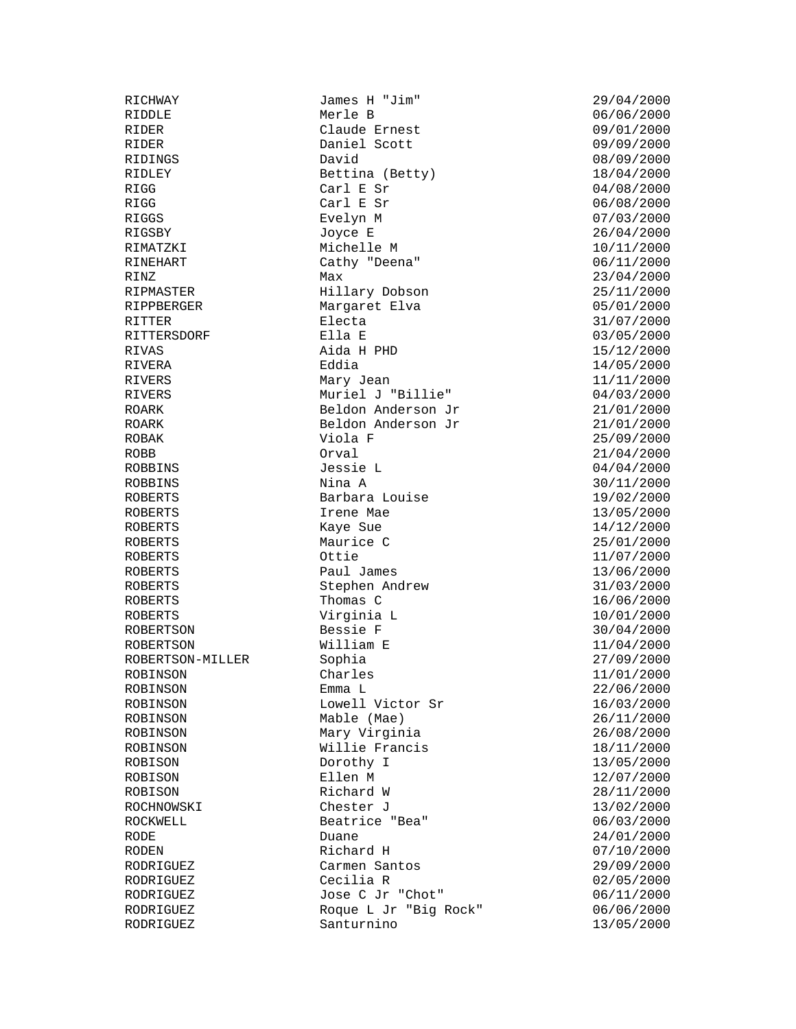| | | |
|---|---|---|
| RICHWAY | James H "Jim" | 29/04/2000 |
| RIDDLE | Merle B | 06/06/2000 |
| RIDER | Claude Ernest | 09/01/2000 |
| RIDER | Daniel Scott | 09/09/2000 |
| RIDINGS | David | 08/09/2000 |
| RIDLEY | Bettina (Betty) | 18/04/2000 |
| RIGG | Carl E Sr | 04/08/2000 |
| RIGG | Carl E Sr | 06/08/2000 |
| RIGGS | Evelyn M | 07/03/2000 |
| RIGSBY | Joyce E | 26/04/2000 |
| RIMATZKI | Michelle M | 10/11/2000 |
| RINEHART | Cathy "Deena" | 06/11/2000 |
| RINZ | Max | 23/04/2000 |
| RIPMASTER | Hillary Dobson | 25/11/2000 |
| RIPPBERGER | Margaret Elva | 05/01/2000 |
| RITTER | Electa | 31/07/2000 |
| RITTERSDORF | Ella E | 03/05/2000 |
| RIVAS | Aida H PHD | 15/12/2000 |
| RIVERA | Eddia | 14/05/2000 |
| RIVERS | Mary Jean | 11/11/2000 |
| RIVERS | Muriel J "Billie" | 04/03/2000 |
| ROARK | Beldon Anderson Jr | 21/01/2000 |
| ROARK | Beldon Anderson Jr | 21/01/2000 |
| ROBAK | Viola F | 25/09/2000 |
| ROBB | Orval | 21/04/2000 |
| ROBBINS | Jessie L | 04/04/2000 |
| ROBBINS | Nina A | 30/11/2000 |
| ROBERTS | Barbara Louise | 19/02/2000 |
| ROBERTS | Irene Mae | 13/05/2000 |
| ROBERTS | Kaye Sue | 14/12/2000 |
| ROBERTS | Maurice C | 25/01/2000 |
| ROBERTS | Ottie | 11/07/2000 |
| ROBERTS | Paul James | 13/06/2000 |
| ROBERTS | Stephen Andrew | 31/03/2000 |
| ROBERTS | Thomas C | 16/06/2000 |
| ROBERTS | Virginia L | 10/01/2000 |
| ROBERTSON | Bessie F | 30/04/2000 |
| ROBERTSON | William E | 11/04/2000 |
| ROBERTSON-MILLER | Sophia | 27/09/2000 |
| ROBINSON | Charles | 11/01/2000 |
| ROBINSON | Emma L | 22/06/2000 |
| ROBINSON | Lowell Victor Sr | 16/03/2000 |
| ROBINSON | Mable (Mae) | 26/11/2000 |
| ROBINSON | Mary Virginia | 26/08/2000 |
| ROBINSON | Willie Francis | 18/11/2000 |
| ROBISON | Dorothy I | 13/05/2000 |
| ROBISON | Ellen M | 12/07/2000 |
| ROBISON | Richard W | 28/11/2000 |
| ROCHNOWSKI | Chester J | 13/02/2000 |
| ROCKWELL | Beatrice "Bea" | 06/03/2000 |
| RODE | Duane | 24/01/2000 |
| RODEN | Richard H | 07/10/2000 |
| RODRIGUEZ | Carmen Santos | 29/09/2000 |
| RODRIGUEZ | Cecilia R | 02/05/2000 |
| RODRIGUEZ | Jose C Jr "Chot" | 06/11/2000 |
| RODRIGUEZ | Roque L Jr "Big Rock" | 06/06/2000 |
| RODRIGUEZ | Santurnino | 13/05/2000 |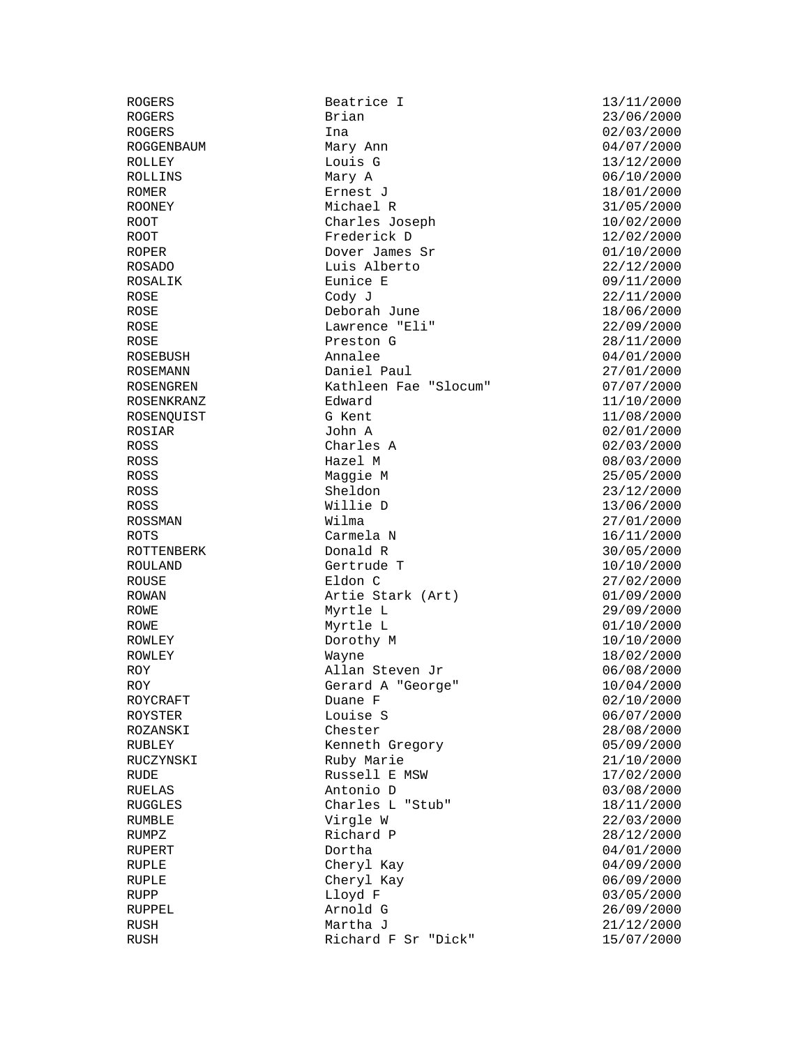| | | |
|---|---|---|
| ROGERS | Beatrice I | 13/11/2000 |
| ROGERS | Brian | 23/06/2000 |
| ROGERS | Ina | 02/03/2000 |
| ROGGENBAUM | Mary Ann | 04/07/2000 |
| ROLLEY | Louis G | 13/12/2000 |
| ROLLINS | Mary A | 06/10/2000 |
| ROMER | Ernest J | 18/01/2000 |
| ROONEY | Michael R | 31/05/2000 |
| ROOT | Charles Joseph | 10/02/2000 |
| ROOT | Frederick D | 12/02/2000 |
| ROPER | Dover James Sr | 01/10/2000 |
| ROSADO | Luis Alberto | 22/12/2000 |
| ROSALIK | Eunice E | 09/11/2000 |
| ROSE | Cody J | 22/11/2000 |
| ROSE | Deborah June | 18/06/2000 |
| ROSE | Lawrence "Eli" | 22/09/2000 |
| ROSE | Preston G | 28/11/2000 |
| ROSEBUSH | Annalee | 04/01/2000 |
| ROSEMANN | Daniel Paul | 27/01/2000 |
| ROSENGREN | Kathleen Fae "Slocum" | 07/07/2000 |
| ROSENKRANZ | Edward | 11/10/2000 |
| ROSENQUIST | G Kent | 11/08/2000 |
| ROSIAR | John A | 02/01/2000 |
| ROSS | Charles A | 02/03/2000 |
| ROSS | Hazel M | 08/03/2000 |
| ROSS | Maggie M | 25/05/2000 |
| ROSS | Sheldon | 23/12/2000 |
| ROSS | Willie D | 13/06/2000 |
| ROSSMAN | Wilma | 27/01/2000 |
| ROTS | Carmela N | 16/11/2000 |
| ROTTENBERK | Donald R | 30/05/2000 |
| ROULAND | Gertrude T | 10/10/2000 |
| ROUSE | Eldon C | 27/02/2000 |
| ROWAN | Artie Stark (Art) | 01/09/2000 |
| ROWE | Myrtle L | 29/09/2000 |
| ROWE | Myrtle L | 01/10/2000 |
| ROWLEY | Dorothy M | 10/10/2000 |
| ROWLEY | Wayne | 18/02/2000 |
| ROY | Allan Steven Jr | 06/08/2000 |
| ROY | Gerard A "George" | 10/04/2000 |
| ROYCRAFT | Duane F | 02/10/2000 |
| ROYSTER | Louise S | 06/07/2000 |
| ROZANSKI | Chester | 28/08/2000 |
| RUBLEY | Kenneth Gregory | 05/09/2000 |
| RUCZYNSKI | Ruby Marie | 21/10/2000 |
| RUDE | Russell E MSW | 17/02/2000 |
| RUELAS | Antonio D | 03/08/2000 |
| RUGGLES | Charles L "Stub" | 18/11/2000 |
| RUMBLE | Virgle W | 22/03/2000 |
| RUMPZ | Richard P | 28/12/2000 |
| RUPERT | Dortha | 04/01/2000 |
| RUPLE | Cheryl Kay | 04/09/2000 |
| RUPLE | Cheryl Kay | 06/09/2000 |
| RUPP | Lloyd F | 03/05/2000 |
| RUPPEL | Arnold G | 26/09/2000 |
| RUSH | Martha J | 21/12/2000 |
| RUSH | Richard F Sr "Dick" | 15/07/2000 |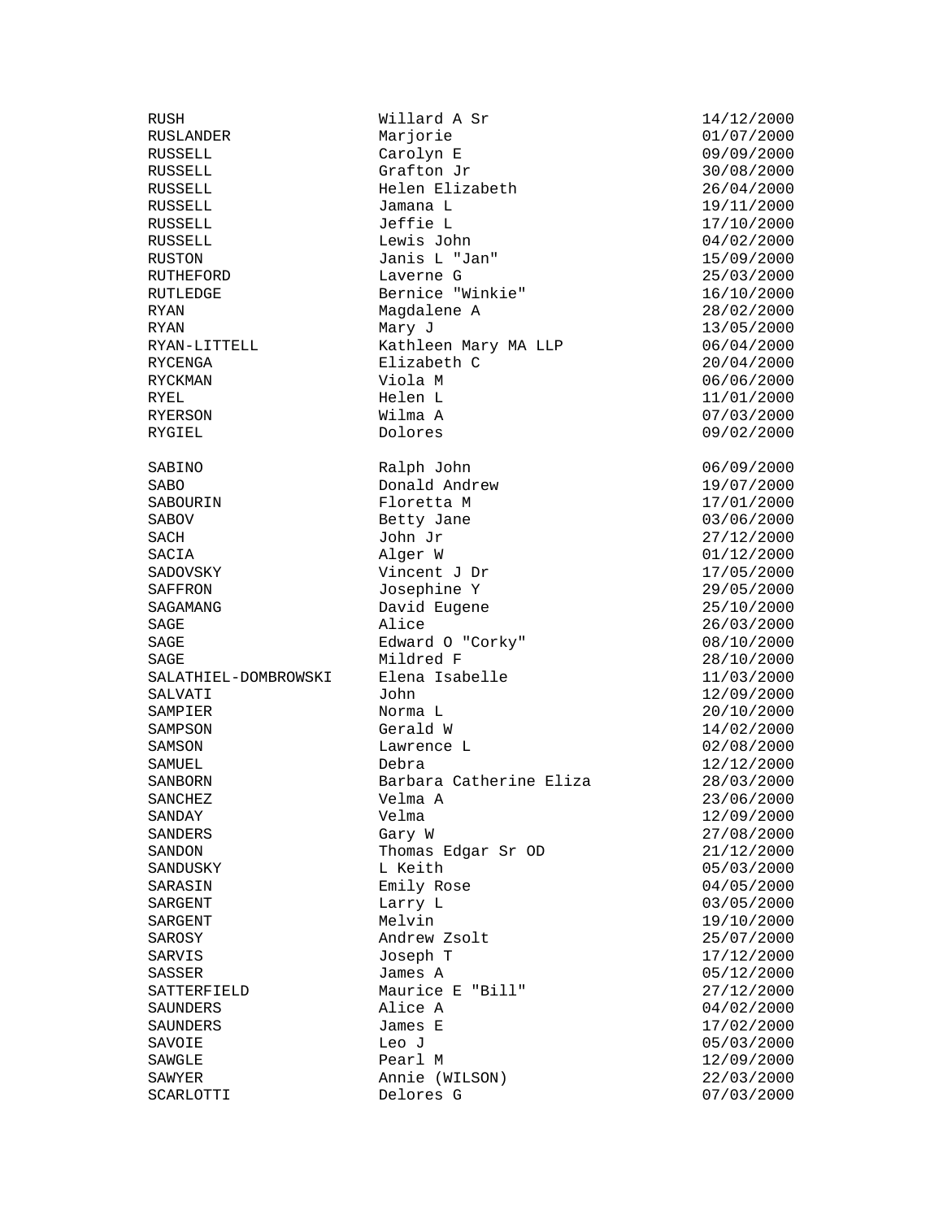| | | |
|---|---|---|
| RUSH | Willard A Sr | 14/12/2000 |
| RUSLANDER | Marjorie | 01/07/2000 |
| RUSSELL | Carolyn E | 09/09/2000 |
| RUSSELL | Grafton Jr | 30/08/2000 |
| RUSSELL | Helen Elizabeth | 26/04/2000 |
| RUSSELL | Jamana L | 19/11/2000 |
| RUSSELL | Jeffie L | 17/10/2000 |
| RUSSELL | Lewis John | 04/02/2000 |
| RUSTON | Janis L "Jan" | 15/09/2000 |
| RUTHEFORD | Laverne G | 25/03/2000 |
| RUTLEDGE | Bernice "Winkie" | 16/10/2000 |
| RYAN | Magdalene A | 28/02/2000 |
| RYAN | Mary J | 13/05/2000 |
| RYAN-LITTELL | Kathleen Mary MA LLP | 06/04/2000 |
| RYCENGA | Elizabeth C | 20/04/2000 |
| RYCKMAN | Viola M | 06/06/2000 |
| RYEL | Helen L | 11/01/2000 |
| RYERSON | Wilma A | 07/03/2000 |
| RYGIEL | Dolores | 09/02/2000 |
| | | |
| SABINO | Ralph John | 06/09/2000 |
| SABO | Donald Andrew | 19/07/2000 |
| SABOURIN | Floretta M | 17/01/2000 |
| SABOV | Betty Jane | 03/06/2000 |
| SACH | John Jr | 27/12/2000 |
| SACIA | Alger W | 01/12/2000 |
| SADOVSKY | Vincent J Dr | 17/05/2000 |
| SAFFRON | Josephine Y | 29/05/2000 |
| SAGAMANG | David Eugene | 25/10/2000 |
| SAGE | Alice | 26/03/2000 |
| SAGE | Edward O "Corky" | 08/10/2000 |
| SAGE | Mildred F | 28/10/2000 |
| SALATHIEL-DOMBROWSKI | Elena Isabelle | 11/03/2000 |
| SALVATI | John | 12/09/2000 |
| SAMPIER | Norma L | 20/10/2000 |
| SAMPSON | Gerald W | 14/02/2000 |
| SAMSON | Lawrence L | 02/08/2000 |
| SAMUEL | Debra | 12/12/2000 |
| SANBORN | Barbara Catherine Eliza | 28/03/2000 |
| SANCHEZ | Velma A | 23/06/2000 |
| SANDAY | Velma | 12/09/2000 |
| SANDERS | Gary W | 27/08/2000 |
| SANDON | Thomas Edgar Sr OD | 21/12/2000 |
| SANDUSKY | L Keith | 05/03/2000 |
| SARASIN | Emily Rose | 04/05/2000 |
| SARGENT | Larry L | 03/05/2000 |
| SARGENT | Melvin | 19/10/2000 |
| SAROSY | Andrew Zsolt | 25/07/2000 |
| SARVIS | Joseph T | 17/12/2000 |
| SASSER | James A | 05/12/2000 |
| SATTERFIELD | Maurice E "Bill" | 27/12/2000 |
| SAUNDERS | Alice A | 04/02/2000 |
| SAUNDERS | James E | 17/02/2000 |
| SAVOIE | Leo J | 05/03/2000 |
| SAWGLE | Pearl M | 12/09/2000 |
| SAWYER | Annie (WILSON) | 22/03/2000 |
| SCARLOTTI | Delores G | 07/03/2000 |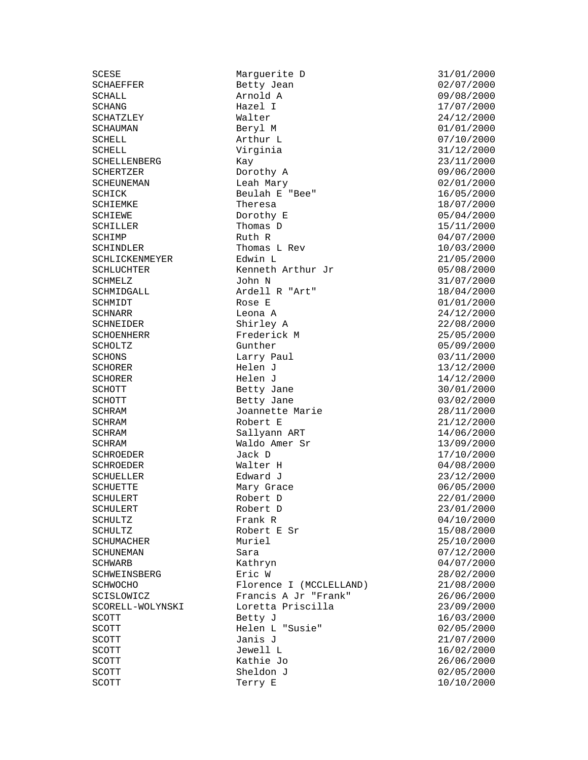| | | |
|---|---|---|
| SCESE | Marguerite D | 31/01/2000 |
| SCHAEFFER | Betty Jean | 02/07/2000 |
| SCHALL | Arnold A | 09/08/2000 |
| SCHANG | Hazel I | 17/07/2000 |
| SCHATZLEY | Walter | 24/12/2000 |
| SCHAUMAN | Beryl M | 01/01/2000 |
| SCHELL | Arthur L | 07/10/2000 |
| SCHELL | Virginia | 31/12/2000 |
| SCHELLENBERG | Kay | 23/11/2000 |
| SCHERTZER | Dorothy A | 09/06/2000 |
| SCHEUNEMAN | Leah Mary | 02/01/2000 |
| SCHICK | Beulah E "Bee" | 16/05/2000 |
| SCHIEMKE | Theresa | 18/07/2000 |
| SCHIEWE | Dorothy E | 05/04/2000 |
| SCHILLER | Thomas D | 15/11/2000 |
| SCHIMP | Ruth R | 04/07/2000 |
| SCHINDLER | Thomas L Rev | 10/03/2000 |
| SCHLICKENMEYER | Edwin L | 21/05/2000 |
| SCHLUCHTER | Kenneth Arthur Jr | 05/08/2000 |
| SCHMELZ | John N | 31/07/2000 |
| SCHMIDGALL | Ardell R "Art" | 18/04/2000 |
| SCHMIDT | Rose E | 01/01/2000 |
| SCHNARR | Leona A | 24/12/2000 |
| SCHNEIDER | Shirley A | 22/08/2000 |
| SCHOENHERR | Frederick M | 25/05/2000 |
| SCHOLTZ | Gunther | 05/09/2000 |
| SCHONS | Larry Paul | 03/11/2000 |
| SCHORER | Helen J | 13/12/2000 |
| SCHORER | Helen J | 14/12/2000 |
| SCHOTT | Betty Jane | 30/01/2000 |
| SCHOTT | Betty Jane | 03/02/2000 |
| SCHRAM | Joannette Marie | 28/11/2000 |
| SCHRAM | Robert E | 21/12/2000 |
| SCHRAM | Sallyann ART | 14/06/2000 |
| SCHRAM | Waldo Amer Sr | 13/09/2000 |
| SCHROEDER | Jack D | 17/10/2000 |
| SCHROEDER | Walter H | 04/08/2000 |
| SCHUELLER | Edward J | 23/12/2000 |
| SCHUETTE | Mary Grace | 06/05/2000 |
| SCHULERT | Robert D | 22/01/2000 |
| SCHULERT | Robert D | 23/01/2000 |
| SCHULTZ | Frank R | 04/10/2000 |
| SCHULTZ | Robert E Sr | 15/08/2000 |
| SCHUMACHER | Muriel | 25/10/2000 |
| SCHUNEMAN | Sara | 07/12/2000 |
| SCHWARB | Kathryn | 04/07/2000 |
| SCHWEINSBERG | Eric W | 28/02/2000 |
| SCHWOCHO | Florence I (MCCLELLAND) | 21/08/2000 |
| SCISLOWICZ | Francis A Jr "Frank" | 26/06/2000 |
| SCORELL-WOLYNSKI | Loretta Priscilla | 23/09/2000 |
| SCOTT | Betty J | 16/03/2000 |
| SCOTT | Helen L "Susie" | 02/05/2000 |
| SCOTT | Janis J | 21/07/2000 |
| SCOTT | Jewell L | 16/02/2000 |
| SCOTT | Kathie Jo | 26/06/2000 |
| SCOTT | Sheldon J | 02/05/2000 |
| SCOTT | Terry E | 10/10/2000 |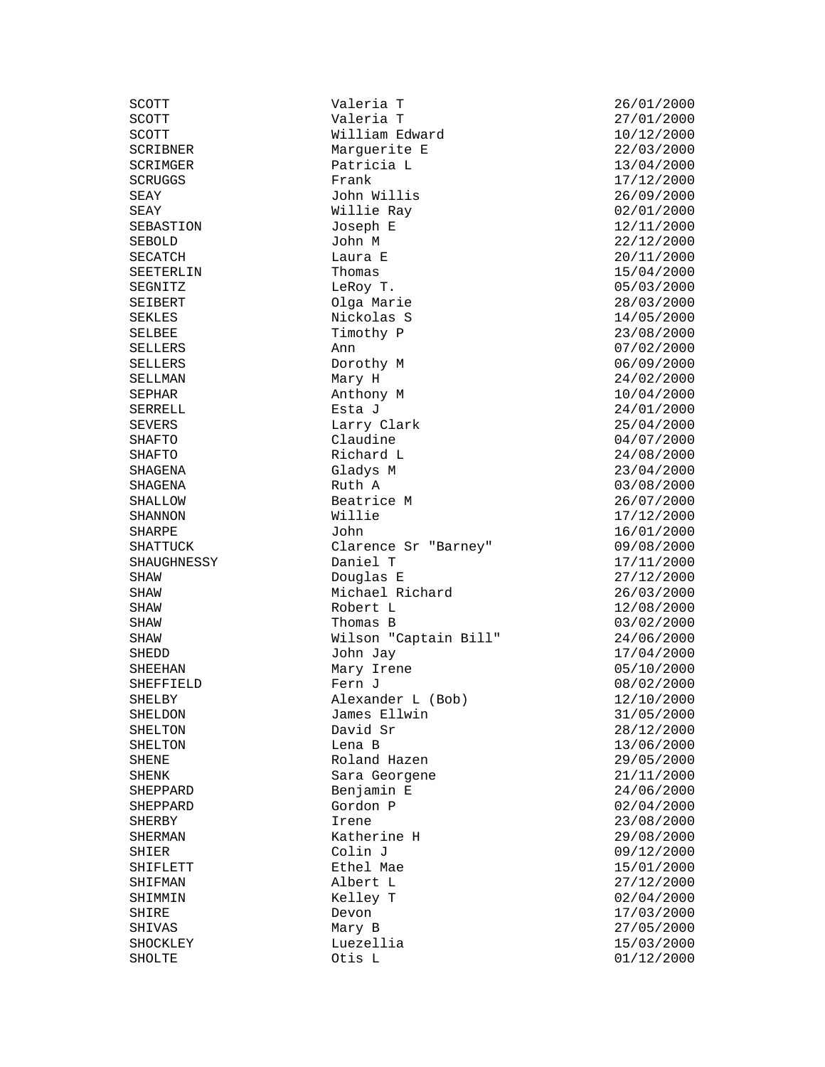| | | |
|---|---|---|
| SCOTT | Valeria T | 26/01/2000 |
| SCOTT | Valeria T | 27/01/2000 |
| SCOTT | William Edward | 10/12/2000 |
| SCRIBNER | Marguerite E | 22/03/2000 |
| SCRIMGER | Patricia L | 13/04/2000 |
| SCRUGGS | Frank | 17/12/2000 |
| SEAY | John Willis | 26/09/2000 |
| SEAY | Willie Ray | 02/01/2000 |
| SEBASTION | Joseph E | 12/11/2000 |
| SEBOLD | John M | 22/12/2000 |
| SECATCH | Laura E | 20/11/2000 |
| SEETERLIN | Thomas | 15/04/2000 |
| SEGNITZ | LeRoy T. | 05/03/2000 |
| SEIBERT | Olga Marie | 28/03/2000 |
| SEKLES | Nickolas S | 14/05/2000 |
| SELBEE | Timothy P | 23/08/2000 |
| SELLERS | Ann | 07/02/2000 |
| SELLERS | Dorothy M | 06/09/2000 |
| SELLMAN | Mary H | 24/02/2000 |
| SEPHAR | Anthony M | 10/04/2000 |
| SERRELL | Esta J | 24/01/2000 |
| SEVERS | Larry Clark | 25/04/2000 |
| SHAFTO | Claudine | 04/07/2000 |
| SHAFTO | Richard L | 24/08/2000 |
| SHAGENA | Gladys M | 23/04/2000 |
| SHAGENA | Ruth A | 03/08/2000 |
| SHALLOW | Beatrice M | 26/07/2000 |
| SHANNON | Willie | 17/12/2000 |
| SHARPE | John | 16/01/2000 |
| SHATTUCK | Clarence Sr "Barney" | 09/08/2000 |
| SHAUGHNESSY | Daniel T | 17/11/2000 |
| SHAW | Douglas E | 27/12/2000 |
| SHAW | Michael Richard | 26/03/2000 |
| SHAW | Robert L | 12/08/2000 |
| SHAW | Thomas B | 03/02/2000 |
| SHAW | Wilson "Captain Bill" | 24/06/2000 |
| SHEDD | John Jay | 17/04/2000 |
| SHEEHAN | Mary Irene | 05/10/2000 |
| SHEFFIELD | Fern J | 08/02/2000 |
| SHELBY | Alexander L (Bob) | 12/10/2000 |
| SHELDON | James Ellwin | 31/05/2000 |
| SHELTON | David Sr | 28/12/2000 |
| SHELTON | Lena B | 13/06/2000 |
| SHENE | Roland Hazen | 29/05/2000 |
| SHENK | Sara Georgene | 21/11/2000 |
| SHEPPARD | Benjamin E | 24/06/2000 |
| SHEPPARD | Gordon P | 02/04/2000 |
| SHERBY | Irene | 23/08/2000 |
| SHERMAN | Katherine H | 29/08/2000 |
| SHIER | Colin J | 09/12/2000 |
| SHIFLETT | Ethel Mae | 15/01/2000 |
| SHIFMAN | Albert L | 27/12/2000 |
| SHIMMIN | Kelley T | 02/04/2000 |
| SHIRE | Devon | 17/03/2000 |
| SHIVAS | Mary B | 27/05/2000 |
| SHOCKLEY | Luezellia | 15/03/2000 |
| SHOLTE | Otis L | 01/12/2000 |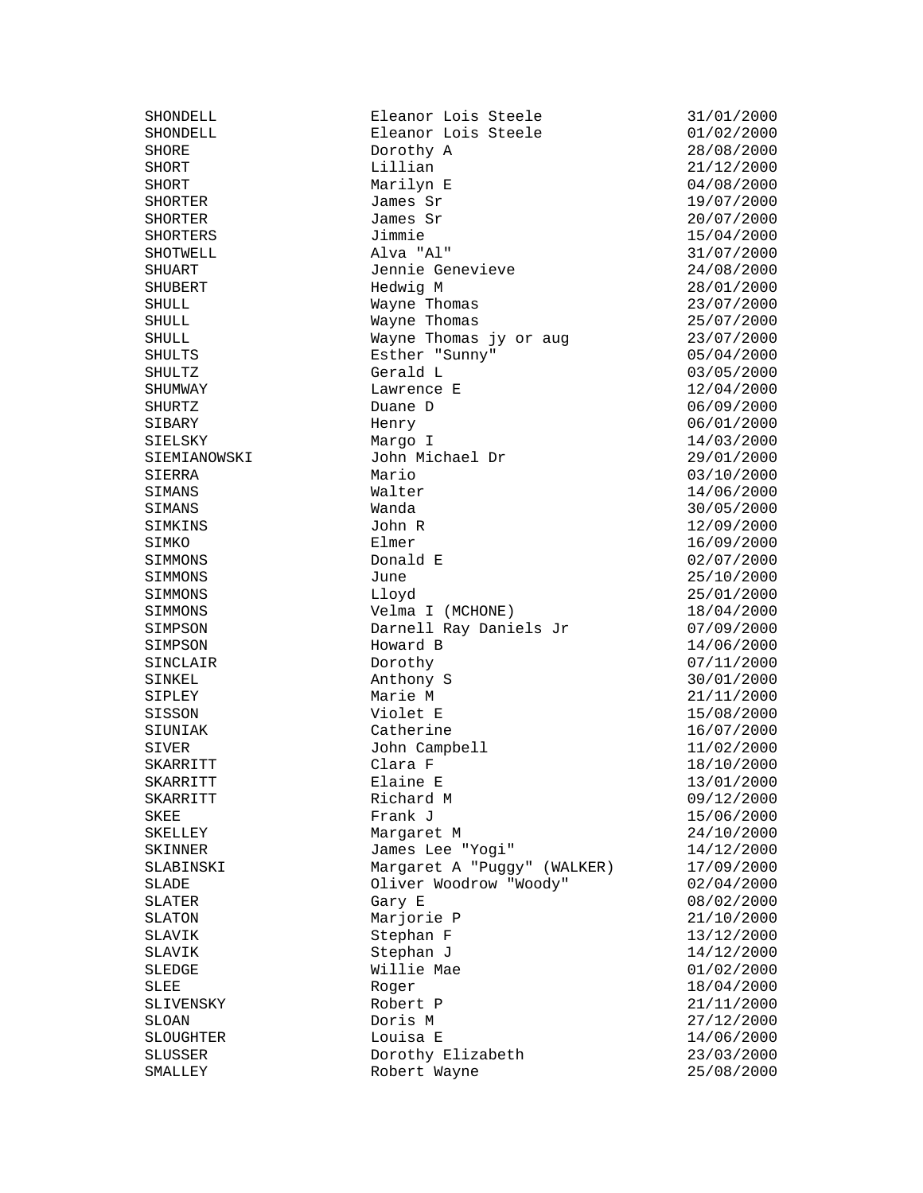| | | |
|---|---|---|
| SHONDELL | Eleanor Lois Steele | 31/01/2000 |
| SHONDELL | Eleanor Lois Steele | 01/02/2000 |
| SHORE | Dorothy A | 28/08/2000 |
| SHORT | Lillian | 21/12/2000 |
| SHORT | Marilyn E | 04/08/2000 |
| SHORTER | James Sr | 19/07/2000 |
| SHORTER | James Sr | 20/07/2000 |
| SHORTERS | Jimmie | 15/04/2000 |
| SHOTWELL | Alva "Al" | 31/07/2000 |
| SHUART | Jennie Genevieve | 24/08/2000 |
| SHUBERT | Hedwig M | 28/01/2000 |
| SHULL | Wayne Thomas | 23/07/2000 |
| SHULL | Wayne Thomas | 25/07/2000 |
| SHULL | Wayne Thomas jy or aug | 23/07/2000 |
| SHULTS | Esther "Sunny" | 05/04/2000 |
| SHULTZ | Gerald L | 03/05/2000 |
| SHUMWAY | Lawrence E | 12/04/2000 |
| SHURTZ | Duane D | 06/09/2000 |
| SIBARY | Henry | 06/01/2000 |
| SIELSKY | Margo I | 14/03/2000 |
| SIEMIANOWSKI | John Michael Dr | 29/01/2000 |
| SIERRA | Mario | 03/10/2000 |
| SIMANS | Walter | 14/06/2000 |
| SIMANS | Wanda | 30/05/2000 |
| SIMKINS | John R | 12/09/2000 |
| SIMKO | Elmer | 16/09/2000 |
| SIMMONS | Donald E | 02/07/2000 |
| SIMMONS | June | 25/10/2000 |
| SIMMONS | Lloyd | 25/01/2000 |
| SIMMONS | Velma I (MCHONE) | 18/04/2000 |
| SIMPSON | Darnell Ray Daniels Jr | 07/09/2000 |
| SIMPSON | Howard B | 14/06/2000 |
| SINCLAIR | Dorothy | 07/11/2000 |
| SINKEL | Anthony S | 30/01/2000 |
| SIPLEY | Marie M | 21/11/2000 |
| SISSON | Violet E | 15/08/2000 |
| SIUNIAK | Catherine | 16/07/2000 |
| SIVER | John Campbell | 11/02/2000 |
| SKARRITT | Clara F | 18/10/2000 |
| SKARRITT | Elaine E | 13/01/2000 |
| SKARRITT | Richard M | 09/12/2000 |
| SKEE | Frank J | 15/06/2000 |
| SKELLEY | Margaret M | 24/10/2000 |
| SKINNER | James Lee "Yogi" | 14/12/2000 |
| SLABINSKI | Margaret A "Puggy" (WALKER) | 17/09/2000 |
| SLADE | Oliver Woodrow "Woody" | 02/04/2000 |
| SLATER | Gary E | 08/02/2000 |
| SLATON | Marjorie P | 21/10/2000 |
| SLAVIK | Stephan F | 13/12/2000 |
| SLAVIK | Stephan J | 14/12/2000 |
| SLEDGE | Willie Mae | 01/02/2000 |
| SLEE | Roger | 18/04/2000 |
| SLIVENSKY | Robert P | 21/11/2000 |
| SLOAN | Doris M | 27/12/2000 |
| SLOUGHTER | Louisa E | 14/06/2000 |
| SLUSSER | Dorothy Elizabeth | 23/03/2000 |
| SMALLEY | Robert Wayne | 25/08/2000 |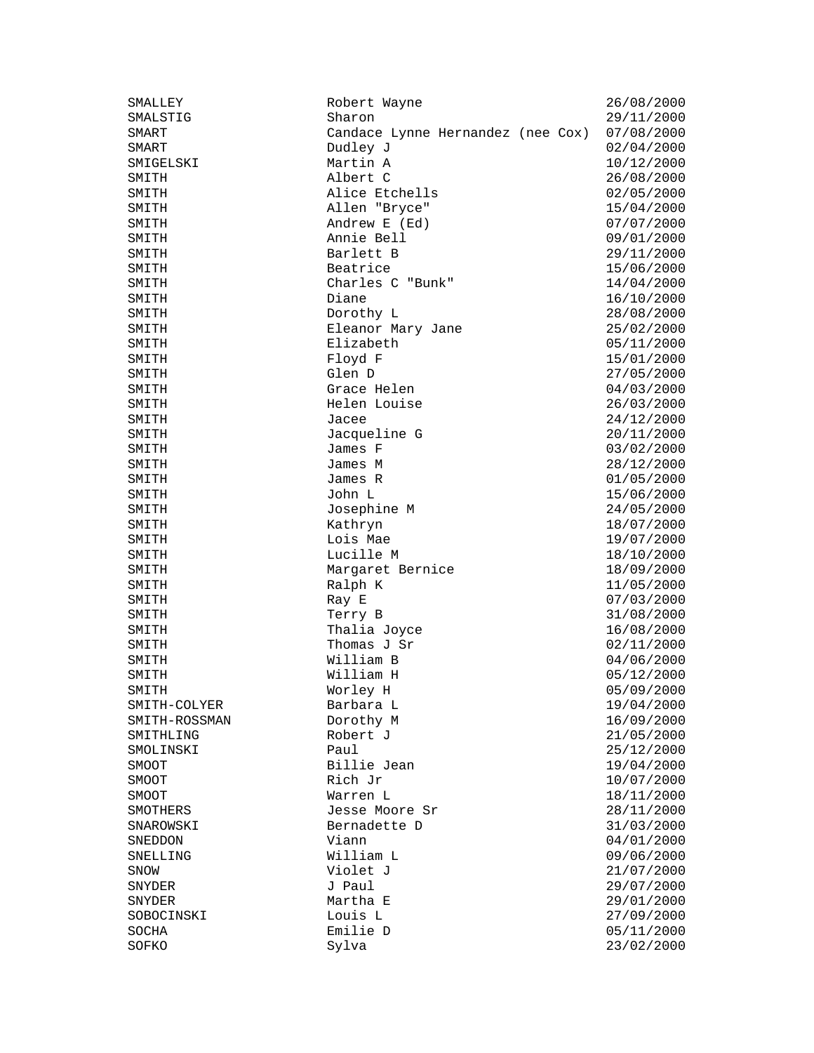| | | |
|---|---|---|
| SMALLEY | Robert Wayne | 26/08/2000 |
| SMALSTIG | Sharon | 29/11/2000 |
| SMART | Candace Lynne Hernandez (nee Cox) | 07/08/2000 |
| SMART | Dudley J | 02/04/2000 |
| SMIGELSKI | Martin A | 10/12/2000 |
| SMITH | Albert C | 26/08/2000 |
| SMITH | Alice Etchells | 02/05/2000 |
| SMITH | Allen "Bryce" | 15/04/2000 |
| SMITH | Andrew E (Ed) | 07/07/2000 |
| SMITH | Annie Bell | 09/01/2000 |
| SMITH | Barlett B | 29/11/2000 |
| SMITH | Beatrice | 15/06/2000 |
| SMITH | Charles C "Bunk" | 14/04/2000 |
| SMITH | Diane | 16/10/2000 |
| SMITH | Dorothy L | 28/08/2000 |
| SMITH | Eleanor Mary Jane | 25/02/2000 |
| SMITH | Elizabeth | 05/11/2000 |
| SMITH | Floyd F | 15/01/2000 |
| SMITH | Glen D | 27/05/2000 |
| SMITH | Grace Helen | 04/03/2000 |
| SMITH | Helen Louise | 26/03/2000 |
| SMITH | Jacee | 24/12/2000 |
| SMITH | Jacqueline G | 20/11/2000 |
| SMITH | James F | 03/02/2000 |
| SMITH | James M | 28/12/2000 |
| SMITH | James R | 01/05/2000 |
| SMITH | John L | 15/06/2000 |
| SMITH | Josephine M | 24/05/2000 |
| SMITH | Kathryn | 18/07/2000 |
| SMITH | Lois Mae | 19/07/2000 |
| SMITH | Lucille M | 18/10/2000 |
| SMITH | Margaret Bernice | 18/09/2000 |
| SMITH | Ralph K | 11/05/2000 |
| SMITH | Ray E | 07/03/2000 |
| SMITH | Terry B | 31/08/2000 |
| SMITH | Thalia Joyce | 16/08/2000 |
| SMITH | Thomas J Sr | 02/11/2000 |
| SMITH | William B | 04/06/2000 |
| SMITH | William H | 05/12/2000 |
| SMITH | Worley H | 05/09/2000 |
| SMITH-COLYER | Barbara L | 19/04/2000 |
| SMITH-ROSSMAN | Dorothy M | 16/09/2000 |
| SMITHLING | Robert J | 21/05/2000 |
| SMOLINSKI | Paul | 25/12/2000 |
| SMOOT | Billie Jean | 19/04/2000 |
| SMOOT | Rich Jr | 10/07/2000 |
| SMOOT | Warren L | 18/11/2000 |
| SMOTHERS | Jesse Moore Sr | 28/11/2000 |
| SNAROWSKI | Bernadette D | 31/03/2000 |
| SNEDDON | Viann | 04/01/2000 |
| SNELLING | William L | 09/06/2000 |
| SNOW | Violet J | 21/07/2000 |
| SNYDER | J Paul | 29/07/2000 |
| SNYDER | Martha E | 29/01/2000 |
| SOBOCINSKI | Louis L | 27/09/2000 |
| SOCHA | Emilie D | 05/11/2000 |
| SOFKO | Sylva | 23/02/2000 |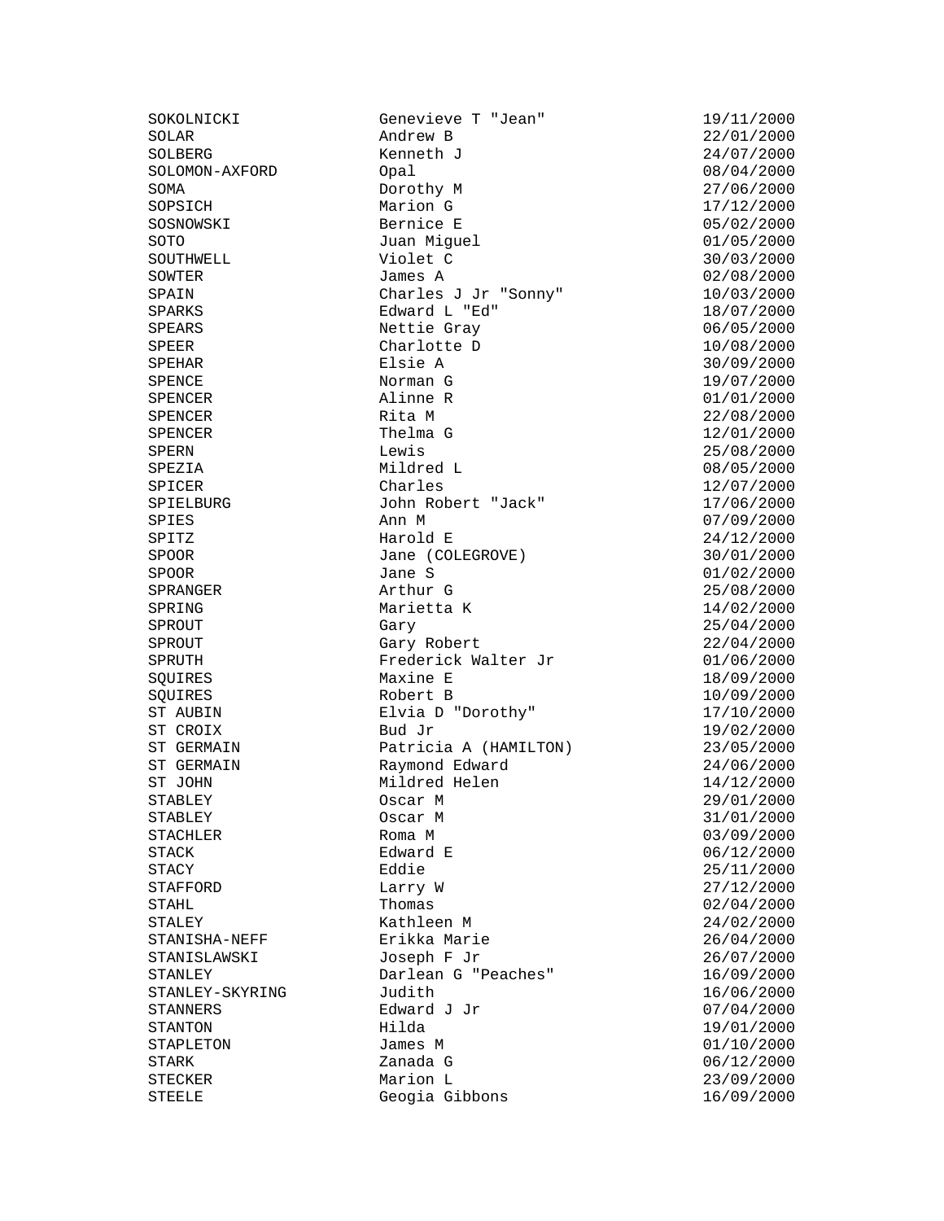| | | |
|---|---|---|
| SOKOLNICKI | Genevieve T "Jean" | 19/11/2000 |
| SOLAR | Andrew B | 22/01/2000 |
| SOLBERG | Kenneth J | 24/07/2000 |
| SOLOMON-AXFORD | Opal | 08/04/2000 |
| SOMA | Dorothy M | 27/06/2000 |
| SOPSICH | Marion G | 17/12/2000 |
| SOSNOWSKI | Bernice E | 05/02/2000 |
| SOTO | Juan Miguel | 01/05/2000 |
| SOUTHWELL | Violet C | 30/03/2000 |
| SOWTER | James A | 02/08/2000 |
| SPAIN | Charles J Jr "Sonny" | 10/03/2000 |
| SPARKS | Edward L "Ed" | 18/07/2000 |
| SPEARS | Nettie Gray | 06/05/2000 |
| SPEER | Charlotte D | 10/08/2000 |
| SPEHAR | Elsie A | 30/09/2000 |
| SPENCE | Norman G | 19/07/2000 |
| SPENCER | Alinne R | 01/01/2000 |
| SPENCER | Rita M | 22/08/2000 |
| SPENCER | Thelma G | 12/01/2000 |
| SPERN | Lewis | 25/08/2000 |
| SPEZIA | Mildred L | 08/05/2000 |
| SPICER | Charles | 12/07/2000 |
| SPIELBURG | John Robert "Jack" | 17/06/2000 |
| SPIES | Ann M | 07/09/2000 |
| SPITZ | Harold E | 24/12/2000 |
| SPOOR | Jane (COLEGROVE) | 30/01/2000 |
| SPOOR | Jane S | 01/02/2000 |
| SPRANGER | Arthur G | 25/08/2000 |
| SPRING | Marietta K | 14/02/2000 |
| SPROUT | Gary | 25/04/2000 |
| SPROUT | Gary Robert | 22/04/2000 |
| SPRUTH | Frederick Walter Jr | 01/06/2000 |
| SQUIRES | Maxine E | 18/09/2000 |
| SQUIRES | Robert B | 10/09/2000 |
| ST AUBIN | Elvia D "Dorothy" | 17/10/2000 |
| ST CROIX | Bud Jr | 19/02/2000 |
| ST GERMAIN | Patricia A (HAMILTON) | 23/05/2000 |
| ST GERMAIN | Raymond Edward | 24/06/2000 |
| ST JOHN | Mildred Helen | 14/12/2000 |
| STABLEY | Oscar M | 29/01/2000 |
| STABLEY | Oscar M | 31/01/2000 |
| STACHLER | Roma M | 03/09/2000 |
| STACK | Edward E | 06/12/2000 |
| STACY | Eddie | 25/11/2000 |
| STAFFORD | Larry W | 27/12/2000 |
| STAHL | Thomas | 02/04/2000 |
| STALEY | Kathleen M | 24/02/2000 |
| STANISHA-NEFF | Erikka Marie | 26/04/2000 |
| STANISLAWSKI | Joseph F Jr | 26/07/2000 |
| STANLEY | Darlean G "Peaches" | 16/09/2000 |
| STANLEY-SKYRING | Judith | 16/06/2000 |
| STANNERS | Edward J Jr | 07/04/2000 |
| STANTON | Hilda | 19/01/2000 |
| STAPLETON | James M | 01/10/2000 |
| STARK | Zanada G | 06/12/2000 |
| STECKER | Marion L | 23/09/2000 |
| STEELE | Geogia Gibbons | 16/09/2000 |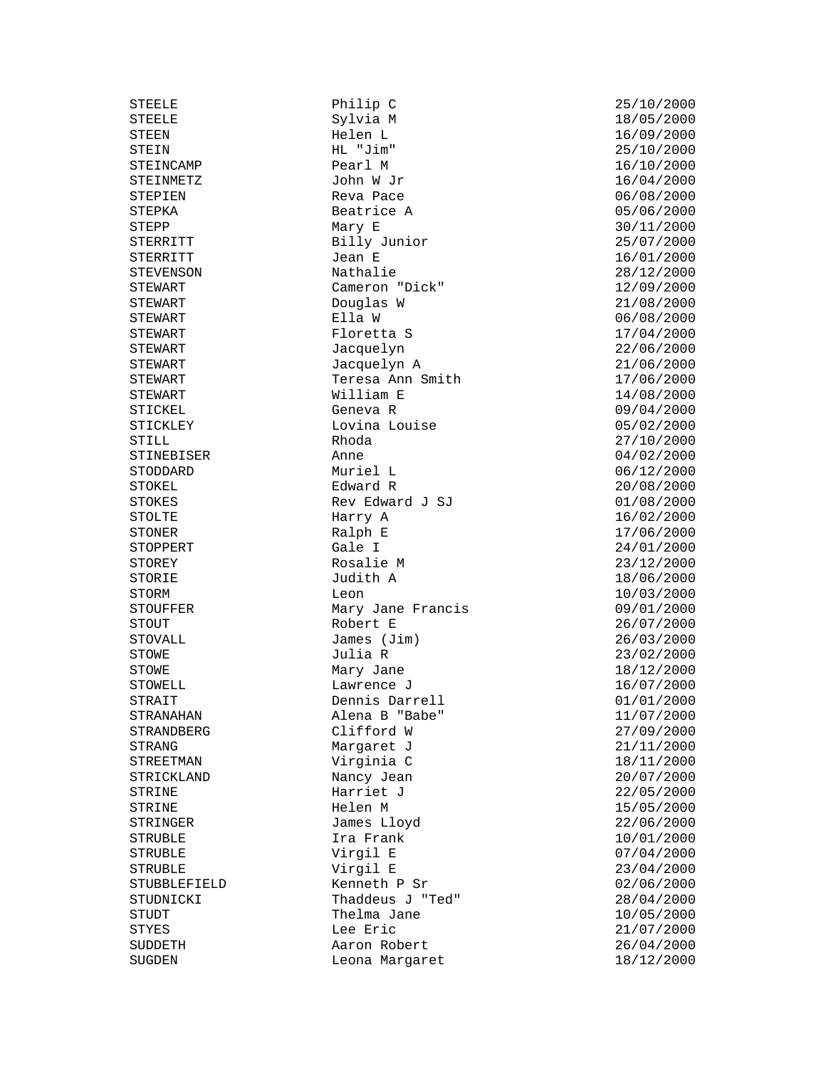| | | |
|---|---|---|
| STEELE | Philip C | 25/10/2000 |
| STEELE | Sylvia M | 18/05/2000 |
| STEEN | Helen L | 16/09/2000 |
| STEIN | HL "Jim" | 25/10/2000 |
| STEINCAMP | Pearl M | 16/10/2000 |
| STEINMETZ | John W Jr | 16/04/2000 |
| STEPIEN | Reva Pace | 06/08/2000 |
| STEPKA | Beatrice A | 05/06/2000 |
| STEPP | Mary E | 30/11/2000 |
| STERRITT | Billy Junior | 25/07/2000 |
| STERRITT | Jean E | 16/01/2000 |
| STEVENSON | Nathalie | 28/12/2000 |
| STEWART | Cameron "Dick" | 12/09/2000 |
| STEWART | Douglas W | 21/08/2000 |
| STEWART | Ella W | 06/08/2000 |
| STEWART | Floretta S | 17/04/2000 |
| STEWART | Jacquelyn | 22/06/2000 |
| STEWART | Jacquelyn A | 21/06/2000 |
| STEWART | Teresa Ann Smith | 17/06/2000 |
| STEWART | William E | 14/08/2000 |
| STICKEL | Geneva R | 09/04/2000 |
| STICKLEY | Lovina Louise | 05/02/2000 |
| STILL | Rhoda | 27/10/2000 |
| STINEBISER | Anne | 04/02/2000 |
| STODDARD | Muriel L | 06/12/2000 |
| STOKEL | Edward R | 20/08/2000 |
| STOKES | Rev Edward J SJ | 01/08/2000 |
| STOLTE | Harry A | 16/02/2000 |
| STONER | Ralph E | 17/06/2000 |
| STOPPERT | Gale I | 24/01/2000 |
| STOREY | Rosalie M | 23/12/2000 |
| STORIE | Judith A | 18/06/2000 |
| STORM | Leon | 10/03/2000 |
| STOUFFER | Mary Jane Francis | 09/01/2000 |
| STOUT | Robert E | 26/07/2000 |
| STOVALL | James (Jim) | 26/03/2000 |
| STOWE | Julia R | 23/02/2000 |
| STOWE | Mary Jane | 18/12/2000 |
| STOWELL | Lawrence J | 16/07/2000 |
| STRAIT | Dennis Darrell | 01/01/2000 |
| STRANAHAN | Alena B "Babe" | 11/07/2000 |
| STRANDBERG | Clifford W | 27/09/2000 |
| STRANG | Margaret J | 21/11/2000 |
| STREETMAN | Virginia C | 18/11/2000 |
| STRICKLAND | Nancy Jean | 20/07/2000 |
| STRINE | Harriet J | 22/05/2000 |
| STRINE | Helen M | 15/05/2000 |
| STRINGER | James Lloyd | 22/06/2000 |
| STRUBLE | Ira Frank | 10/01/2000 |
| STRUBLE | Virgil E | 07/04/2000 |
| STRUBLE | Virgil E | 23/04/2000 |
| STUBBLEFIELD | Kenneth P Sr | 02/06/2000 |
| STUDNICKI | Thaddeus J "Ted" | 28/04/2000 |
| STUDT | Thelma Jane | 10/05/2000 |
| STYES | Lee Eric | 21/07/2000 |
| SUDDETH | Aaron Robert | 26/04/2000 |
| SUGDEN | Leona Margaret | 18/12/2000 |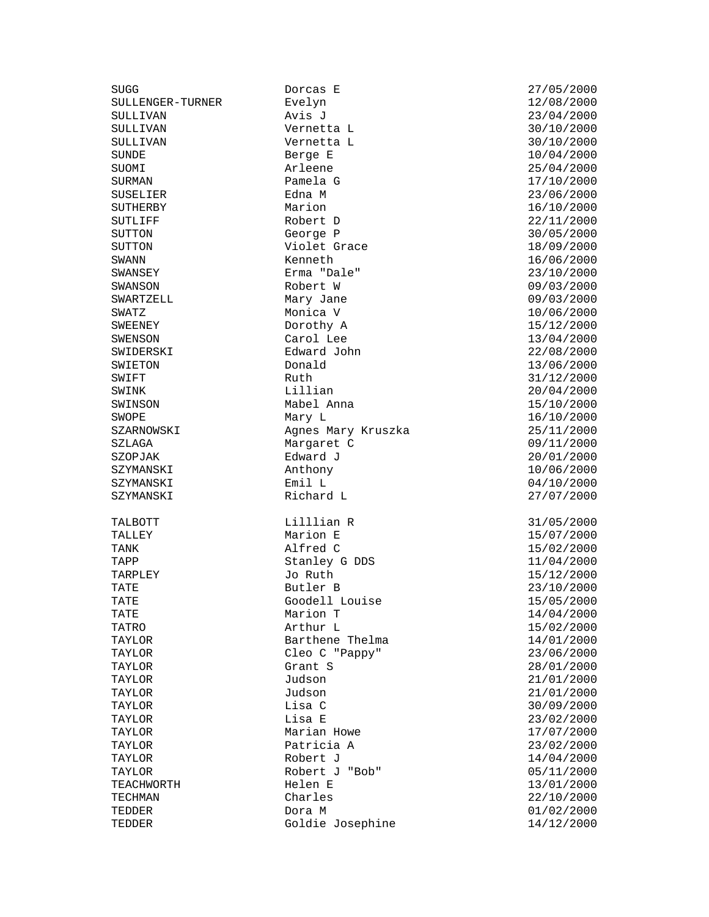| | | |
|---|---|---|
| SUGG | Dorcas E | 27/05/2000 |
| SULLENGER-TURNER | Evelyn | 12/08/2000 |
| SULLIVAN | Avis J | 23/04/2000 |
| SULLIVAN | Vernetta L | 30/10/2000 |
| SULLIVAN | Vernetta L | 30/10/2000 |
| SUNDE | Berge E | 10/04/2000 |
| SUOMI | Arleene | 25/04/2000 |
| SURMAN | Pamela G | 17/10/2000 |
| SUSELIER | Edna M | 23/06/2000 |
| SUTHERBY | Marion | 16/10/2000 |
| SUTLIFF | Robert D | 22/11/2000 |
| SUTTON | George P | 30/05/2000 |
| SUTTON | Violet Grace | 18/09/2000 |
| SWANN | Kenneth | 16/06/2000 |
| SWANSEY | Erma "Dale" | 23/10/2000 |
| SWANSON | Robert W | 09/03/2000 |
| SWARTZELL | Mary Jane | 09/03/2000 |
| SWATZ | Monica V | 10/06/2000 |
| SWEENEY | Dorothy A | 15/12/2000 |
| SWENSON | Carol Lee | 13/04/2000 |
| SWIDERSKI | Edward John | 22/08/2000 |
| SWIETON | Donald | 13/06/2000 |
| SWIFT | Ruth | 31/12/2000 |
| SWINK | Lillian | 20/04/2000 |
| SWINSON | Mabel Anna | 15/10/2000 |
| SWOPE | Mary L | 16/10/2000 |
| SZARNOWSKI | Agnes Mary Kruszka | 25/11/2000 |
| SZLAGA | Margaret C | 09/11/2000 |
| SZOPJAK | Edward J | 20/01/2000 |
| SZYMANSKI | Anthony | 10/06/2000 |
| SZYMANSKI | Emil L | 04/10/2000 |
| SZYMANSKI | Richard L | 27/07/2000 |
| | | |
| TALBOTT | Lilllian R | 31/05/2000 |
| TALLEY | Marion E | 15/07/2000 |
| TANK | Alfred C | 15/02/2000 |
| TAPP | Stanley G DDS | 11/04/2000 |
| TARPLEY | Jo Ruth | 15/12/2000 |
| TATE | Butler B | 23/10/2000 |
| TATE | Goodell Louise | 15/05/2000 |
| TATE | Marion T | 14/04/2000 |
| TATRO | Arthur L | 15/02/2000 |
| TAYLOR | Barthene Thelma | 14/01/2000 |
| TAYLOR | Cleo C "Pappy" | 23/06/2000 |
| TAYLOR | Grant S | 28/01/2000 |
| TAYLOR | Judson | 21/01/2000 |
| TAYLOR | Judson | 21/01/2000 |
| TAYLOR | Lisa C | 30/09/2000 |
| TAYLOR | Lisa E | 23/02/2000 |
| TAYLOR | Marian Howe | 17/07/2000 |
| TAYLOR | Patricia A | 23/02/2000 |
| TAYLOR | Robert J | 14/04/2000 |
| TAYLOR | Robert J "Bob" | 05/11/2000 |
| TEACHWORTH | Helen E | 13/01/2000 |
| TECHMAN | Charles | 22/10/2000 |
| TEDDER | Dora M | 01/02/2000 |
| TEDDER | Goldie Josephine | 14/12/2000 |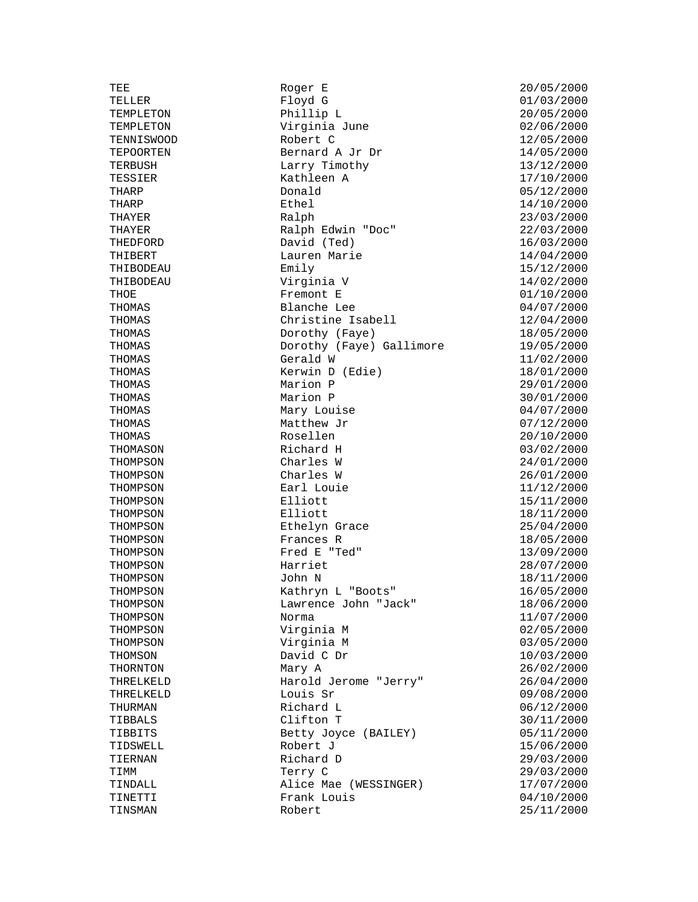| | | |
|---|---|---|
| TEE | Roger E | 20/05/2000 |
| TELLER | Floyd G | 01/03/2000 |
| TEMPLETON | Phillip L | 20/05/2000 |
| TEMPLETON | Virginia June | 02/06/2000 |
| TENNISWOOD | Robert C | 12/05/2000 |
| TEPOORTEN | Bernard A Jr Dr | 14/05/2000 |
| TERBUSH | Larry Timothy | 13/12/2000 |
| TESSIER | Kathleen A | 17/10/2000 |
| THARP | Donald | 05/12/2000 |
| THARP | Ethel | 14/10/2000 |
| THAYER | Ralph | 23/03/2000 |
| THAYER | Ralph Edwin "Doc" | 22/03/2000 |
| THEDFORD | David (Ted) | 16/03/2000 |
| THIBERT | Lauren Marie | 14/04/2000 |
| THIBODEAU | Emily | 15/12/2000 |
| THIBODEAU | Virginia V | 14/02/2000 |
| THOE | Fremont E | 01/10/2000 |
| THOMAS | Blanche Lee | 04/07/2000 |
| THOMAS | Christine Isabell | 12/04/2000 |
| THOMAS | Dorothy (Faye) | 18/05/2000 |
| THOMAS | Dorothy (Faye) Gallimore | 19/05/2000 |
| THOMAS | Gerald W | 11/02/2000 |
| THOMAS | Kerwin D (Edie) | 18/01/2000 |
| THOMAS | Marion P | 29/01/2000 |
| THOMAS | Marion P | 30/01/2000 |
| THOMAS | Mary Louise | 04/07/2000 |
| THOMAS | Matthew Jr | 07/12/2000 |
| THOMAS | Rosellen | 20/10/2000 |
| THOMASON | Richard H | 03/02/2000 |
| THOMPSON | Charles W | 24/01/2000 |
| THOMPSON | Charles W | 26/01/2000 |
| THOMPSON | Earl Louie | 11/12/2000 |
| THOMPSON | Elliott | 15/11/2000 |
| THOMPSON | Elliott | 18/11/2000 |
| THOMPSON | Ethelyn Grace | 25/04/2000 |
| THOMPSON | Frances R | 18/05/2000 |
| THOMPSON | Fred E "Ted" | 13/09/2000 |
| THOMPSON | Harriet | 28/07/2000 |
| THOMPSON | John N | 18/11/2000 |
| THOMPSON | Kathryn L "Boots" | 16/05/2000 |
| THOMPSON | Lawrence John "Jack" | 18/06/2000 |
| THOMPSON | Norma | 11/07/2000 |
| THOMPSON | Virginia M | 02/05/2000 |
| THOMPSON | Virginia M | 03/05/2000 |
| THOMSON | David C Dr | 10/03/2000 |
| THORNTON | Mary A | 26/02/2000 |
| THRELKELD | Harold Jerome "Jerry" | 26/04/2000 |
| THRELKELD | Louis Sr | 09/08/2000 |
| THURMAN | Richard L | 06/12/2000 |
| TIBBALS | Clifton T | 30/11/2000 |
| TIBBITS | Betty Joyce (BAILEY) | 05/11/2000 |
| TIDSWELL | Robert J | 15/06/2000 |
| TIERNAN | Richard D | 29/03/2000 |
| TIMM | Terry C | 29/03/2000 |
| TINDALL | Alice Mae (WESSINGER) | 17/07/2000 |
| TINETTI | Frank Louis | 04/10/2000 |
| TINSMAN | Robert | 25/11/2000 |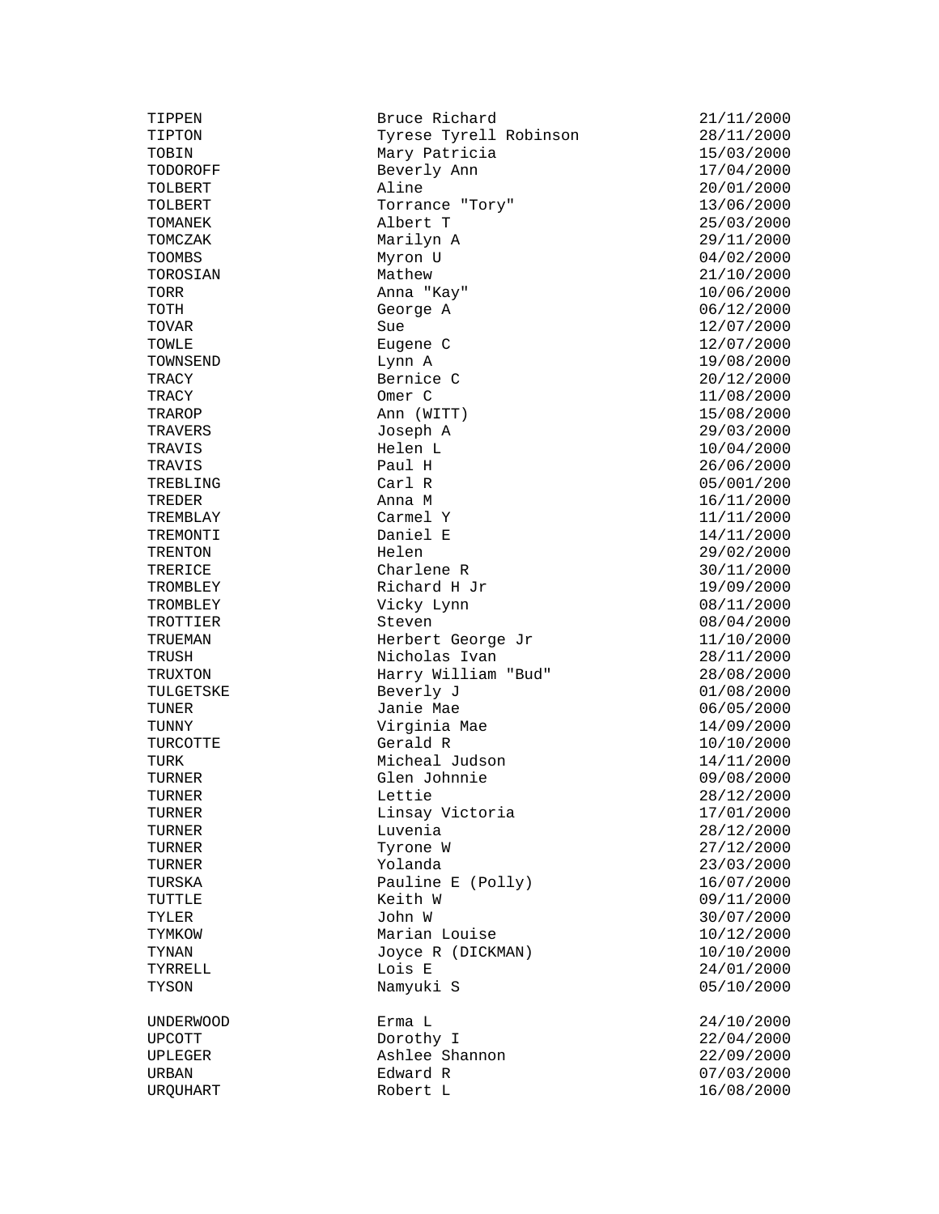| | | |
|---|---|---|
| TIPPEN | Bruce Richard | 21/11/2000 |
| TIPTON | Tyrese Tyrell Robinson | 28/11/2000 |
| TOBIN | Mary Patricia | 15/03/2000 |
| TODOROFF | Beverly Ann | 17/04/2000 |
| TOLBERT | Aline | 20/01/2000 |
| TOLBERT | Torrance "Tory" | 13/06/2000 |
| TOMANEK | Albert T | 25/03/2000 |
| TOMCZAK | Marilyn A | 29/11/2000 |
| TOOMBS | Myron U | 04/02/2000 |
| TOROSIAN | Mathew | 21/10/2000 |
| TORR | Anna "Kay" | 10/06/2000 |
| TOTH | George A | 06/12/2000 |
| TOVAR | Sue | 12/07/2000 |
| TOWLE | Eugene C | 12/07/2000 |
| TOWNSEND | Lynn A | 19/08/2000 |
| TRACY | Bernice C | 20/12/2000 |
| TRACY | Omer C | 11/08/2000 |
| TRAROP | Ann (WITT) | 15/08/2000 |
| TRAVERS | Joseph A | 29/03/2000 |
| TRAVIS | Helen L | 10/04/2000 |
| TRAVIS | Paul H | 26/06/2000 |
| TREBLING | Carl R | 05/001/200 |
| TREDER | Anna M | 16/11/2000 |
| TREMBLAY | Carmel Y | 11/11/2000 |
| TREMONTI | Daniel E | 14/11/2000 |
| TRENTON | Helen | 29/02/2000 |
| TRERICE | Charlene R | 30/11/2000 |
| TROMBLEY | Richard H Jr | 19/09/2000 |
| TROMBLEY | Vicky Lynn | 08/11/2000 |
| TROTTIER | Steven | 08/04/2000 |
| TRUEMAN | Herbert George Jr | 11/10/2000 |
| TRUSH | Nicholas Ivan | 28/11/2000 |
| TRUXTON | Harry William "Bud" | 28/08/2000 |
| TULGETSKE | Beverly J | 01/08/2000 |
| TUNER | Janie Mae | 06/05/2000 |
| TUNNY | Virginia Mae | 14/09/2000 |
| TURCOTTE | Gerald R | 10/10/2000 |
| TURK | Micheal Judson | 14/11/2000 |
| TURNER | Glen Johnnie | 09/08/2000 |
| TURNER | Lettie | 28/12/2000 |
| TURNER | Linsay Victoria | 17/01/2000 |
| TURNER | Luvenia | 28/12/2000 |
| TURNER | Tyrone W | 27/12/2000 |
| TURNER | Yolanda | 23/03/2000 |
| TURSKA | Pauline E (Polly) | 16/07/2000 |
| TUTTLE | Keith W | 09/11/2000 |
| TYLER | John W | 30/07/2000 |
| TYMKOW | Marian Louise | 10/12/2000 |
| TYNAN | Joyce R (DICKMAN) | 10/10/2000 |
| TYRRELL | Lois E | 24/01/2000 |
| TYSON | Namyuki S | 05/10/2000 |
| | | |
| UNDERWOOD | Erma L | 24/10/2000 |
| UPCOTT | Dorothy I | 22/04/2000 |
| UPLEGER | Ashlee Shannon | 22/09/2000 |
| URBAN | Edward R | 07/03/2000 |
| URQUHART | Robert L | 16/08/2000 |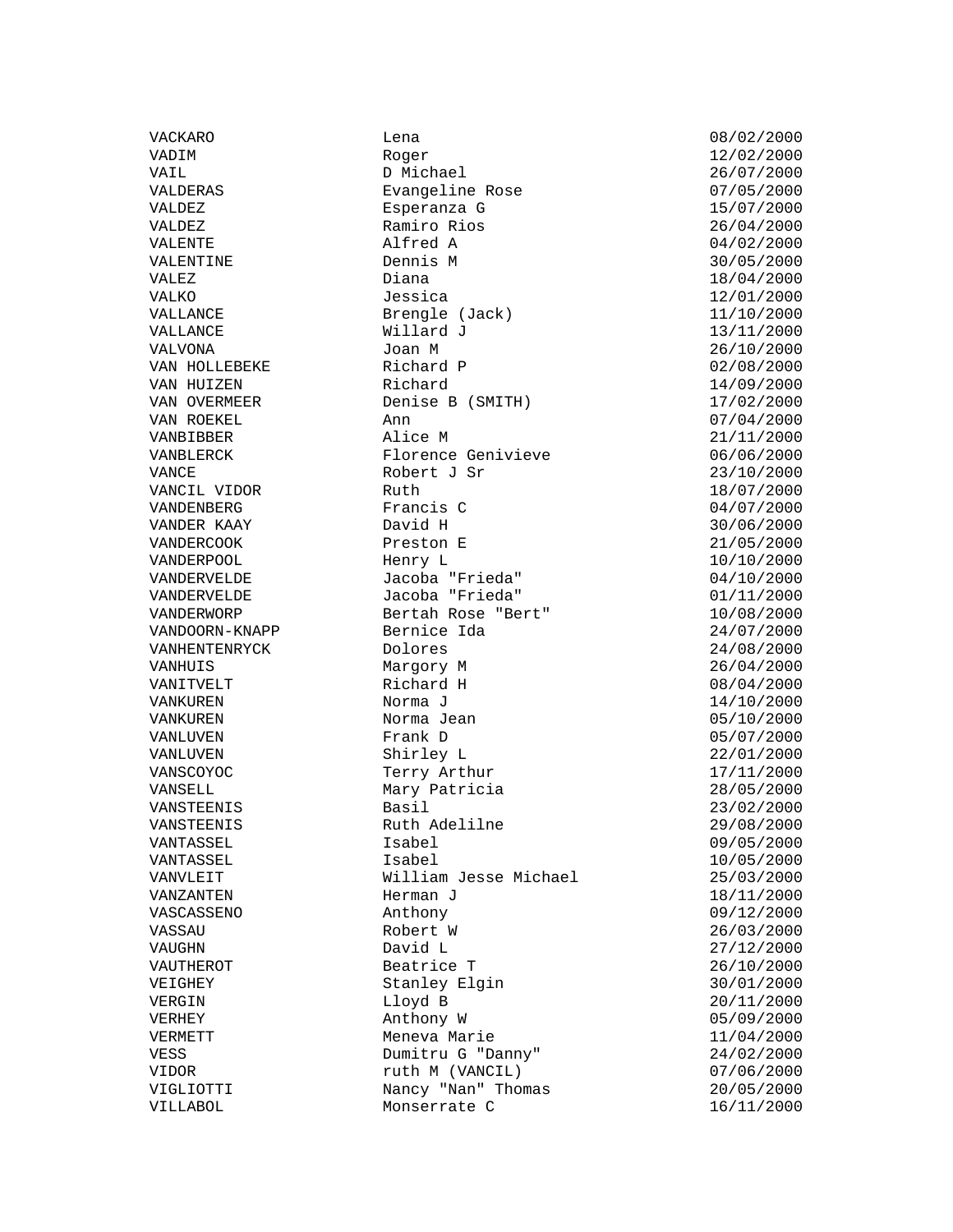| | | |
|---|---|---|
| VACKARO | Lena | 08/02/2000 |
| VADIM | Roger | 12/02/2000 |
| VAIL | D Michael | 26/07/2000 |
| VALDERAS | Evangeline Rose | 07/05/2000 |
| VALDEZ | Esperanza G | 15/07/2000 |
| VALDEZ | Ramiro Rios | 26/04/2000 |
| VALENTE | Alfred A | 04/02/2000 |
| VALENTINE | Dennis M | 30/05/2000 |
| VALEZ | Diana | 18/04/2000 |
| VALKO | Jessica | 12/01/2000 |
| VALLANCE | Brengle (Jack) | 11/10/2000 |
| VALLANCE | Willard J | 13/11/2000 |
| VALVONA | Joan M | 26/10/2000 |
| VAN HOLLEBEKE | Richard P | 02/08/2000 |
| VAN HUIZEN | Richard | 14/09/2000 |
| VAN OVERMEER | Denise B (SMITH) | 17/02/2000 |
| VAN ROEKEL | Ann | 07/04/2000 |
| VANBIBBER | Alice M | 21/11/2000 |
| VANBLERCK | Florence Genivieve | 06/06/2000 |
| VANCE | Robert J Sr | 23/10/2000 |
| VANCIL VIDOR | Ruth | 18/07/2000 |
| VANDENBERG | Francis C | 04/07/2000 |
| VANDER KAAY | David H | 30/06/2000 |
| VANDERCOOK | Preston E | 21/05/2000 |
| VANDERPOOL | Henry L | 10/10/2000 |
| VANDERVELDE | Jacoba "Frieda" | 04/10/2000 |
| VANDERVELDE | Jacoba "Frieda" | 01/11/2000 |
| VANDERWORP | Bertah Rose "Bert" | 10/08/2000 |
| VANDOORN-KNAPP | Bernice Ida | 24/07/2000 |
| VANHENTENRYCK | Dolores | 24/08/2000 |
| VANHUIS | Margory M | 26/04/2000 |
| VANITVELT | Richard H | 08/04/2000 |
| VANKUREN | Norma J | 14/10/2000 |
| VANKUREN | Norma Jean | 05/10/2000 |
| VANLUVEN | Frank D | 05/07/2000 |
| VANLUVEN | Shirley L | 22/01/2000 |
| VANSCOYOC | Terry Arthur | 17/11/2000 |
| VANSELL | Mary Patricia | 28/05/2000 |
| VANSTEENIS | Basil | 23/02/2000 |
| VANSTEENIS | Ruth Adelilne | 29/08/2000 |
| VANTASSEL | Isabel | 09/05/2000 |
| VANTASSEL | Isabel | 10/05/2000 |
| VANVLEIT | William Jesse Michael | 25/03/2000 |
| VANZANTEN | Herman J | 18/11/2000 |
| VASCASSENO | Anthony | 09/12/2000 |
| VASSAU | Robert W | 26/03/2000 |
| VAUGHN | David L | 27/12/2000 |
| VAUTHEROT | Beatrice T | 26/10/2000 |
| VEIGHEY | Stanley Elgin | 30/01/2000 |
| VERGIN | Lloyd B | 20/11/2000 |
| VERHEY | Anthony W | 05/09/2000 |
| VERMETT | Meneva Marie | 11/04/2000 |
| VESS | Dumitru G "Danny" | 24/02/2000 |
| VIDOR | ruth M (VANCIL) | 07/06/2000 |
| VIGLIOTTI | Nancy "Nan" Thomas | 20/05/2000 |
| VILLABOL | Monserrate C | 16/11/2000 |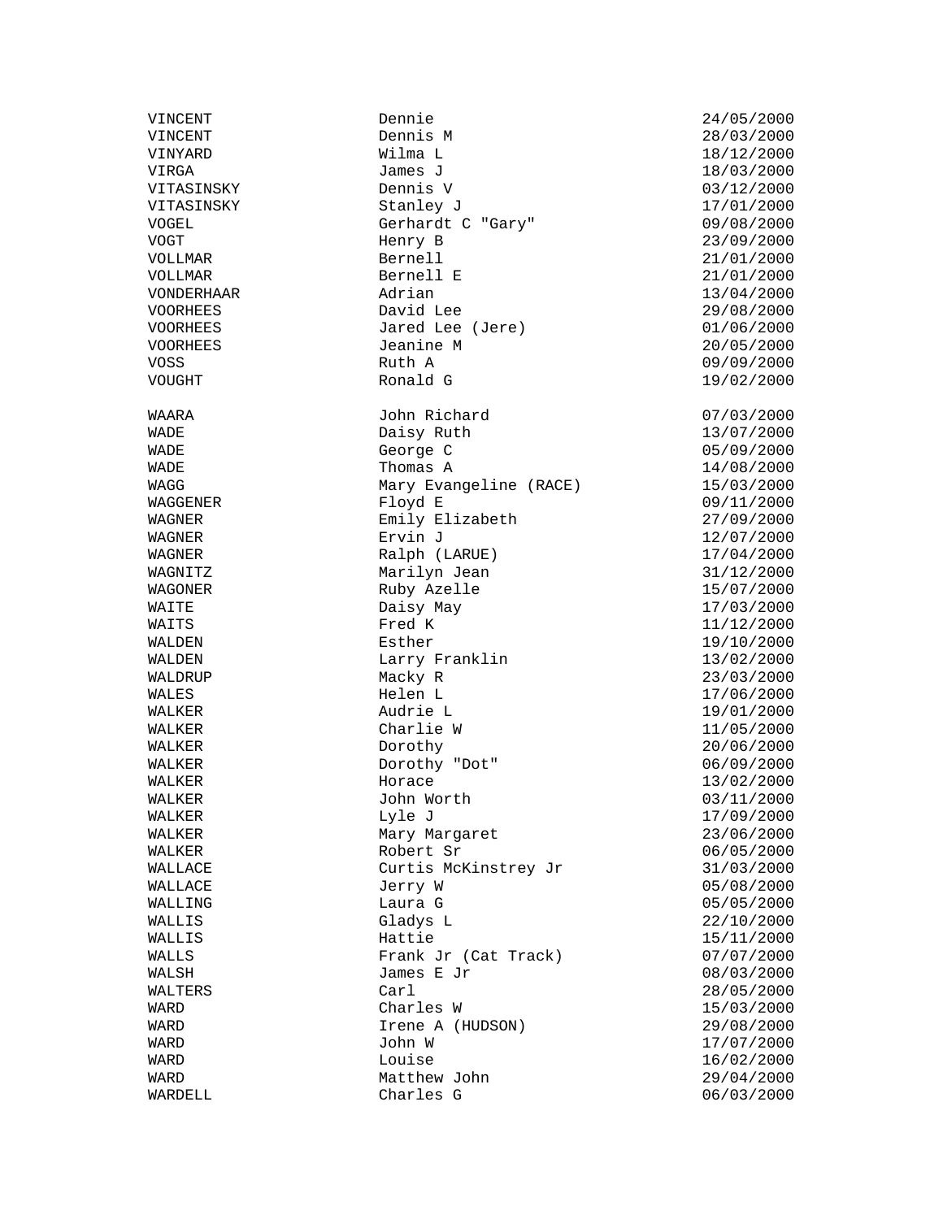| | | |
|---|---|---|
| VINCENT | Dennie | 24/05/2000 |
| VINCENT | Dennis M | 28/03/2000 |
| VINYARD | Wilma L | 18/12/2000 |
| VIRGA | James J | 18/03/2000 |
| VITASINSKY | Dennis V | 03/12/2000 |
| VITASINSKY | Stanley J | 17/01/2000 |
| VOGEL | Gerhardt C "Gary" | 09/08/2000 |
| VOGT | Henry B | 23/09/2000 |
| VOLLMAR | Bernell | 21/01/2000 |
| VOLLMAR | Bernell E | 21/01/2000 |
| VONDERHAAR | Adrian | 13/04/2000 |
| VOORHEES | David Lee | 29/08/2000 |
| VOORHEES | Jared Lee (Jere) | 01/06/2000 |
| VOORHEES | Jeanine M | 20/05/2000 |
| VOSS | Ruth A | 09/09/2000 |
| VOUGHT | Ronald G | 19/02/2000 |
| | | |
| WAARA | John Richard | 07/03/2000 |
| WADE | Daisy Ruth | 13/07/2000 |
| WADE | George C | 05/09/2000 |
| WADE | Thomas A | 14/08/2000 |
| WAGG | Mary Evangeline (RACE) | 15/03/2000 |
| WAGGENER | Floyd E | 09/11/2000 |
| WAGNER | Emily Elizabeth | 27/09/2000 |
| WAGNER | Ervin J | 12/07/2000 |
| WAGNER | Ralph (LARUE) | 17/04/2000 |
| WAGNITZ | Marilyn Jean | 31/12/2000 |
| WAGONER | Ruby Azelle | 15/07/2000 |
| WAITE | Daisy May | 17/03/2000 |
| WAITS | Fred K | 11/12/2000 |
| WALDEN | Esther | 19/10/2000 |
| WALDEN | Larry Franklin | 13/02/2000 |
| WALDRUP | Macky R | 23/03/2000 |
| WALES | Helen L | 17/06/2000 |
| WALKER | Audrie L | 19/01/2000 |
| WALKER | Charlie W | 11/05/2000 |
| WALKER | Dorothy | 20/06/2000 |
| WALKER | Dorothy "Dot" | 06/09/2000 |
| WALKER | Horace | 13/02/2000 |
| WALKER | John Worth | 03/11/2000 |
| WALKER | Lyle J | 17/09/2000 |
| WALKER | Mary Margaret | 23/06/2000 |
| WALKER | Robert Sr | 06/05/2000 |
| WALLACE | Curtis McKinstrey Jr | 31/03/2000 |
| WALLACE | Jerry W | 05/08/2000 |
| WALLING | Laura G | 05/05/2000 |
| WALLIS | Gladys L | 22/10/2000 |
| WALLIS | Hattie | 15/11/2000 |
| WALLS | Frank Jr (Cat Track) | 07/07/2000 |
| WALSH | James E Jr | 08/03/2000 |
| WALTERS | Carl | 28/05/2000 |
| WARD | Charles W | 15/03/2000 |
| WARD | Irene A (HUDSON) | 29/08/2000 |
| WARD | John W | 17/07/2000 |
| WARD | Louise | 16/02/2000 |
| WARD | Matthew John | 29/04/2000 |
| WARDELL | Charles G | 06/03/2000 |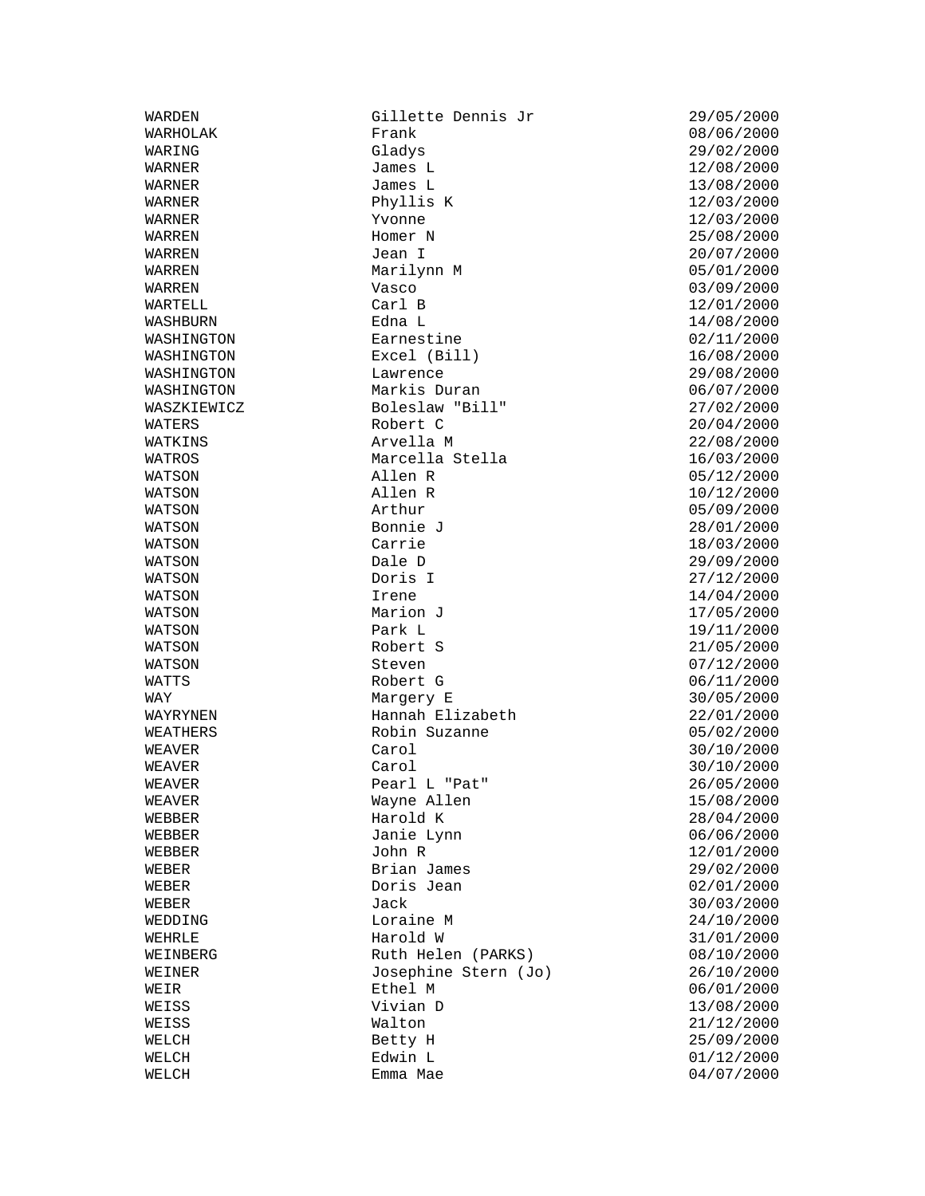| | | |
|---|---|---|
| WARDEN | Gillette Dennis Jr | 29/05/2000 |
| WARHOLAK | Frank | 08/06/2000 |
| WARING | Gladys | 29/02/2000 |
| WARNER | James L | 12/08/2000 |
| WARNER | James L | 13/08/2000 |
| WARNER | Phyllis K | 12/03/2000 |
| WARNER | Yvonne | 12/03/2000 |
| WARREN | Homer N | 25/08/2000 |
| WARREN | Jean I | 20/07/2000 |
| WARREN | Marilynn M | 05/01/2000 |
| WARREN | Vasco | 03/09/2000 |
| WARTELL | Carl B | 12/01/2000 |
| WASHBURN | Edna L | 14/08/2000 |
| WASHINGTON | Earnestine | 02/11/2000 |
| WASHINGTON | Excel (Bill) | 16/08/2000 |
| WASHINGTON | Lawrence | 29/08/2000 |
| WASHINGTON | Markis Duran | 06/07/2000 |
| WASZKIEWICZ | Boleslaw "Bill" | 27/02/2000 |
| WATERS | Robert C | 20/04/2000 |
| WATKINS | Arvella M | 22/08/2000 |
| WATROS | Marcella Stella | 16/03/2000 |
| WATSON | Allen R | 05/12/2000 |
| WATSON | Allen R | 10/12/2000 |
| WATSON | Arthur | 05/09/2000 |
| WATSON | Bonnie J | 28/01/2000 |
| WATSON | Carrie | 18/03/2000 |
| WATSON | Dale D | 29/09/2000 |
| WATSON | Doris I | 27/12/2000 |
| WATSON | Irene | 14/04/2000 |
| WATSON | Marion J | 17/05/2000 |
| WATSON | Park L | 19/11/2000 |
| WATSON | Robert S | 21/05/2000 |
| WATSON | Steven | 07/12/2000 |
| WATTS | Robert G | 06/11/2000 |
| WAY | Margery E | 30/05/2000 |
| WAYRYNEN | Hannah Elizabeth | 22/01/2000 |
| WEATHERS | Robin Suzanne | 05/02/2000 |
| WEAVER | Carol | 30/10/2000 |
| WEAVER | Carol | 30/10/2000 |
| WEAVER | Pearl L "Pat" | 26/05/2000 |
| WEAVER | Wayne Allen | 15/08/2000 |
| WEBBER | Harold K | 28/04/2000 |
| WEBBER | Janie Lynn | 06/06/2000 |
| WEBBER | John R | 12/01/2000 |
| WEBER | Brian James | 29/02/2000 |
| WEBER | Doris Jean | 02/01/2000 |
| WEBER | Jack | 30/03/2000 |
| WEDDING | Loraine M | 24/10/2000 |
| WEHRLE | Harold W | 31/01/2000 |
| WEINBERG | Ruth Helen (PARKS) | 08/10/2000 |
| WEINER | Josephine Stern (Jo) | 26/10/2000 |
| WEIR | Ethel M | 06/01/2000 |
| WEISS | Vivian D | 13/08/2000 |
| WEISS | Walton | 21/12/2000 |
| WELCH | Betty H | 25/09/2000 |
| WELCH | Edwin L | 01/12/2000 |
| WELCH | Emma Mae | 04/07/2000 |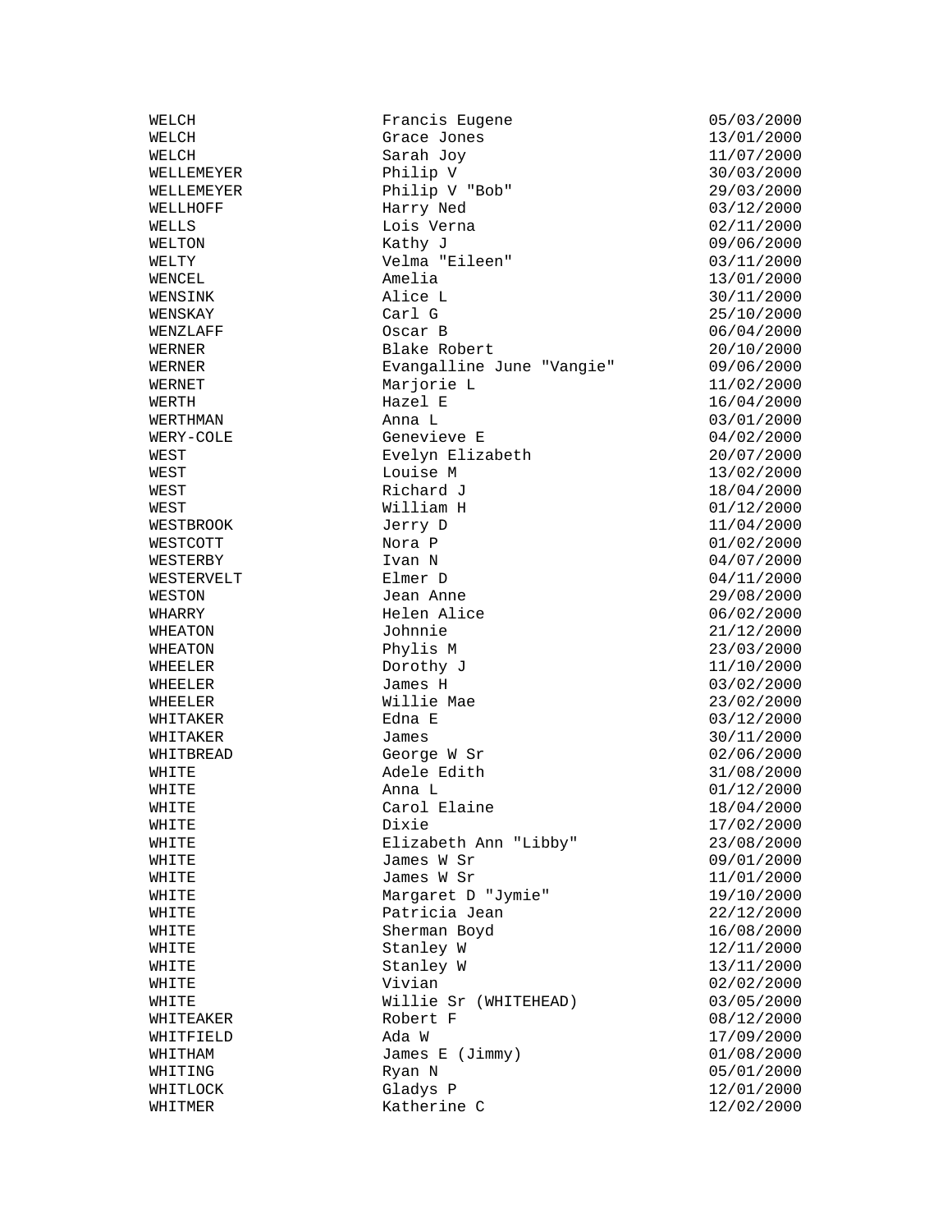| | | |
|---|---|---|
| WELCH | Francis Eugene | 05/03/2000 |
| WELCH | Grace Jones | 13/01/2000 |
| WELCH | Sarah Joy | 11/07/2000 |
| WELLEMEYER | Philip V | 30/03/2000 |
| WELLEMEYER | Philip V "Bob" | 29/03/2000 |
| WELLHOFF | Harry Ned | 03/12/2000 |
| WELLS | Lois Verna | 02/11/2000 |
| WELTON | Kathy J | 09/06/2000 |
| WELTY | Velma "Eileen" | 03/11/2000 |
| WENCEL | Amelia | 13/01/2000 |
| WENSINK | Alice L | 30/11/2000 |
| WENSKAY | Carl G | 25/10/2000 |
| WENZLAFF | Oscar B | 06/04/2000 |
| WERNER | Blake Robert | 20/10/2000 |
| WERNER | Evangalline June "Vangie" | 09/06/2000 |
| WERNET | Marjorie L | 11/02/2000 |
| WERTH | Hazel E | 16/04/2000 |
| WERTHMAN | Anna L | 03/01/2000 |
| WERY-COLE | Genevieve E | 04/02/2000 |
| WEST | Evelyn Elizabeth | 20/07/2000 |
| WEST | Louise M | 13/02/2000 |
| WEST | Richard J | 18/04/2000 |
| WEST | William H | 01/12/2000 |
| WESTBROOK | Jerry D | 11/04/2000 |
| WESTCOTT | Nora P | 01/02/2000 |
| WESTERBY | Ivan N | 04/07/2000 |
| WESTERVELT | Elmer D | 04/11/2000 |
| WESTON | Jean Anne | 29/08/2000 |
| WHARRY | Helen Alice | 06/02/2000 |
| WHEATON | Johnnie | 21/12/2000 |
| WHEATON | Phylis M | 23/03/2000 |
| WHEELER | Dorothy J | 11/10/2000 |
| WHEELER | James H | 03/02/2000 |
| WHEELER | Willie Mae | 23/02/2000 |
| WHITAKER | Edna E | 03/12/2000 |
| WHITAKER | James | 30/11/2000 |
| WHITBREAD | George W Sr | 02/06/2000 |
| WHITE | Adele Edith | 31/08/2000 |
| WHITE | Anna L | 01/12/2000 |
| WHITE | Carol Elaine | 18/04/2000 |
| WHITE | Dixie | 17/02/2000 |
| WHITE | Elizabeth Ann "Libby" | 23/08/2000 |
| WHITE | James W Sr | 09/01/2000 |
| WHITE | James W Sr | 11/01/2000 |
| WHITE | Margaret D "Jymie" | 19/10/2000 |
| WHITE | Patricia Jean | 22/12/2000 |
| WHITE | Sherman Boyd | 16/08/2000 |
| WHITE | Stanley W | 12/11/2000 |
| WHITE | Stanley W | 13/11/2000 |
| WHITE | Vivian | 02/02/2000 |
| WHITE | Willie Sr (WHITEHEAD) | 03/05/2000 |
| WHITEAKER | Robert F | 08/12/2000 |
| WHITFIELD | Ada W | 17/09/2000 |
| WHITHAM | James E (Jimmy) | 01/08/2000 |
| WHITING | Ryan N | 05/01/2000 |
| WHITLOCK | Gladys P | 12/01/2000 |
| WHITMER | Katherine C | 12/02/2000 |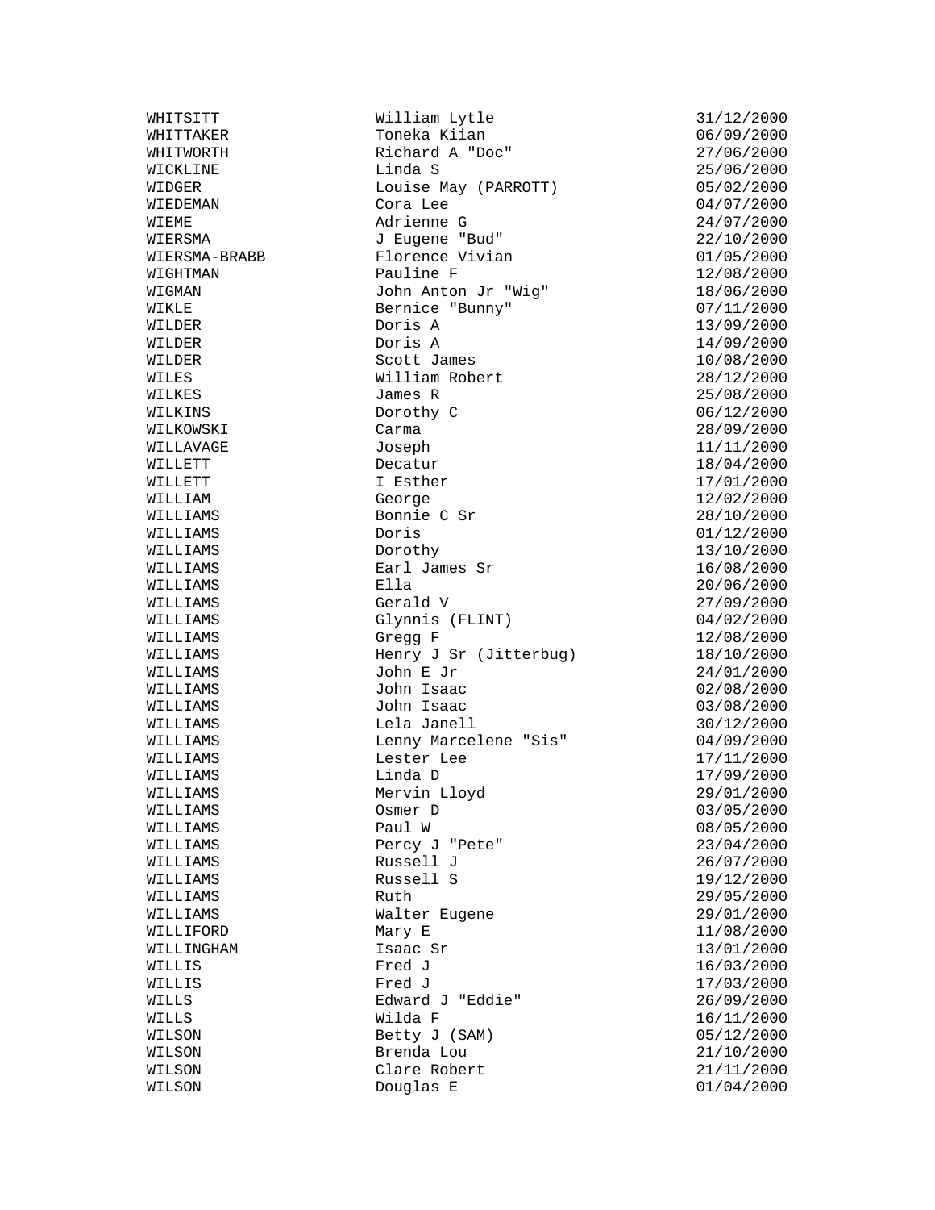| | | |
|---|---|---|
| WHITSITT | William Lytle | 31/12/2000 |
| WHITTAKER | Toneka Kiian | 06/09/2000 |
| WHITWORTH | Richard A "Doc" | 27/06/2000 |
| WICKLINE | Linda S | 25/06/2000 |
| WIDGER | Louise May (PARROTT) | 05/02/2000 |
| WIEDEMAN | Cora Lee | 04/07/2000 |
| WIEME | Adrienne G | 24/07/2000 |
| WIERSMA | J Eugene "Bud" | 22/10/2000 |
| WIERSMA-BRABB | Florence Vivian | 01/05/2000 |
| WIGHTMAN | Pauline F | 12/08/2000 |
| WIGMAN | John Anton Jr "Wig" | 18/06/2000 |
| WIKLE | Bernice "Bunny" | 07/11/2000 |
| WILDER | Doris A | 13/09/2000 |
| WILDER | Doris A | 14/09/2000 |
| WILDER | Scott James | 10/08/2000 |
| WILES | William Robert | 28/12/2000 |
| WILKES | James R | 25/08/2000 |
| WILKINS | Dorothy C | 06/12/2000 |
| WILKOWSKI | Carma | 28/09/2000 |
| WILLAVAGE | Joseph | 11/11/2000 |
| WILLETT | Decatur | 18/04/2000 |
| WILLETT | I Esther | 17/01/2000 |
| WILLIAM | George | 12/02/2000 |
| WILLIAMS | Bonnie C Sr | 28/10/2000 |
| WILLIAMS | Doris | 01/12/2000 |
| WILLIAMS | Dorothy | 13/10/2000 |
| WILLIAMS | Earl James Sr | 16/08/2000 |
| WILLIAMS | Ella | 20/06/2000 |
| WILLIAMS | Gerald V | 27/09/2000 |
| WILLIAMS | Glynnis (FLINT) | 04/02/2000 |
| WILLIAMS | Gregg F | 12/08/2000 |
| WILLIAMS | Henry J Sr (Jitterbug) | 18/10/2000 |
| WILLIAMS | John E Jr | 24/01/2000 |
| WILLIAMS | John Isaac | 02/08/2000 |
| WILLIAMS | John Isaac | 03/08/2000 |
| WILLIAMS | Lela Janell | 30/12/2000 |
| WILLIAMS | Lenny Marcelene "Sis" | 04/09/2000 |
| WILLIAMS | Lester Lee | 17/11/2000 |
| WILLIAMS | Linda D | 17/09/2000 |
| WILLIAMS | Mervin Lloyd | 29/01/2000 |
| WILLIAMS | Osmer D | 03/05/2000 |
| WILLIAMS | Paul W | 08/05/2000 |
| WILLIAMS | Percy J "Pete" | 23/04/2000 |
| WILLIAMS | Russell J | 26/07/2000 |
| WILLIAMS | Russell S | 19/12/2000 |
| WILLIAMS | Ruth | 29/05/2000 |
| WILLIAMS | Walter Eugene | 29/01/2000 |
| WILLIFORD | Mary E | 11/08/2000 |
| WILLINGHAM | Isaac Sr | 13/01/2000 |
| WILLIS | Fred J | 16/03/2000 |
| WILLIS | Fred J | 17/03/2000 |
| WILLS | Edward J "Eddie" | 26/09/2000 |
| WILLS | Wilda F | 16/11/2000 |
| WILSON | Betty J (SAM) | 05/12/2000 |
| WILSON | Brenda Lou | 21/10/2000 |
| WILSON | Clare Robert | 21/11/2000 |
| WILSON | Douglas E | 01/04/2000 |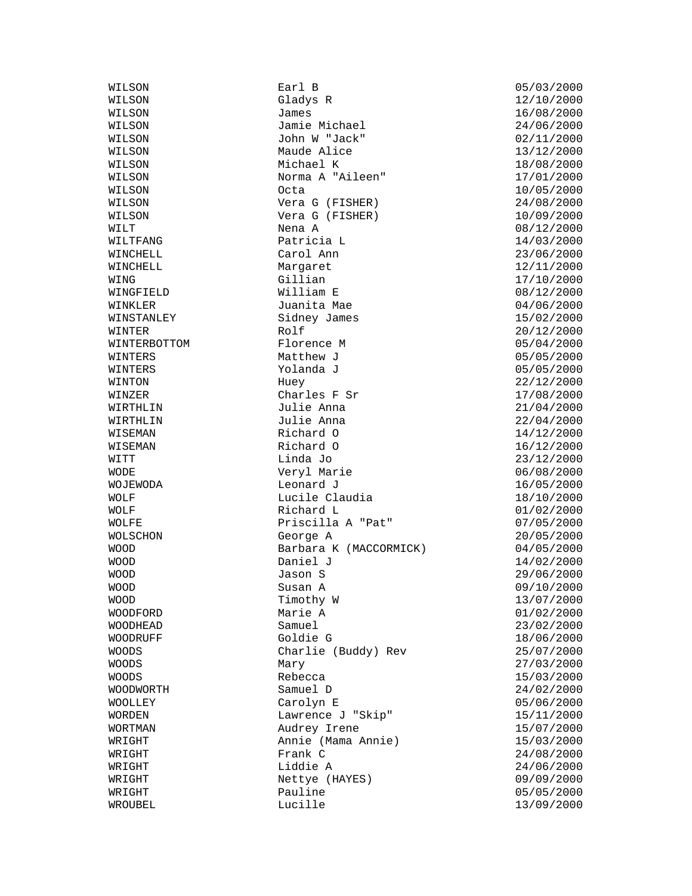| | | |
|---|---|---|
| WILSON | Earl B | 05/03/2000 |
| WILSON | Gladys R | 12/10/2000 |
| WILSON | James | 16/08/2000 |
| WILSON | Jamie Michael | 24/06/2000 |
| WILSON | John W "Jack" | 02/11/2000 |
| WILSON | Maude Alice | 13/12/2000 |
| WILSON | Michael K | 18/08/2000 |
| WILSON | Norma A "Aileen" | 17/01/2000 |
| WILSON | Octa | 10/05/2000 |
| WILSON | Vera G (FISHER) | 24/08/2000 |
| WILSON | Vera G (FISHER) | 10/09/2000 |
| WILT | Nena A | 08/12/2000 |
| WILTFANG | Patricia L | 14/03/2000 |
| WINCHELL | Carol Ann | 23/06/2000 |
| WINCHELL | Margaret | 12/11/2000 |
| WING | Gillian | 17/10/2000 |
| WINGFIELD | William E | 08/12/2000 |
| WINKLER | Juanita Mae | 04/06/2000 |
| WINSTANLEY | Sidney James | 15/02/2000 |
| WINTER | Rolf | 20/12/2000 |
| WINTERBOTTOM | Florence M | 05/04/2000 |
| WINTERS | Matthew J | 05/05/2000 |
| WINTERS | Yolanda J | 05/05/2000 |
| WINTON | Huey | 22/12/2000 |
| WINZER | Charles F Sr | 17/08/2000 |
| WIRTHLIN | Julie Anna | 21/04/2000 |
| WIRTHLIN | Julie Anna | 22/04/2000 |
| WISEMAN | Richard O | 14/12/2000 |
| WISEMAN | Richard O | 16/12/2000 |
| WITT | Linda Jo | 23/12/2000 |
| WODE | Veryl Marie | 06/08/2000 |
| WOJEWODA | Leonard J | 16/05/2000 |
| WOLF | Lucile Claudia | 18/10/2000 |
| WOLF | Richard L | 01/02/2000 |
| WOLFE | Priscilla A "Pat" | 07/05/2000 |
| WOLSCHON | George A | 20/05/2000 |
| WOOD | Barbara K (MACCORMICK) | 04/05/2000 |
| WOOD | Daniel J | 14/02/2000 |
| WOOD | Jason S | 29/06/2000 |
| WOOD | Susan A | 09/10/2000 |
| WOOD | Timothy W | 13/07/2000 |
| WOODFORD | Marie A | 01/02/2000 |
| WOODHEAD | Samuel | 23/02/2000 |
| WOODRUFF | Goldie G | 18/06/2000 |
| WOODS | Charlie (Buddy) Rev | 25/07/2000 |
| WOODS | Mary | 27/03/2000 |
| WOODS | Rebecca | 15/03/2000 |
| WOODWORTH | Samuel D | 24/02/2000 |
| WOOLLEY | Carolyn E | 05/06/2000 |
| WORDEN | Lawrence J "Skip" | 15/11/2000 |
| WORTMAN | Audrey Irene | 15/07/2000 |
| WRIGHT | Annie (Mama Annie) | 15/03/2000 |
| WRIGHT | Frank C | 24/08/2000 |
| WRIGHT | Liddie A | 24/06/2000 |
| WRIGHT | Nettye (HAYES) | 09/09/2000 |
| WRIGHT | Pauline | 05/05/2000 |
| WROUBEL | Lucille | 13/09/2000 |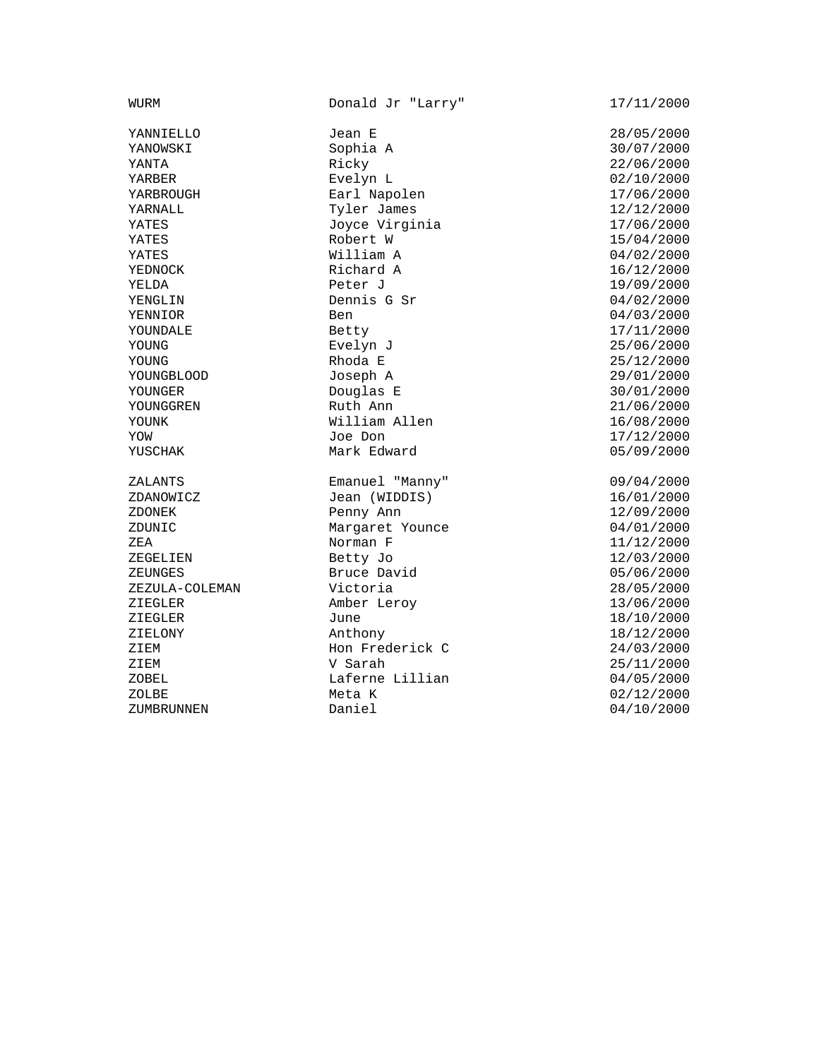| | | |
|---|---|---|
| WURM | Donald Jr "Larry" | 17/11/2000 |
| | | |
| YANNIELLO | Jean E | 28/05/2000 |
| YANOWSKI | Sophia A | 30/07/2000 |
| YANTA | Ricky | 22/06/2000 |
| YARBER | Evelyn L | 02/10/2000 |
| YARBROUGH | Earl Napolen | 17/06/2000 |
| YARNALL | Tyler James | 12/12/2000 |
| YATES | Joyce Virginia | 17/06/2000 |
| YATES | Robert W | 15/04/2000 |
| YATES | William A | 04/02/2000 |
| YEDNOCK | Richard A | 16/12/2000 |
| YELDA | Peter J | 19/09/2000 |
| YENGLIN | Dennis G Sr | 04/02/2000 |
| YENNIOR | Ben | 04/03/2000 |
| YOUNDALE | Betty | 17/11/2000 |
| YOUNG | Evelyn J | 25/06/2000 |
| YOUNG | Rhoda E | 25/12/2000 |
| YOUNGBLOOD | Joseph A | 29/01/2000 |
| YOUNGER | Douglas E | 30/01/2000 |
| YOUNGGREN | Ruth Ann | 21/06/2000 |
| YOUNK | William Allen | 16/08/2000 |
| YOW | Joe Don | 17/12/2000 |
| YUSCHAK | Mark Edward | 05/09/2000 |
| | | |
| ZALANTS | Emanuel "Manny" | 09/04/2000 |
| ZDANOWICZ | Jean (WIDDIS) | 16/01/2000 |
| ZDONEK | Penny Ann | 12/09/2000 |
| ZDUNIC | Margaret Younce | 04/01/2000 |
| ZEA | Norman F | 11/12/2000 |
| ZEGELIEN | Betty Jo | 12/03/2000 |
| ZEUNGES | Bruce David | 05/06/2000 |
| ZEZULA-COLEMAN | Victoria | 28/05/2000 |
| ZIEGLER | Amber Leroy | 13/06/2000 |
| ZIEGLER | June | 18/10/2000 |
| ZIELONY | Anthony | 18/12/2000 |
| ZIEM | Hon Frederick C | 24/03/2000 |
| ZIEM | V Sarah | 25/11/2000 |
| ZOBEL | Laferne Lillian | 04/05/2000 |
| ZOLBE | Meta K | 02/12/2000 |
| ZUMBRUNNEN | Daniel | 04/10/2000 |